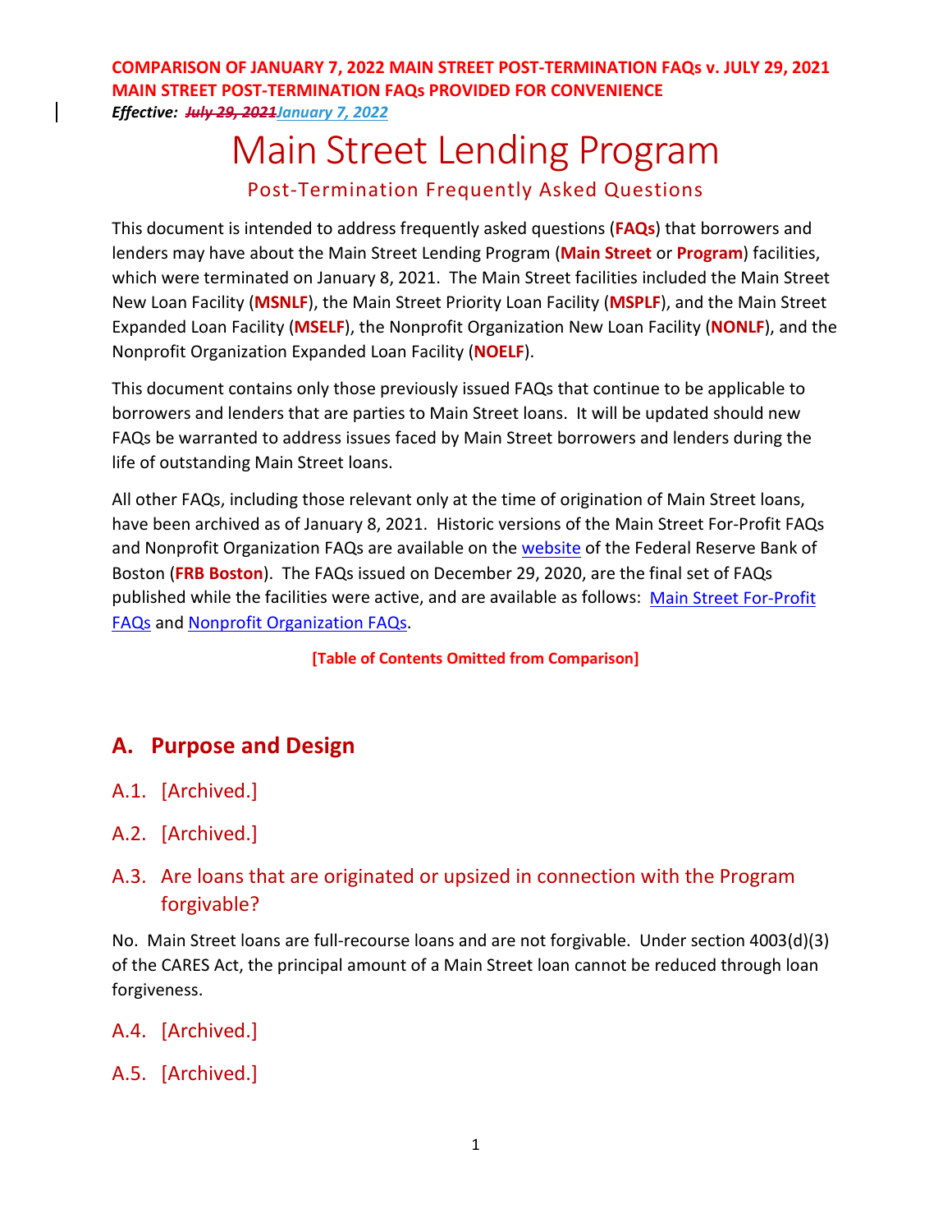**COMPARISON OF JANUARY 7, 2022 MAIN STREET POST-TERMINATION FAQs v. JULY 29, 2021 MAIN STREET POST-TERMINATION FAQs PROVIDED FOR CONVENIENCE**

***Effective:*** ~~*July 29, 2021*~~*January 7, 2022*

# Main Street Lending Program

## Post-Termination Frequently Asked Questions

This document is intended to address frequently asked questions (**FAQs**) that borrowers and lenders may have about the Main Street Lending Program (**Main Street** or **Program**) facilities, which were terminated on January 8, 2021. The Main Street facilities included the Main Street New Loan Facility (**MSNLF**), the Main Street Priority Loan Facility (**MSPLF**), and the Main Street Expanded Loan Facility (**MSELF**), the Nonprofit Organization New Loan Facility (**NONLF**), and the Nonprofit Organization Expanded Loan Facility (**NOELF**).

This document contains only those previously issued FAQs that continue to be applicable to borrowers and lenders that are parties to Main Street loans. It will be updated should new FAQs be warranted to address issues faced by Main Street borrowers and lenders during the life of outstanding Main Street loans.

All other FAQs, including those relevant only at the time of origination of Main Street loans, have been archived as of January 8, 2021. Historic versions of the Main Street For-Profit FAQs and Nonprofit Organization FAQs are available on the website of the Federal Reserve Bank of Boston (**FRB Boston**). The FAQs issued on December 29, 2020, are the final set of FAQs published while the facilities were active, and are available as follows: Main Street For-Profit FAQs and Nonprofit Organization FAQs.

**[Table of Contents Omitted from Comparison]**

## A. Purpose and Design

### A.1. [Archived.]

### A.2. [Archived.]

### A.3. Are loans that are originated or upsized in connection with the Program forgivable?

No. Main Street loans are full-recourse loans and are not forgivable. Under section 4003(d)(3) of the CARES Act, the principal amount of a Main Street loan cannot be reduced through loan forgiveness.

### A.4. [Archived.]

### A.5. [Archived.]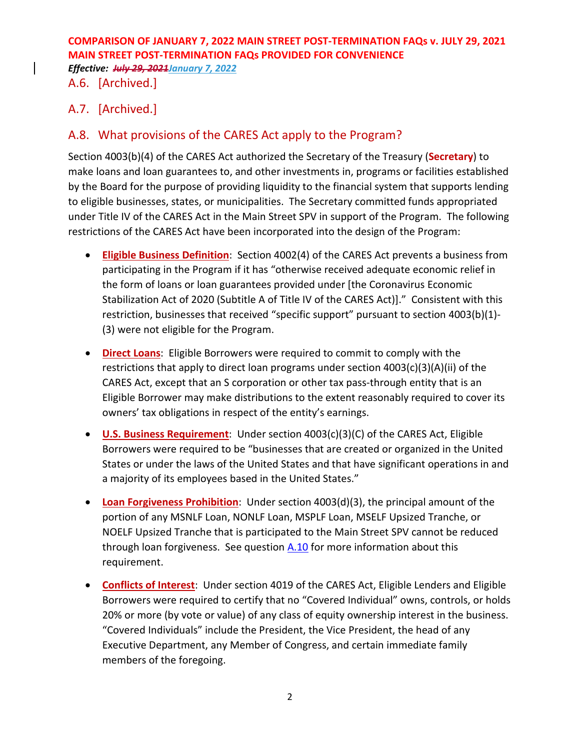## A.6. [Archived.]

## A.7. [Archived.]

## A.8. What provisions of the CARES Act apply to the Program?

Section 4003(b)(4) of the CARES Act authorized the Secretary of the Treasury (**Secretary**) to make loans and loan guarantees to, and other investments in, programs or facilities established by the Board for the purpose of providing liquidity to the financial system that supports lending to eligible businesses, states, or municipalities. The Secretary committed funds appropriated under Title IV of the CARES Act in the Main Street SPV in support of the Program. The following restrictions of the CARES Act have been incorporated into the design of the Program:

- **Eligible Business Definition**: Section 4002(4) of the CARES Act prevents a business from participating in the Program if it has "otherwise received adequate economic relief in the form of loans or loan guarantees provided under [the Coronavirus Economic Stabilization Act of 2020 (Subtitle A of Title IV of the CARES Act)]." Consistent with this restriction, businesses that received "specific support" pursuant to section 4003(b)(1)-(3) were not eligible for the Program.

- **Direct Loans**: Eligible Borrowers were required to commit to comply with the restrictions that apply to direct loan programs under section 4003(c)(3)(A)(ii) of the CARES Act, except that an S corporation or other tax pass-through entity that is an Eligible Borrower may make distributions to the extent reasonably required to cover its owners' tax obligations in respect of the entity's earnings.

- **U.S. Business Requirement**: Under section 4003(c)(3)(C) of the CARES Act, Eligible Borrowers were required to be "businesses that are created or organized in the United States or under the laws of the United States and that have significant operations in and a majority of its employees based in the United States."

- **Loan Forgiveness Prohibition**: Under section 4003(d)(3), the principal amount of the portion of any MSNLF Loan, NONLF Loan, MSPLF Loan, MSELF Upsized Tranche, or NOELF Upsized Tranche that is participated to the Main Street SPV cannot be reduced through loan forgiveness. See question A.10 for more information about this requirement.

- **Conflicts of Interest**: Under section 4019 of the CARES Act, Eligible Lenders and Eligible Borrowers were required to certify that no "Covered Individual" owns, controls, or holds 20% or more (by vote or value) of any class of equity ownership interest in the business. "Covered Individuals" include the President, the Vice President, the head of any Executive Department, any Member of Congress, and certain immediate family members of the foregoing.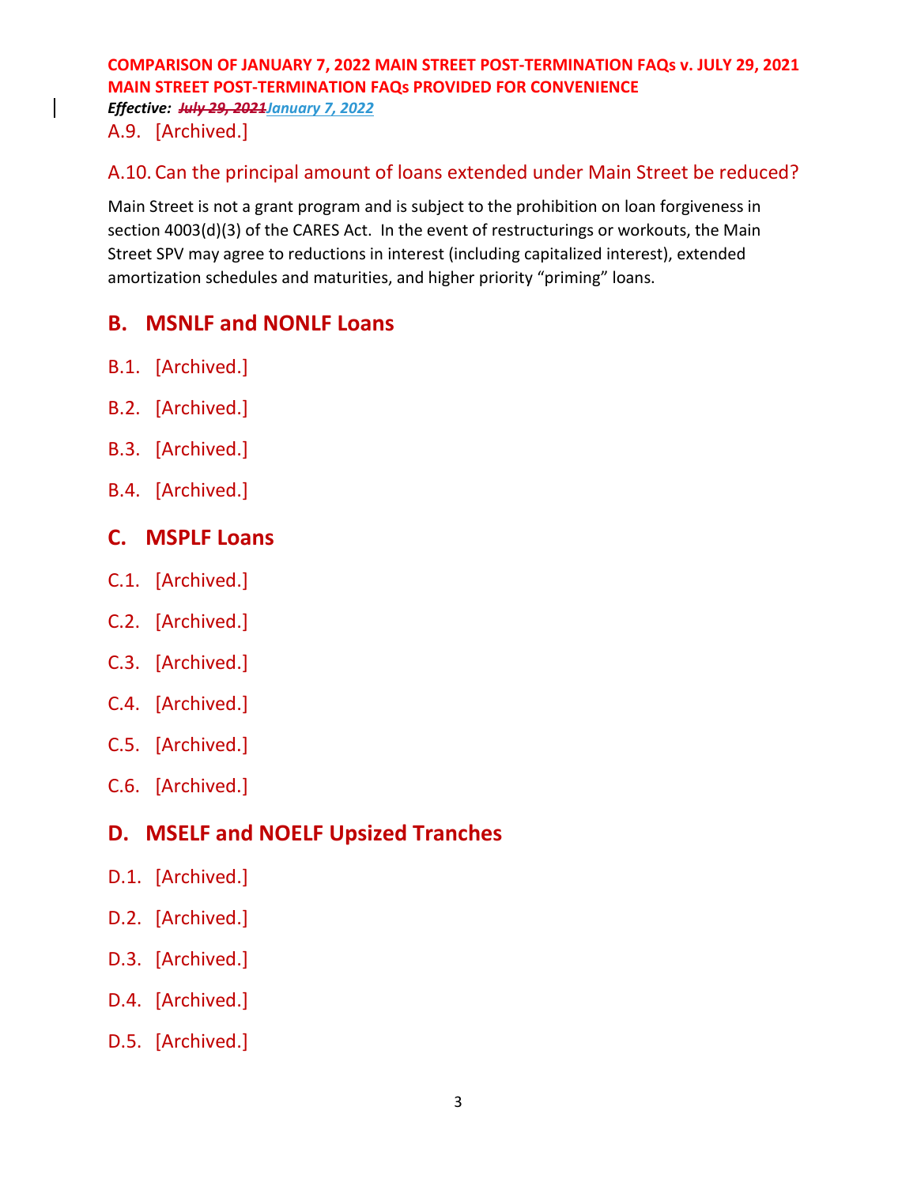**COMPARISON OF JANUARY 7, 2022 MAIN STREET POST-TERMINATION FAQs v. JULY 29, 2021 MAIN STREET POST-TERMINATION FAQs PROVIDED FOR CONVENIENCE**

***Effective:*** ~~*July 29, 2021*~~***January 7, 2022***

### A.9. [Archived.]

### A.10. Can the principal amount of loans extended under Main Street be reduced?

Main Street is not a grant program and is subject to the prohibition on loan forgiveness in section 4003(d)(3) of the CARES Act. In the event of restructurings or workouts, the Main Street SPV may agree to reductions in interest (including capitalized interest), extended amortization schedules and maturities, and higher priority "priming" loans.

## B. MSNLF and NONLF Loans

### B.1. [Archived.]

### B.2. [Archived.]

### B.3. [Archived.]

### B.4. [Archived.]

## C. MSPLF Loans

### C.1. [Archived.]

### C.2. [Archived.]

### C.3. [Archived.]

### C.4. [Archived.]

### C.5. [Archived.]

### C.6. [Archived.]

## D. MSELF and NOELF Upsized Tranches

### D.1. [Archived.]

### D.2. [Archived.]

### D.3. [Archived.]

### D.4. [Archived.]

### D.5. [Archived.]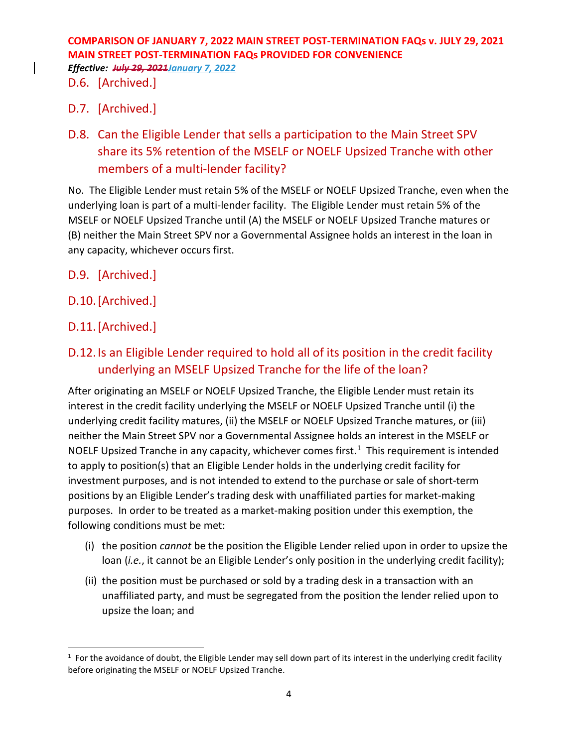D.6. [Archived.]

D.7. [Archived.]

## D.8. Can the Eligible Lender that sells a participation to the Main Street SPV share its 5% retention of the MSELF or NOELF Upsized Tranche with other members of a multi-lender facility?

No. The Eligible Lender must retain 5% of the MSELF or NOELF Upsized Tranche, even when the underlying loan is part of a multi-lender facility. The Eligible Lender must retain 5% of the MSELF or NOELF Upsized Tranche until (A) the MSELF or NOELF Upsized Tranche matures or (B) neither the Main Street SPV nor a Governmental Assignee holds an interest in the loan in any capacity, whichever occurs first.

D.9. [Archived.]

D.10. [Archived.]

D.11. [Archived.]

## D.12. Is an Eligible Lender required to hold all of its position in the credit facility underlying an MSELF Upsized Tranche for the life of the loan?

After originating an MSELF or NOELF Upsized Tranche, the Eligible Lender must retain its interest in the credit facility underlying the MSELF or NOELF Upsized Tranche until (i) the underlying credit facility matures, (ii) the MSELF or NOELF Upsized Tranche matures, or (iii) neither the Main Street SPV nor a Governmental Assignee holds an interest in the MSELF or NOELF Upsized Tranche in any capacity, whichever comes first.[1] This requirement is intended to apply to position(s) that an Eligible Lender holds in the underlying credit facility for investment purposes, and is not intended to extend to the purchase or sale of short-term positions by an Eligible Lender's trading desk with unaffiliated parties for market-making purposes. In order to be treated as a market-making position under this exemption, the following conditions must be met:

(i) the position *cannot* be the position the Eligible Lender relied upon in order to upsize the loan (*i.e.*, it cannot be an Eligible Lender's only position in the underlying credit facility);

(ii) the position must be purchased or sold by a trading desk in a transaction with an unaffiliated party, and must be segregated from the position the lender relied upon to upsize the loan; and

[1] For the avoidance of doubt, the Eligible Lender may sell down part of its interest in the underlying credit facility before originating the MSELF or NOELF Upsized Tranche.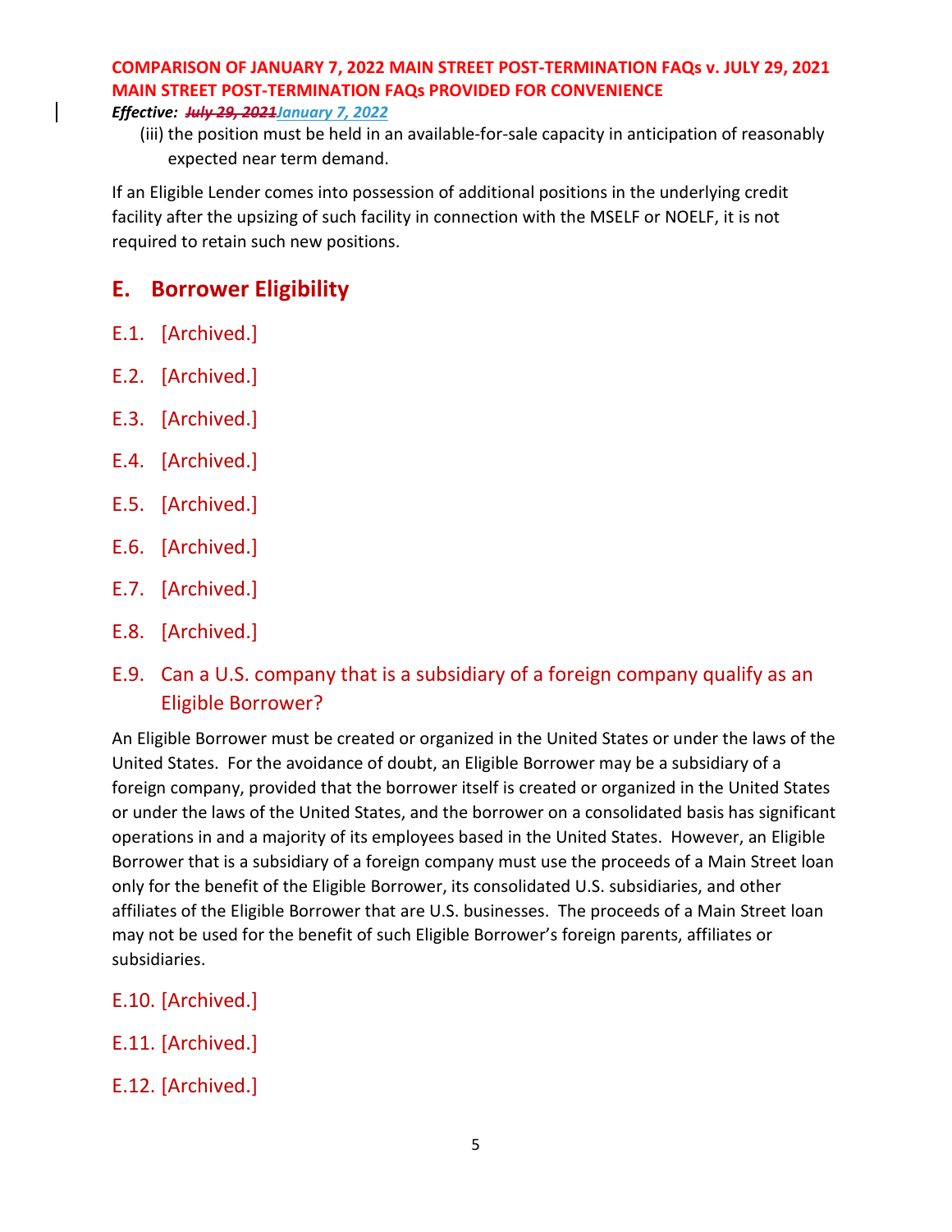(iii) the position must be held in an available-for-sale capacity in anticipation of reasonably expected near term demand.

If an Eligible Lender comes into possession of additional positions in the underlying credit facility after the upsizing of such facility in connection with the MSELF or NOELF, it is not required to retain such new positions.

## E. Borrower Eligibility

### E.1. [Archived.]

### E.2. [Archived.]

### E.3. [Archived.]

### E.4. [Archived.]

### E.5. [Archived.]

### E.6. [Archived.]

### E.7. [Archived.]

### E.8. [Archived.]

### E.9. Can a U.S. company that is a subsidiary of a foreign company qualify as an Eligible Borrower?

An Eligible Borrower must be created or organized in the United States or under the laws of the United States. For the avoidance of doubt, an Eligible Borrower may be a subsidiary of a foreign company, provided that the borrower itself is created or organized in the United States or under the laws of the United States, and the borrower on a consolidated basis has significant operations in and a majority of its employees based in the United States. However, an Eligible Borrower that is a subsidiary of a foreign company must use the proceeds of a Main Street loan only for the benefit of the Eligible Borrower, its consolidated U.S. subsidiaries, and other affiliates of the Eligible Borrower that are U.S. businesses. The proceeds of a Main Street loan may not be used for the benefit of such Eligible Borrower's foreign parents, affiliates or subsidiaries.

### E.10. [Archived.]

### E.11. [Archived.]

### E.12. [Archived.]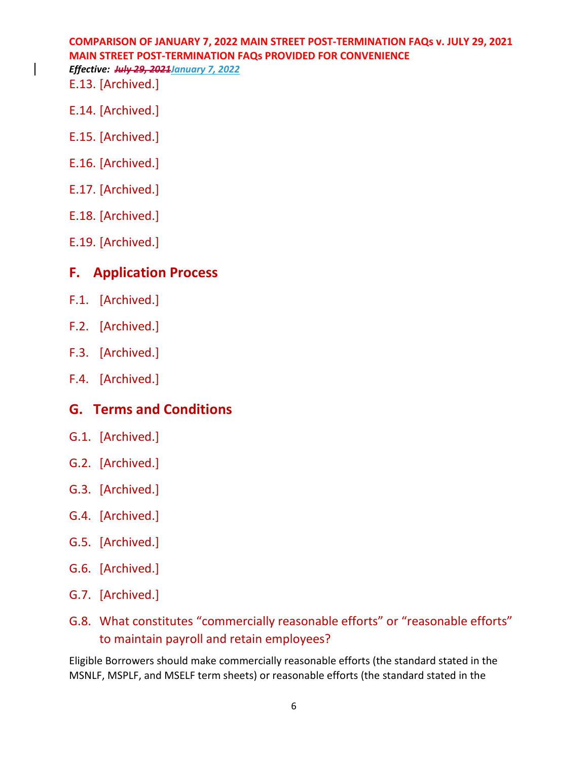E.13. [Archived.]

E.14. [Archived.]

E.15. [Archived.]

E.16. [Archived.]

E.17. [Archived.]

E.18. [Archived.]

E.19. [Archived.]

## F. Application Process

F.1. [Archived.]

F.2. [Archived.]

F.3. [Archived.]

F.4. [Archived.]

## G. Terms and Conditions

G.1. [Archived.]

G.2. [Archived.]

G.3. [Archived.]

G.4. [Archived.]

G.5. [Archived.]

G.6. [Archived.]

G.7. [Archived.]

### G.8. What constitutes "commercially reasonable efforts" or "reasonable efforts" to maintain payroll and retain employees?

Eligible Borrowers should make commercially reasonable efforts (the standard stated in the MSNLF, MSPLF, and MSELF term sheets) or reasonable efforts (the standard stated in the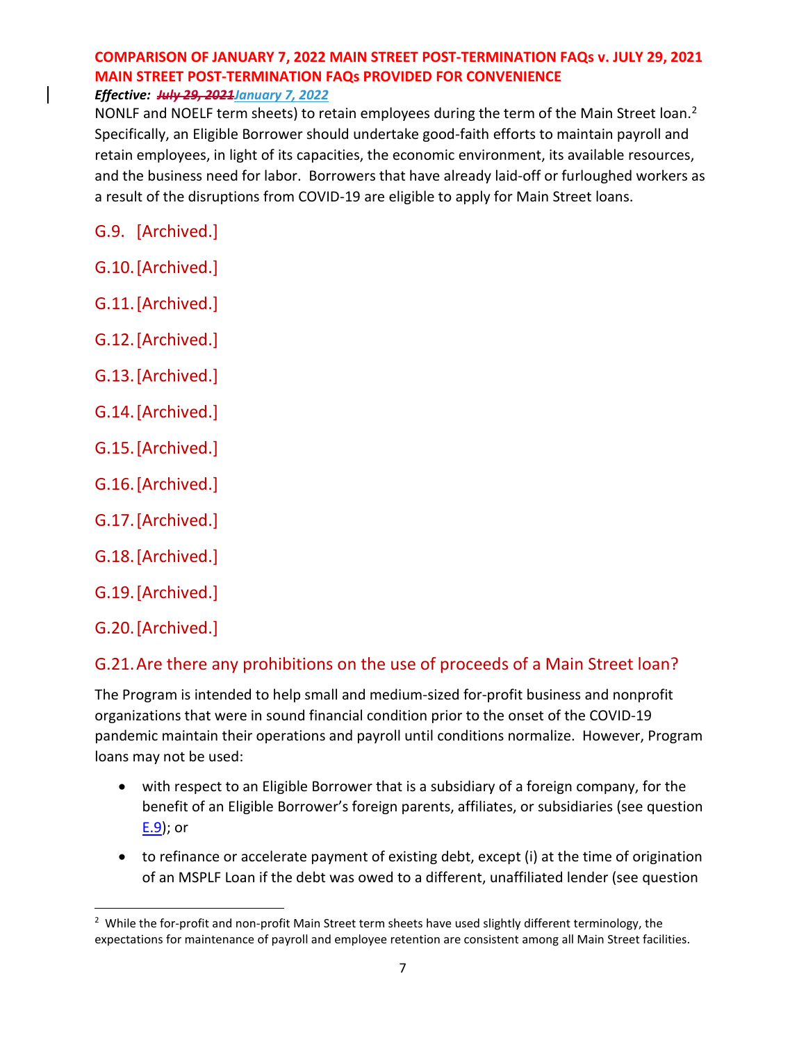NONLF and NOELF term sheets) to retain employees during the term of the Main Street loan.[2] Specifically, an Eligible Borrower should undertake good-faith efforts to maintain payroll and retain employees, in light of its capacities, the economic environment, its available resources, and the business need for labor. Borrowers that have already laid-off or furloughed workers as a result of the disruptions from COVID-19 are eligible to apply for Main Street loans.

## G.9. [Archived.]

## G.10. [Archived.]

## G.11. [Archived.]

## G.12. [Archived.]

## G.13. [Archived.]

## G.14. [Archived.]

## G.15. [Archived.]

## G.16. [Archived.]

## G.17. [Archived.]

## G.18. [Archived.]

## G.19. [Archived.]

## G.20. [Archived.]

## G.21. Are there any prohibitions on the use of proceeds of a Main Street loan?

The Program is intended to help small and medium-sized for-profit business and nonprofit organizations that were in sound financial condition prior to the onset of the COVID-19 pandemic maintain their operations and payroll until conditions normalize. However, Program loans may not be used:

- with respect to an Eligible Borrower that is a subsidiary of a foreign company, for the benefit of an Eligible Borrower's foreign parents, affiliates, or subsidiaries (see question E.9); or
- to refinance or accelerate payment of existing debt, except (i) at the time of origination of an MSPLF Loan if the debt was owed to a different, unaffiliated lender (see question

[2] While the for-profit and non-profit Main Street term sheets have used slightly different terminology, the expectations for maintenance of payroll and employee retention are consistent among all Main Street facilities.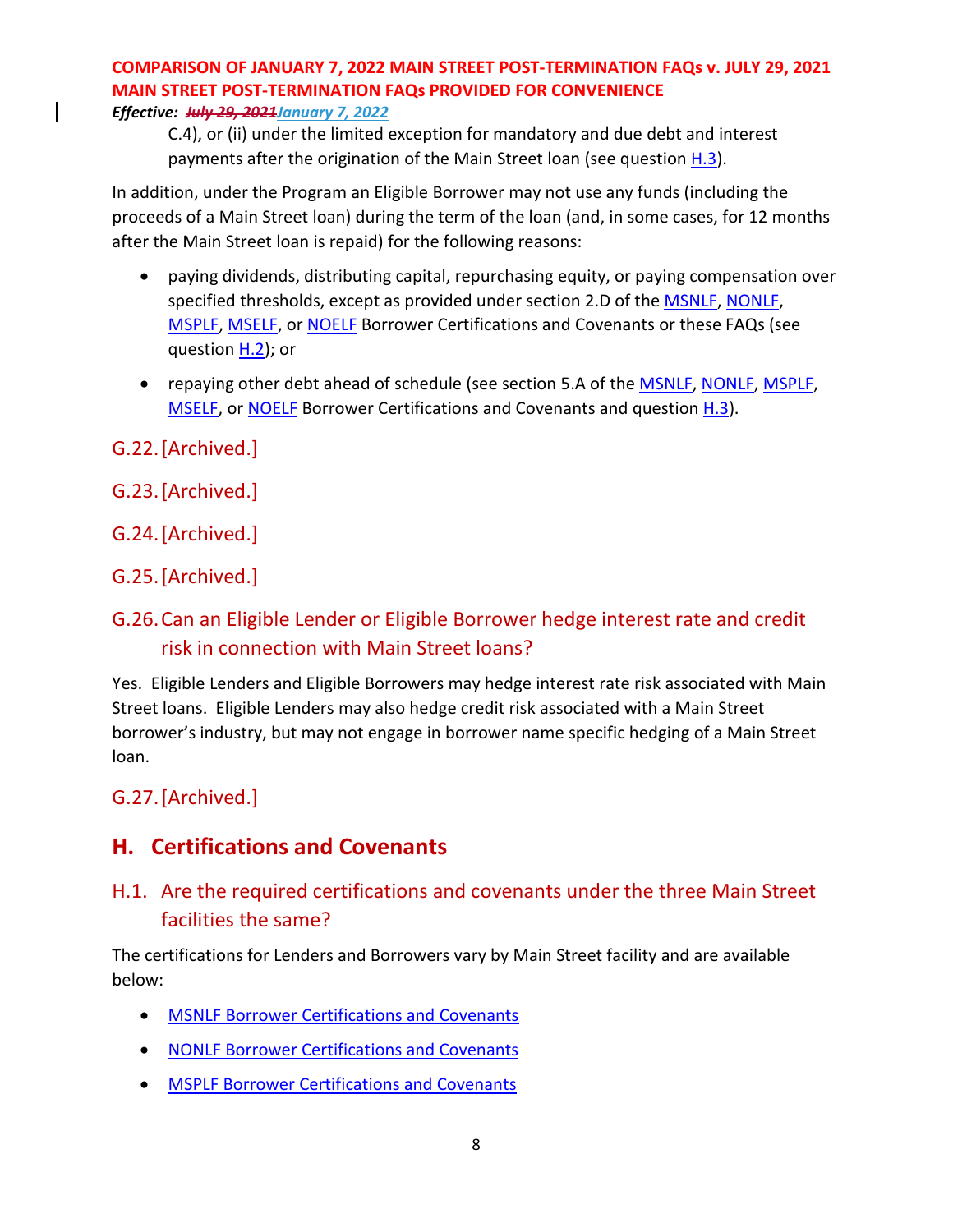C.4), or (ii) under the limited exception for mandatory and due debt and interest payments after the origination of the Main Street loan (see question H.3).

In addition, under the Program an Eligible Borrower may not use any funds (including the proceeds of a Main Street loan) during the term of the loan (and, in some cases, for 12 months after the Main Street loan is repaid) for the following reasons:

- paying dividends, distributing capital, repurchasing equity, or paying compensation over specified thresholds, except as provided under section 2.D of the MSNLF, NONLF, MSPLF, MSELF, or NOELF Borrower Certifications and Covenants or these FAQs (see question H.2); or
- repaying other debt ahead of schedule (see section 5.A of the MSNLF, NONLF, MSPLF, MSELF, or NOELF Borrower Certifications and Covenants and question H.3).

### G.22. [Archived.]

### G.23. [Archived.]

### G.24. [Archived.]

### G.25. [Archived.]

### G.26. Can an Eligible Lender or Eligible Borrower hedge interest rate and credit risk in connection with Main Street loans?

Yes. Eligible Lenders and Eligible Borrowers may hedge interest rate risk associated with Main Street loans. Eligible Lenders may also hedge credit risk associated with a Main Street borrower's industry, but may not engage in borrower name specific hedging of a Main Street loan.

### G.27. [Archived.]

## H. Certifications and Covenants

### H.1. Are the required certifications and covenants under the three Main Street facilities the same?

The certifications for Lenders and Borrowers vary by Main Street facility and are available below:

- MSNLF Borrower Certifications and Covenants
- NONLF Borrower Certifications and Covenants
- MSPLF Borrower Certifications and Covenants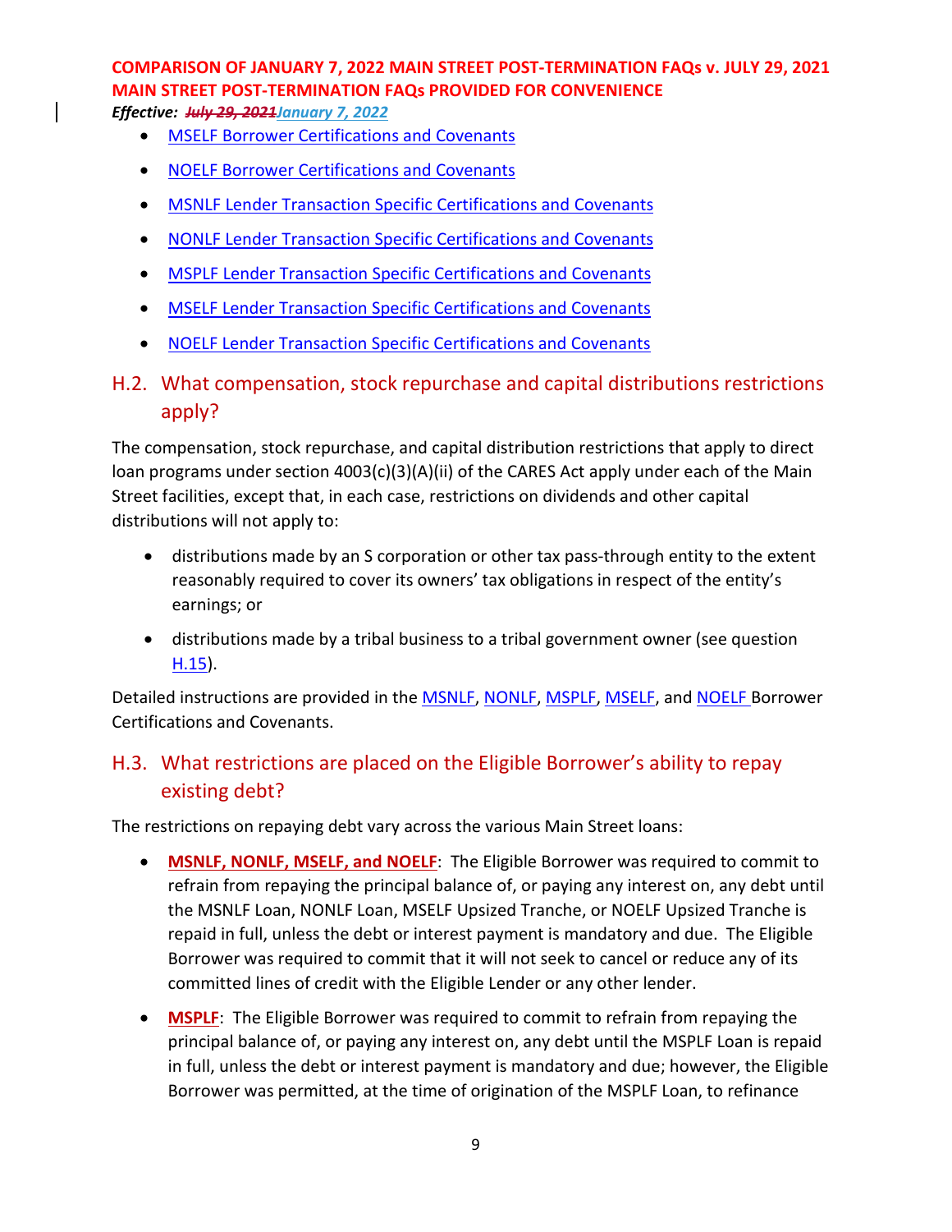- MSELF Borrower Certifications and Covenants
- NOELF Borrower Certifications and Covenants
- MSNLF Lender Transaction Specific Certifications and Covenants
- NONLF Lender Transaction Specific Certifications and Covenants
- MSPLF Lender Transaction Specific Certifications and Covenants
- MSELF Lender Transaction Specific Certifications and Covenants
- NOELF Lender Transaction Specific Certifications and Covenants

## H.2. What compensation, stock repurchase and capital distributions restrictions apply?

The compensation, stock repurchase, and capital distribution restrictions that apply to direct loan programs under section 4003(c)(3)(A)(ii) of the CARES Act apply under each of the Main Street facilities, except that, in each case, restrictions on dividends and other capital distributions will not apply to:

- distributions made by an S corporation or other tax pass-through entity to the extent reasonably required to cover its owners' tax obligations in respect of the entity's earnings; or
- distributions made by a tribal business to a tribal government owner (see question H.15).

Detailed instructions are provided in the MSNLF, NONLF, MSPLF, MSELF, and NOELF Borrower Certifications and Covenants.

## H.3. What restrictions are placed on the Eligible Borrower's ability to repay existing debt?

The restrictions on repaying debt vary across the various Main Street loans:

- **MSNLF, NONLF, MSELF, and NOELF**: The Eligible Borrower was required to commit to refrain from repaying the principal balance of, or paying any interest on, any debt until the MSNLF Loan, NONLF Loan, MSELF Upsized Tranche, or NOELF Upsized Tranche is repaid in full, unless the debt or interest payment is mandatory and due. The Eligible Borrower was required to commit that it will not seek to cancel or reduce any of its committed lines of credit with the Eligible Lender or any other lender.
- **MSPLF**: The Eligible Borrower was required to commit to refrain from repaying the principal balance of, or paying any interest on, any debt until the MSPLF Loan is repaid in full, unless the debt or interest payment is mandatory and due; however, the Eligible Borrower was permitted, at the time of origination of the MSPLF Loan, to refinance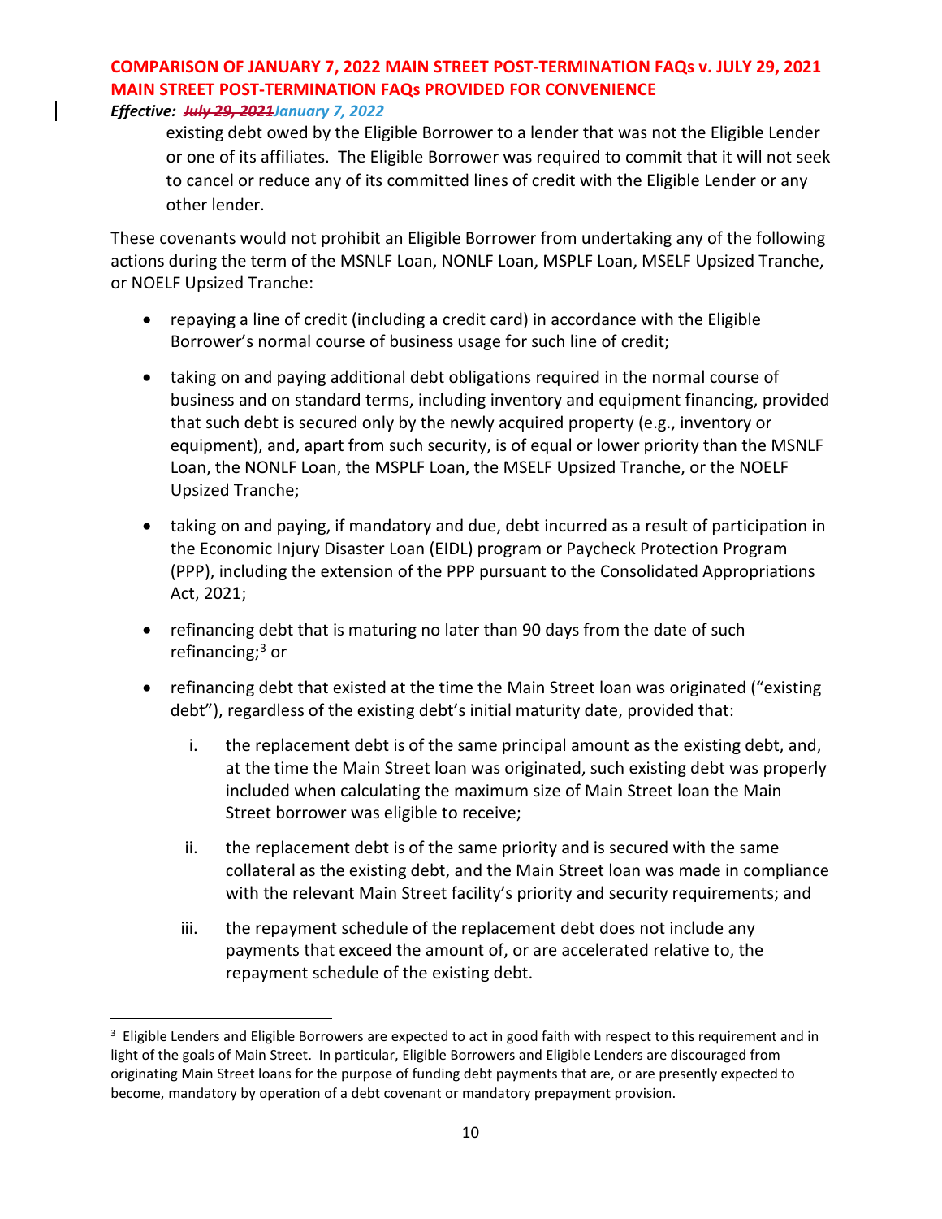existing debt owed by the Eligible Borrower to a lender that was not the Eligible Lender or one of its affiliates. The Eligible Borrower was required to commit that it will not seek to cancel or reduce any of its committed lines of credit with the Eligible Lender or any other lender.

These covenants would not prohibit an Eligible Borrower from undertaking any of the following actions during the term of the MSNLF Loan, NONLF Loan, MSPLF Loan, MSELF Upsized Tranche, or NOELF Upsized Tranche:

- repaying a line of credit (including a credit card) in accordance with the Eligible Borrower's normal course of business usage for such line of credit;
- taking on and paying additional debt obligations required in the normal course of business and on standard terms, including inventory and equipment financing, provided that such debt is secured only by the newly acquired property (e.g., inventory or equipment), and, apart from such security, is of equal or lower priority than the MSNLF Loan, the NONLF Loan, the MSPLF Loan, the MSELF Upsized Tranche, or the NOELF Upsized Tranche;
- taking on and paying, if mandatory and due, debt incurred as a result of participation in the Economic Injury Disaster Loan (EIDL) program or Paycheck Protection Program (PPP), including the extension of the PPP pursuant to the Consolidated Appropriations Act, 2021;
- refinancing debt that is maturing no later than 90 days from the date of such refinancing;[3] or
- refinancing debt that existed at the time the Main Street loan was originated ("existing debt"), regardless of the existing debt's initial maturity date, provided that:
    i. the replacement debt is of the same principal amount as the existing debt, and, at the time the Main Street loan was originated, such existing debt was properly included when calculating the maximum size of Main Street loan the Main Street borrower was eligible to receive;
    ii. the replacement debt is of the same priority and is secured with the same collateral as the existing debt, and the Main Street loan was made in compliance with the relevant Main Street facility's priority and security requirements; and
    iii. the repayment schedule of the replacement debt does not include any payments that exceed the amount of, or are accelerated relative to, the repayment schedule of the existing debt.

[3] Eligible Lenders and Eligible Borrowers are expected to act in good faith with respect to this requirement and in light of the goals of Main Street. In particular, Eligible Borrowers and Eligible Lenders are discouraged from originating Main Street loans for the purpose of funding debt payments that are, or are presently expected to become, mandatory by operation of a debt covenant or mandatory prepayment provision.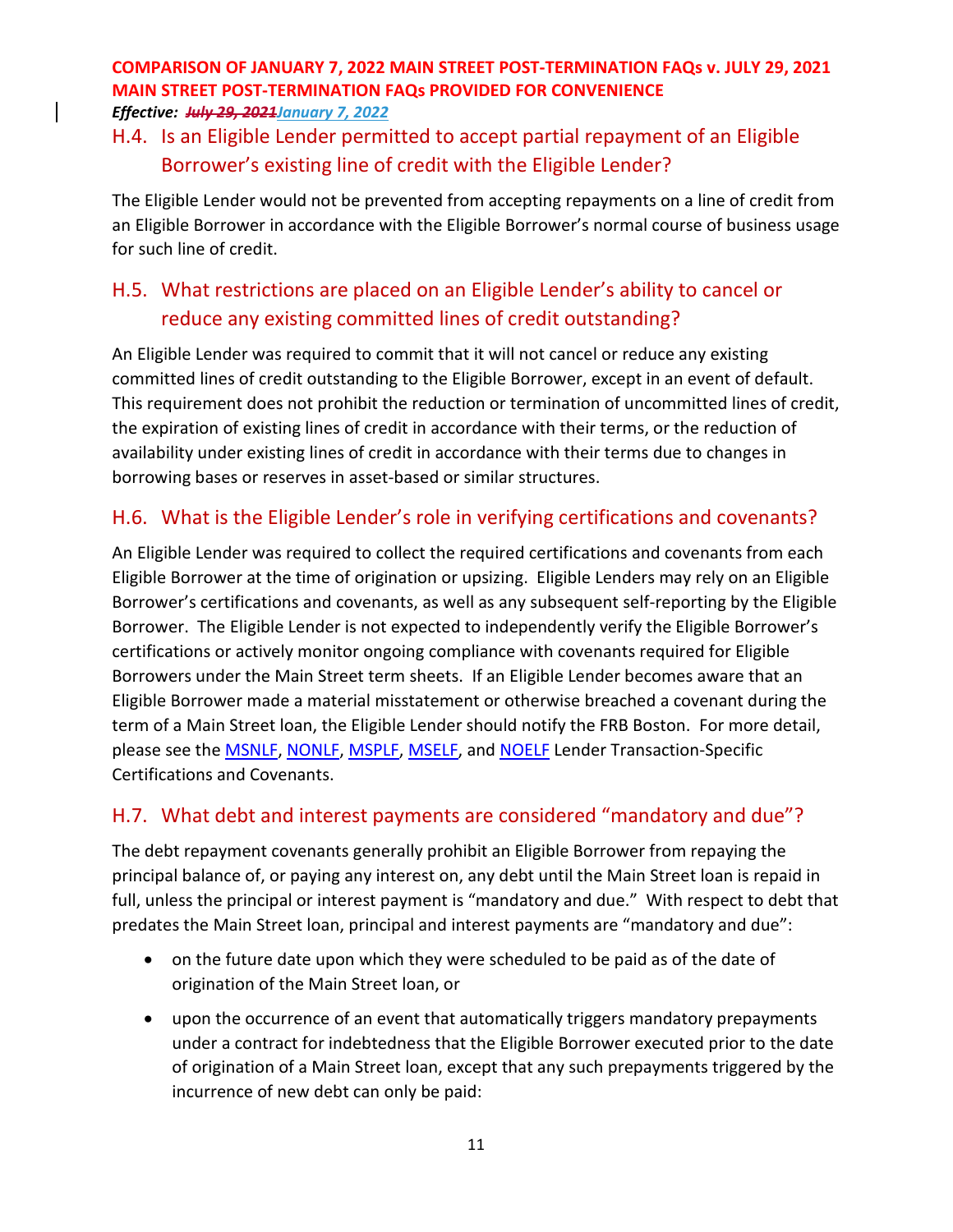## H.4. Is an Eligible Lender permitted to accept partial repayment of an Eligible Borrower's existing line of credit with the Eligible Lender?

The Eligible Lender would not be prevented from accepting repayments on a line of credit from an Eligible Borrower in accordance with the Eligible Borrower's normal course of business usage for such line of credit.

## H.5. What restrictions are placed on an Eligible Lender's ability to cancel or reduce any existing committed lines of credit outstanding?

An Eligible Lender was required to commit that it will not cancel or reduce any existing committed lines of credit outstanding to the Eligible Borrower, except in an event of default. This requirement does not prohibit the reduction or termination of uncommitted lines of credit, the expiration of existing lines of credit in accordance with their terms, or the reduction of availability under existing lines of credit in accordance with their terms due to changes in borrowing bases or reserves in asset-based or similar structures.

## H.6. What is the Eligible Lender's role in verifying certifications and covenants?

An Eligible Lender was required to collect the required certifications and covenants from each Eligible Borrower at the time of origination or upsizing. Eligible Lenders may rely on an Eligible Borrower's certifications and covenants, as well as any subsequent self-reporting by the Eligible Borrower. The Eligible Lender is not expected to independently verify the Eligible Borrower's certifications or actively monitor ongoing compliance with covenants required for Eligible Borrowers under the Main Street term sheets. If an Eligible Lender becomes aware that an Eligible Borrower made a material misstatement or otherwise breached a covenant during the term of a Main Street loan, the Eligible Lender should notify the FRB Boston. For more detail, please see the MSNLF, NONLF, MSPLF, MSELF, and NOELF Lender Transaction-Specific Certifications and Covenants.

## H.7. What debt and interest payments are considered "mandatory and due"?

The debt repayment covenants generally prohibit an Eligible Borrower from repaying the principal balance of, or paying any interest on, any debt until the Main Street loan is repaid in full, unless the principal or interest payment is "mandatory and due." With respect to debt that predates the Main Street loan, principal and interest payments are "mandatory and due":

- on the future date upon which they were scheduled to be paid as of the date of origination of the Main Street loan, or
- upon the occurrence of an event that automatically triggers mandatory prepayments under a contract for indebtedness that the Eligible Borrower executed prior to the date of origination of a Main Street loan, except that any such prepayments triggered by the incurrence of new debt can only be paid: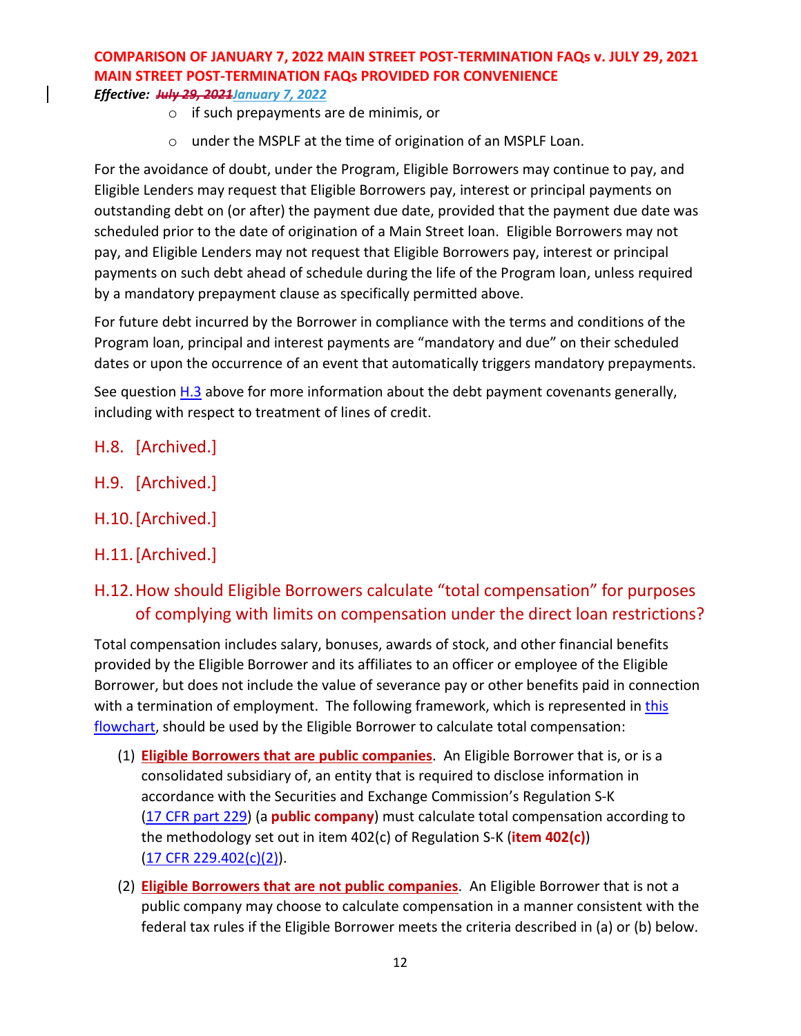- if such prepayments are de minimis, or
- under the MSPLF at the time of origination of an MSPLF Loan.

For the avoidance of doubt, under the Program, Eligible Borrowers may continue to pay, and Eligible Lenders may request that Eligible Borrowers pay, interest or principal payments on outstanding debt on (or after) the payment due date, provided that the payment due date was scheduled prior to the date of origination of a Main Street loan. Eligible Borrowers may not pay, and Eligible Lenders may not request that Eligible Borrowers pay, interest or principal payments on such debt ahead of schedule during the life of the Program loan, unless required by a mandatory prepayment clause as specifically permitted above.

For future debt incurred by the Borrower in compliance with the terms and conditions of the Program loan, principal and interest payments are "mandatory and due" on their scheduled dates or upon the occurrence of an event that automatically triggers mandatory prepayments.

See question H.3 above for more information about the debt payment covenants generally, including with respect to treatment of lines of credit.

## H.8. [Archived.]

## H.9. [Archived.]

## H.10. [Archived.]

## H.11. [Archived.]

## H.12. How should Eligible Borrowers calculate "total compensation" for purposes of complying with limits on compensation under the direct loan restrictions?

Total compensation includes salary, bonuses, awards of stock, and other financial benefits provided by the Eligible Borrower and its affiliates to an officer or employee of the Eligible Borrower, but does not include the value of severance pay or other benefits paid in connection with a termination of employment. The following framework, which is represented in this flowchart, should be used by the Eligible Borrower to calculate total compensation:

(1) **Eligible Borrowers that are public companies**. An Eligible Borrower that is, or is a consolidated subsidiary of, an entity that is required to disclose information in accordance with the Securities and Exchange Commission's Regulation S-K (17 CFR part 229) (a **public company**) must calculate total compensation according to the methodology set out in item 402(c) of Regulation S-K (**item 402(c)**) (17 CFR 229.402(c)(2)).

(2) **Eligible Borrowers that are not public companies**. An Eligible Borrower that is not a public company may choose to calculate compensation in a manner consistent with the federal tax rules if the Eligible Borrower meets the criteria described in (a) or (b) below.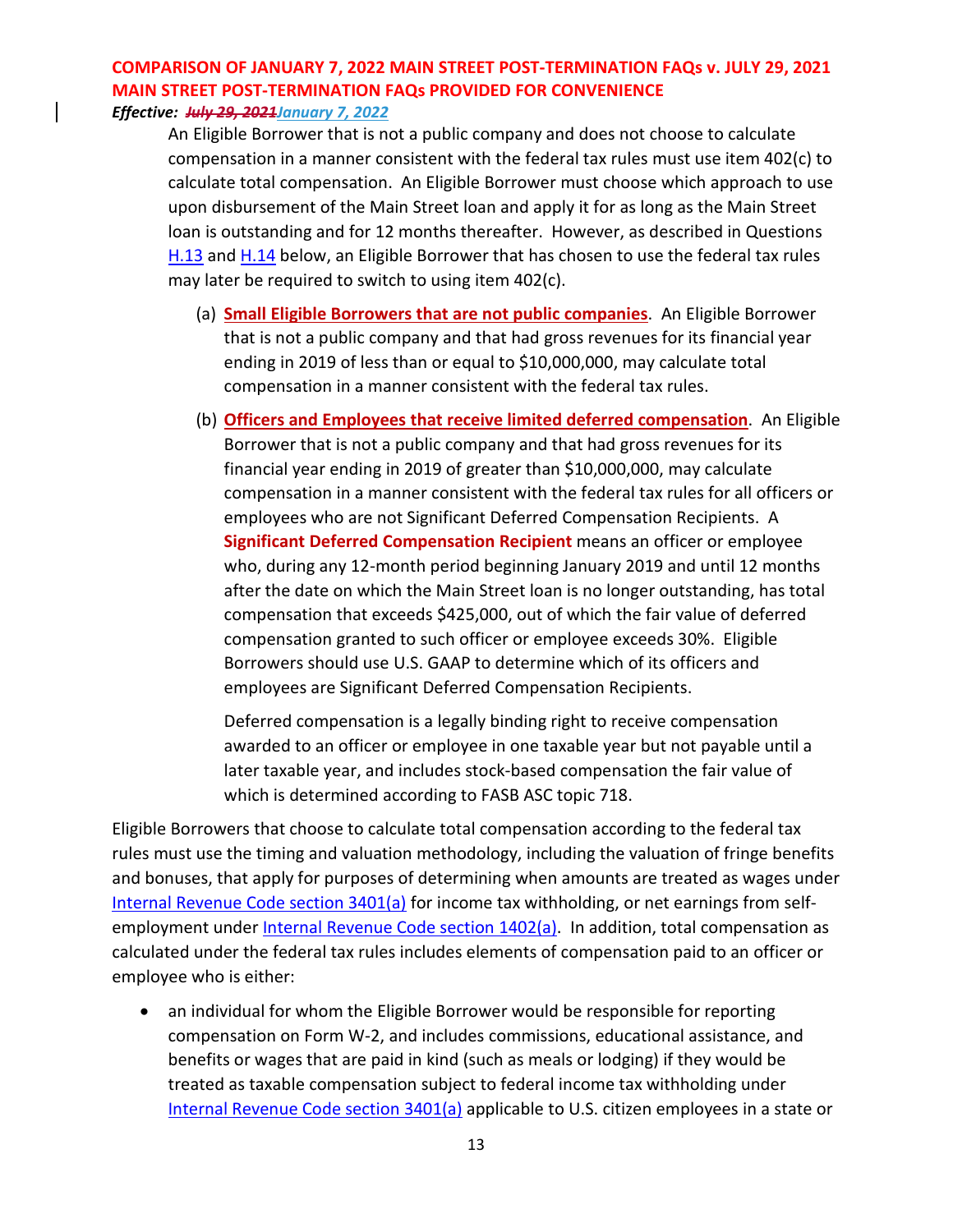An Eligible Borrower that is not a public company and does not choose to calculate compensation in a manner consistent with the federal tax rules must use item 402(c) to calculate total compensation. An Eligible Borrower must choose which approach to use upon disbursement of the Main Street loan and apply it for as long as the Main Street loan is outstanding and for 12 months thereafter. However, as described in Questions H.13 and H.14 below, an Eligible Borrower that has chosen to use the federal tax rules may later be required to switch to using item 402(c).

(a) **Small Eligible Borrowers that are not public companies**. An Eligible Borrower that is not a public company and that had gross revenues for its financial year ending in 2019 of less than or equal to $10,000,000, may calculate total compensation in a manner consistent with the federal tax rules.

(b) **Officers and Employees that receive limited deferred compensation**. An Eligible Borrower that is not a public company and that had gross revenues for its financial year ending in 2019 of greater than $10,000,000, may calculate compensation in a manner consistent with the federal tax rules for all officers or employees who are not Significant Deferred Compensation Recipients. A **Significant Deferred Compensation Recipient** means an officer or employee who, during any 12-month period beginning January 2019 and until 12 months after the date on which the Main Street loan is no longer outstanding, has total compensation that exceeds $425,000, out of which the fair value of deferred compensation granted to such officer or employee exceeds 30%. Eligible Borrowers should use U.S. GAAP to determine which of its officers and employees are Significant Deferred Compensation Recipients.

Deferred compensation is a legally binding right to receive compensation awarded to an officer or employee in one taxable year but not payable until a later taxable year, and includes stock-based compensation the fair value of which is determined according to FASB ASC topic 718.

Eligible Borrowers that choose to calculate total compensation according to the federal tax rules must use the timing and valuation methodology, including the valuation of fringe benefits and bonuses, that apply for purposes of determining when amounts are treated as wages under Internal Revenue Code section 3401(a) for income tax withholding, or net earnings from self-employment under Internal Revenue Code section 1402(a). In addition, total compensation as calculated under the federal tax rules includes elements of compensation paid to an officer or employee who is either:

- an individual for whom the Eligible Borrower would be responsible for reporting compensation on Form W-2, and includes commissions, educational assistance, and benefits or wages that are paid in kind (such as meals or lodging) if they would be treated as taxable compensation subject to federal income tax withholding under Internal Revenue Code section 3401(a) applicable to U.S. citizen employees in a state or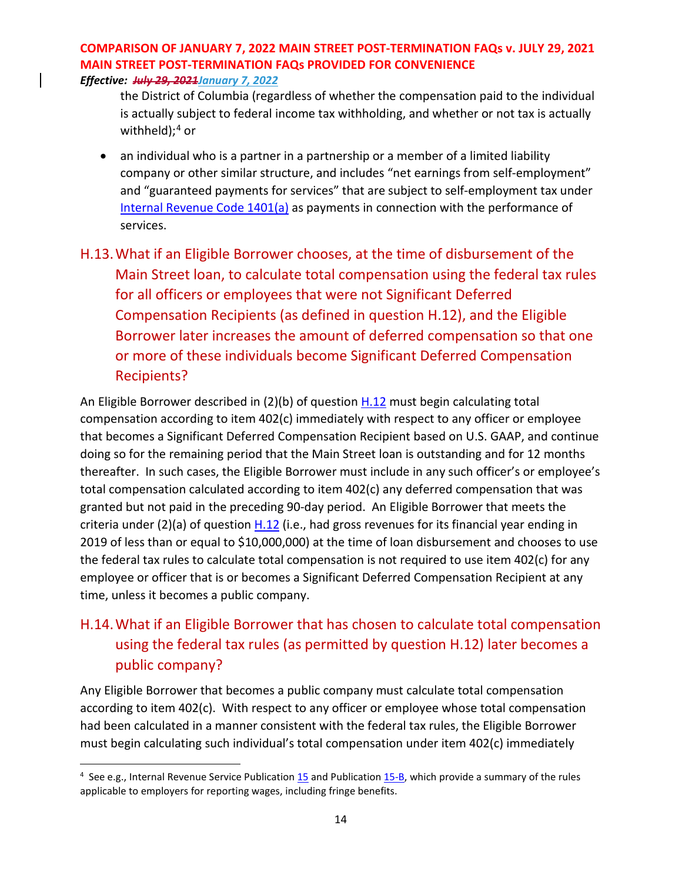the District of Columbia (regardless of whether the compensation paid to the individual is actually subject to federal income tax withholding, and whether or not tax is actually withheld);[4] or

- an individual who is a partner in a partnership or a member of a limited liability company or other similar structure, and includes "net earnings from self-employment" and "guaranteed payments for services" that are subject to self-employment tax under Internal Revenue Code 1401(a) as payments in connection with the performance of services.

## H.13. What if an Eligible Borrower chooses, at the time of disbursement of the Main Street loan, to calculate total compensation using the federal tax rules for all officers or employees that were not Significant Deferred Compensation Recipients (as defined in question H.12), and the Eligible Borrower later increases the amount of deferred compensation so that one or more of these individuals become Significant Deferred Compensation Recipients?

An Eligible Borrower described in (2)(b) of question H.12 must begin calculating total compensation according to item 402(c) immediately with respect to any officer or employee that becomes a Significant Deferred Compensation Recipient based on U.S. GAAP, and continue doing so for the remaining period that the Main Street loan is outstanding and for 12 months thereafter. In such cases, the Eligible Borrower must include in any such officer's or employee's total compensation calculated according to item 402(c) any deferred compensation that was granted but not paid in the preceding 90-day period. An Eligible Borrower that meets the criteria under (2)(a) of question H.12 (i.e., had gross revenues for its financial year ending in 2019 of less than or equal to $10,000,000) at the time of loan disbursement and chooses to use the federal tax rules to calculate total compensation is not required to use item 402(c) for any employee or officer that is or becomes a Significant Deferred Compensation Recipient at any time, unless it becomes a public company.

## H.14. What if an Eligible Borrower that has chosen to calculate total compensation using the federal tax rules (as permitted by question H.12) later becomes a public company?

Any Eligible Borrower that becomes a public company must calculate total compensation according to item 402(c). With respect to any officer or employee whose total compensation had been calculated in a manner consistent with the federal tax rules, the Eligible Borrower must begin calculating such individual's total compensation under item 402(c) immediately

[4] See e.g., Internal Revenue Service Publication 15 and Publication 15-B, which provide a summary of the rules applicable to employers for reporting wages, including fringe benefits.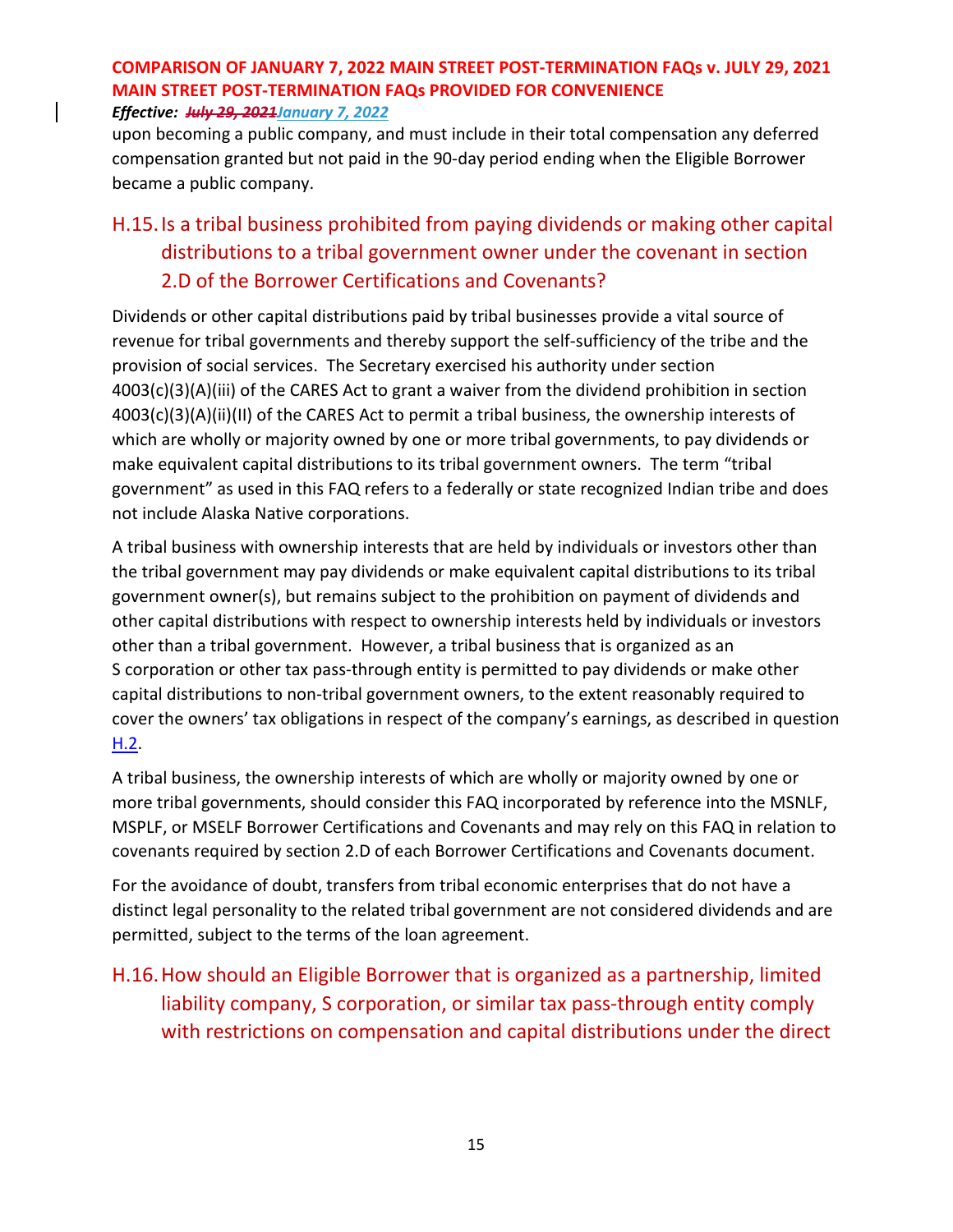upon becoming a public company, and must include in their total compensation any deferred compensation granted but not paid in the 90-day period ending when the Eligible Borrower became a public company.

## H.15. Is a tribal business prohibited from paying dividends or making other capital distributions to a tribal government owner under the covenant in section 2.D of the Borrower Certifications and Covenants?

Dividends or other capital distributions paid by tribal businesses provide a vital source of revenue for tribal governments and thereby support the self-sufficiency of the tribe and the provision of social services. The Secretary exercised his authority under section 4003(c)(3)(A)(iii) of the CARES Act to grant a waiver from the dividend prohibition in section 4003(c)(3)(A)(ii)(II) of the CARES Act to permit a tribal business, the ownership interests of which are wholly or majority owned by one or more tribal governments, to pay dividends or make equivalent capital distributions to its tribal government owners. The term "tribal government" as used in this FAQ refers to a federally or state recognized Indian tribe and does not include Alaska Native corporations.

A tribal business with ownership interests that are held by individuals or investors other than the tribal government may pay dividends or make equivalent capital distributions to its tribal government owner(s), but remains subject to the prohibition on payment of dividends and other capital distributions with respect to ownership interests held by individuals or investors other than a tribal government. However, a tribal business that is organized as an S corporation or other tax pass-through entity is permitted to pay dividends or make other capital distributions to non-tribal government owners, to the extent reasonably required to cover the owners' tax obligations in respect of the company's earnings, as described in question H.2.

A tribal business, the ownership interests of which are wholly or majority owned by one or more tribal governments, should consider this FAQ incorporated by reference into the MSNLF, MSPLF, or MSELF Borrower Certifications and Covenants and may rely on this FAQ in relation to covenants required by section 2.D of each Borrower Certifications and Covenants document.

For the avoidance of doubt, transfers from tribal economic enterprises that do not have a distinct legal personality to the related tribal government are not considered dividends and are permitted, subject to the terms of the loan agreement.

## H.16. How should an Eligible Borrower that is organized as a partnership, limited liability company, S corporation, or similar tax pass-through entity comply with restrictions on compensation and capital distributions under the direct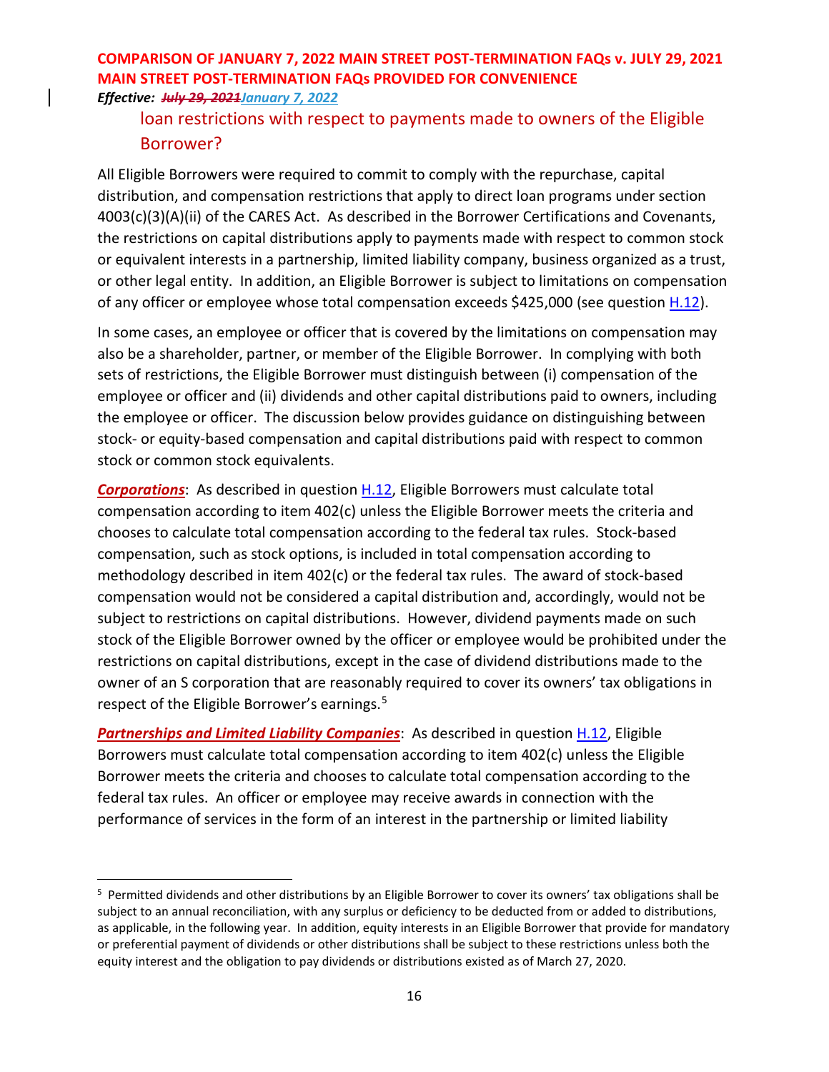loan restrictions with respect to payments made to owners of the Eligible Borrower?

All Eligible Borrowers were required to commit to comply with the repurchase, capital distribution, and compensation restrictions that apply to direct loan programs under section 4003(c)(3)(A)(ii) of the CARES Act. As described in the Borrower Certifications and Covenants, the restrictions on capital distributions apply to payments made with respect to common stock or equivalent interests in a partnership, limited liability company, business organized as a trust, or other legal entity. In addition, an Eligible Borrower is subject to limitations on compensation of any officer or employee whose total compensation exceeds $425,000 (see question H.12).

In some cases, an employee or officer that is covered by the limitations on compensation may also be a shareholder, partner, or member of the Eligible Borrower. In complying with both sets of restrictions, the Eligible Borrower must distinguish between (i) compensation of the employee or officer and (ii) dividends and other capital distributions paid to owners, including the employee or officer. The discussion below provides guidance on distinguishing between stock- or equity-based compensation and capital distributions paid with respect to common stock or common stock equivalents.

***Corporations***: As described in question H.12, Eligible Borrowers must calculate total compensation according to item 402(c) unless the Eligible Borrower meets the criteria and chooses to calculate total compensation according to the federal tax rules. Stock-based compensation, such as stock options, is included in total compensation according to methodology described in item 402(c) or the federal tax rules. The award of stock-based compensation would not be considered a capital distribution and, accordingly, would not be subject to restrictions on capital distributions. However, dividend payments made on such stock of the Eligible Borrower owned by the officer or employee would be prohibited under the restrictions on capital distributions, except in the case of dividend distributions made to the owner of an S corporation that are reasonably required to cover its owners' tax obligations in respect of the Eligible Borrower's earnings.[5]

***Partnerships and Limited Liability Companies***: As described in question H.12, Eligible Borrowers must calculate total compensation according to item 402(c) unless the Eligible Borrower meets the criteria and chooses to calculate total compensation according to the federal tax rules. An officer or employee may receive awards in connection with the performance of services in the form of an interest in the partnership or limited liability

---

[5] Permitted dividends and other distributions by an Eligible Borrower to cover its owners' tax obligations shall be subject to an annual reconciliation, with any surplus or deficiency to be deducted from or added to distributions, as applicable, in the following year. In addition, equity interests in an Eligible Borrower that provide for mandatory or preferential payment of dividends or other distributions shall be subject to these restrictions unless both the equity interest and the obligation to pay dividends or distributions existed as of March 27, 2020.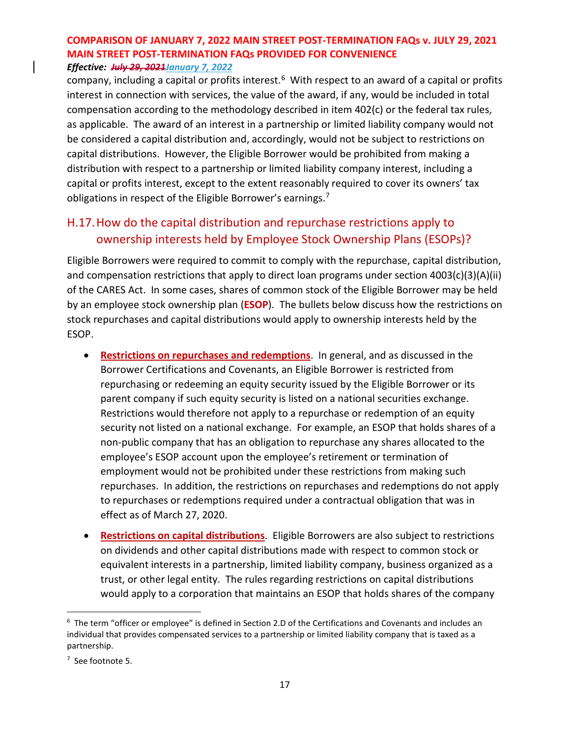company, including a capital or profits interest.[6] With respect to an award of a capital or profits interest in connection with services, the value of the award, if any, would be included in total compensation according to the methodology described in item 402(c) or the federal tax rules, as applicable. The award of an interest in a partnership or limited liability company would not be considered a capital distribution and, accordingly, would not be subject to restrictions on capital distributions. However, the Eligible Borrower would be prohibited from making a distribution with respect to a partnership or limited liability company interest, including a capital or profits interest, except to the extent reasonably required to cover its owners' tax obligations in respect of the Eligible Borrower's earnings.[7]

## H.17. How do the capital distribution and repurchase restrictions apply to ownership interests held by Employee Stock Ownership Plans (ESOPs)?

Eligible Borrowers were required to commit to comply with the repurchase, capital distribution, and compensation restrictions that apply to direct loan programs under section 4003(c)(3)(A)(ii) of the CARES Act. In some cases, shares of common stock of the Eligible Borrower may be held by an employee stock ownership plan (**ESOP**). The bullets below discuss how the restrictions on stock repurchases and capital distributions would apply to ownership interests held by the ESOP.

- **Restrictions on repurchases and redemptions**. In general, and as discussed in the Borrower Certifications and Covenants, an Eligible Borrower is restricted from repurchasing or redeeming an equity security issued by the Eligible Borrower or its parent company if such equity security is listed on a national securities exchange. Restrictions would therefore not apply to a repurchase or redemption of an equity security not listed on a national exchange. For example, an ESOP that holds shares of a non-public company that has an obligation to repurchase any shares allocated to the employee's ESOP account upon the employee's retirement or termination of employment would not be prohibited under these restrictions from making such repurchases. In addition, the restrictions on repurchases and redemptions do not apply to repurchases or redemptions required under a contractual obligation that was in effect as of March 27, 2020.
- **Restrictions on capital distributions**. Eligible Borrowers are also subject to restrictions on dividends and other capital distributions made with respect to common stock or equivalent interests in a partnership, limited liability company, business organized as a trust, or other legal entity. The rules regarding restrictions on capital distributions would apply to a corporation that maintains an ESOP that holds shares of the company

---

[6] The term "officer or employee" is defined in Section 2.D of the Certifications and Covenants and includes an individual that provides compensated services to a partnership or limited liability company that is taxed as a partnership.

[7] See footnote 5.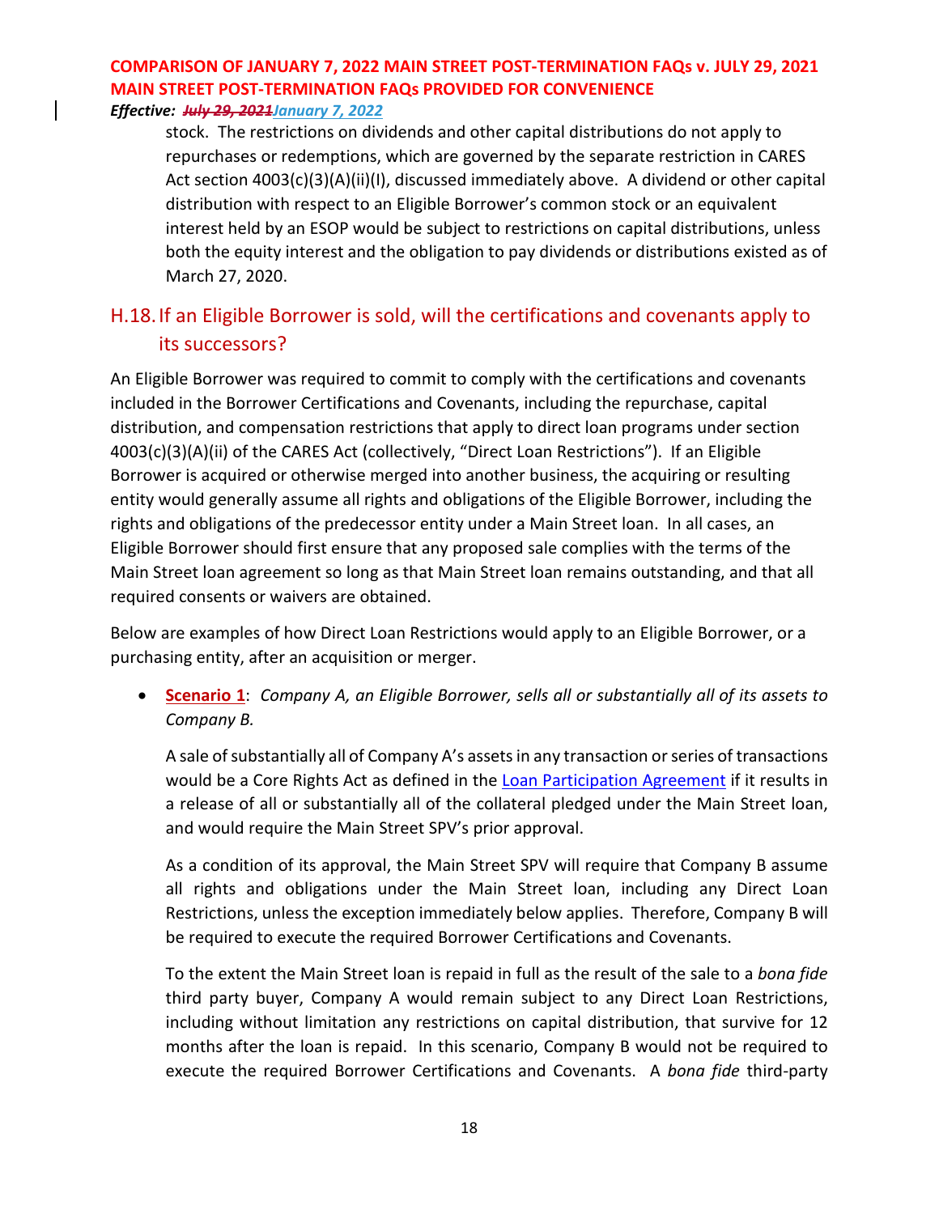stock. The restrictions on dividends and other capital distributions do not apply to repurchases or redemptions, which are governed by the separate restriction in CARES Act section 4003(c)(3)(A)(ii)(I), discussed immediately above. A dividend or other capital distribution with respect to an Eligible Borrower's common stock or an equivalent interest held by an ESOP would be subject to restrictions on capital distributions, unless both the equity interest and the obligation to pay dividends or distributions existed as of March 27, 2020.

## H.18. If an Eligible Borrower is sold, will the certifications and covenants apply to its successors?

An Eligible Borrower was required to commit to comply with the certifications and covenants included in the Borrower Certifications and Covenants, including the repurchase, capital distribution, and compensation restrictions that apply to direct loan programs under section 4003(c)(3)(A)(ii) of the CARES Act (collectively, "Direct Loan Restrictions"). If an Eligible Borrower is acquired or otherwise merged into another business, the acquiring or resulting entity would generally assume all rights and obligations of the Eligible Borrower, including the rights and obligations of the predecessor entity under a Main Street loan. In all cases, an Eligible Borrower should first ensure that any proposed sale complies with the terms of the Main Street loan agreement so long as that Main Street loan remains outstanding, and that all required consents or waivers are obtained.

Below are examples of how Direct Loan Restrictions would apply to an Eligible Borrower, or a purchasing entity, after an acquisition or merger.

- **Scenario 1**: *Company A, an Eligible Borrower, sells all or substantially all of its assets to Company B.*

  A sale of substantially all of Company A's assets in any transaction or series of transactions would be a Core Rights Act as defined in the Loan Participation Agreement if it results in a release of all or substantially all of the collateral pledged under the Main Street loan, and would require the Main Street SPV's prior approval.

  As a condition of its approval, the Main Street SPV will require that Company B assume all rights and obligations under the Main Street loan, including any Direct Loan Restrictions, unless the exception immediately below applies. Therefore, Company B will be required to execute the required Borrower Certifications and Covenants.

  To the extent the Main Street loan is repaid in full as the result of the sale to a *bona fide* third party buyer, Company A would remain subject to any Direct Loan Restrictions, including without limitation any restrictions on capital distribution, that survive for 12 months after the loan is repaid. In this scenario, Company B would not be required to execute the required Borrower Certifications and Covenants. A *bona fide* third-party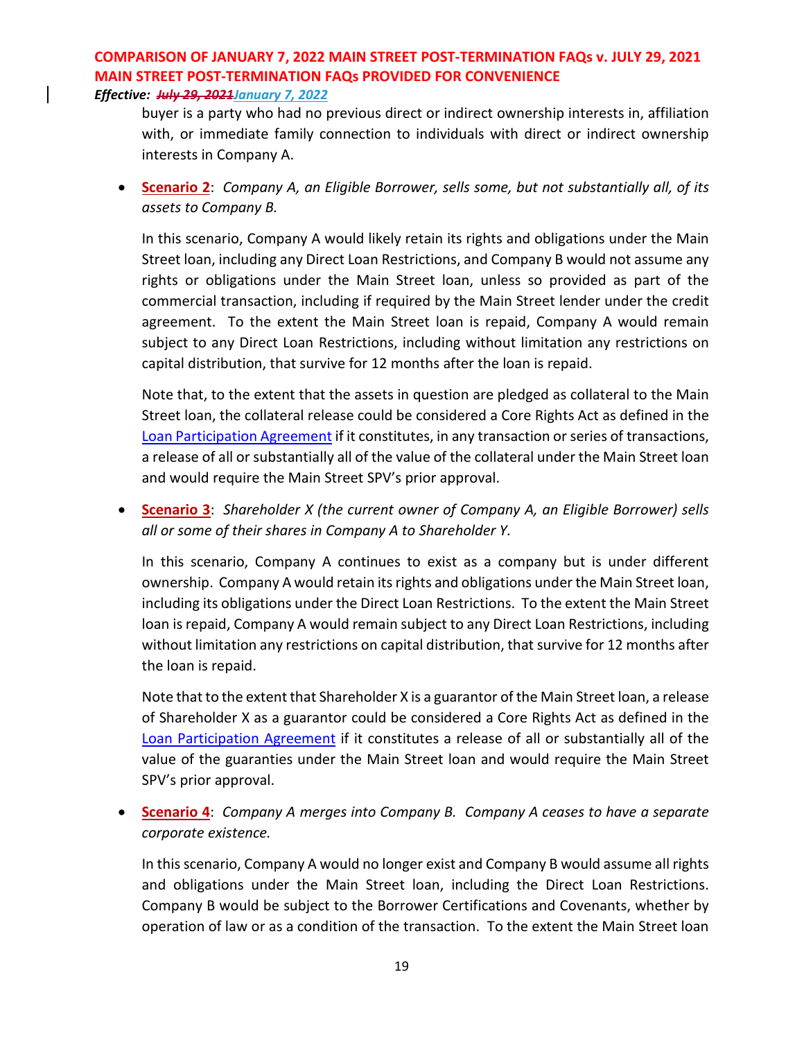buyer is a party who had no previous direct or indirect ownership interests in, affiliation with, or immediate family connection to individuals with direct or indirect ownership interests in Company A.

- **Scenario 2**: *Company A, an Eligible Borrower, sells some, but not substantially all, of its assets to Company B.*

  In this scenario, Company A would likely retain its rights and obligations under the Main Street loan, including any Direct Loan Restrictions, and Company B would not assume any rights or obligations under the Main Street loan, unless so provided as part of the commercial transaction, including if required by the Main Street lender under the credit agreement. To the extent the Main Street loan is repaid, Company A would remain subject to any Direct Loan Restrictions, including without limitation any restrictions on capital distribution, that survive for 12 months after the loan is repaid.

  Note that, to the extent that the assets in question are pledged as collateral to the Main Street loan, the collateral release could be considered a Core Rights Act as defined in the Loan Participation Agreement if it constitutes, in any transaction or series of transactions, a release of all or substantially all of the value of the collateral under the Main Street loan and would require the Main Street SPV's prior approval.

- **Scenario 3**: *Shareholder X (the current owner of Company A, an Eligible Borrower) sells all or some of their shares in Company A to Shareholder Y.*

  In this scenario, Company A continues to exist as a company but is under different ownership. Company A would retain its rights and obligations under the Main Street loan, including its obligations under the Direct Loan Restrictions. To the extent the Main Street loan is repaid, Company A would remain subject to any Direct Loan Restrictions, including without limitation any restrictions on capital distribution, that survive for 12 months after the loan is repaid.

  Note that to the extent that Shareholder X is a guarantor of the Main Street loan, a release of Shareholder X as a guarantor could be considered a Core Rights Act as defined in the Loan Participation Agreement if it constitutes a release of all or substantially all of the value of the guaranties under the Main Street loan and would require the Main Street SPV's prior approval.

- **Scenario 4**: *Company A merges into Company B. Company A ceases to have a separate corporate existence.*

  In this scenario, Company A would no longer exist and Company B would assume all rights and obligations under the Main Street loan, including the Direct Loan Restrictions. Company B would be subject to the Borrower Certifications and Covenants, whether by operation of law or as a condition of the transaction. To the extent the Main Street loan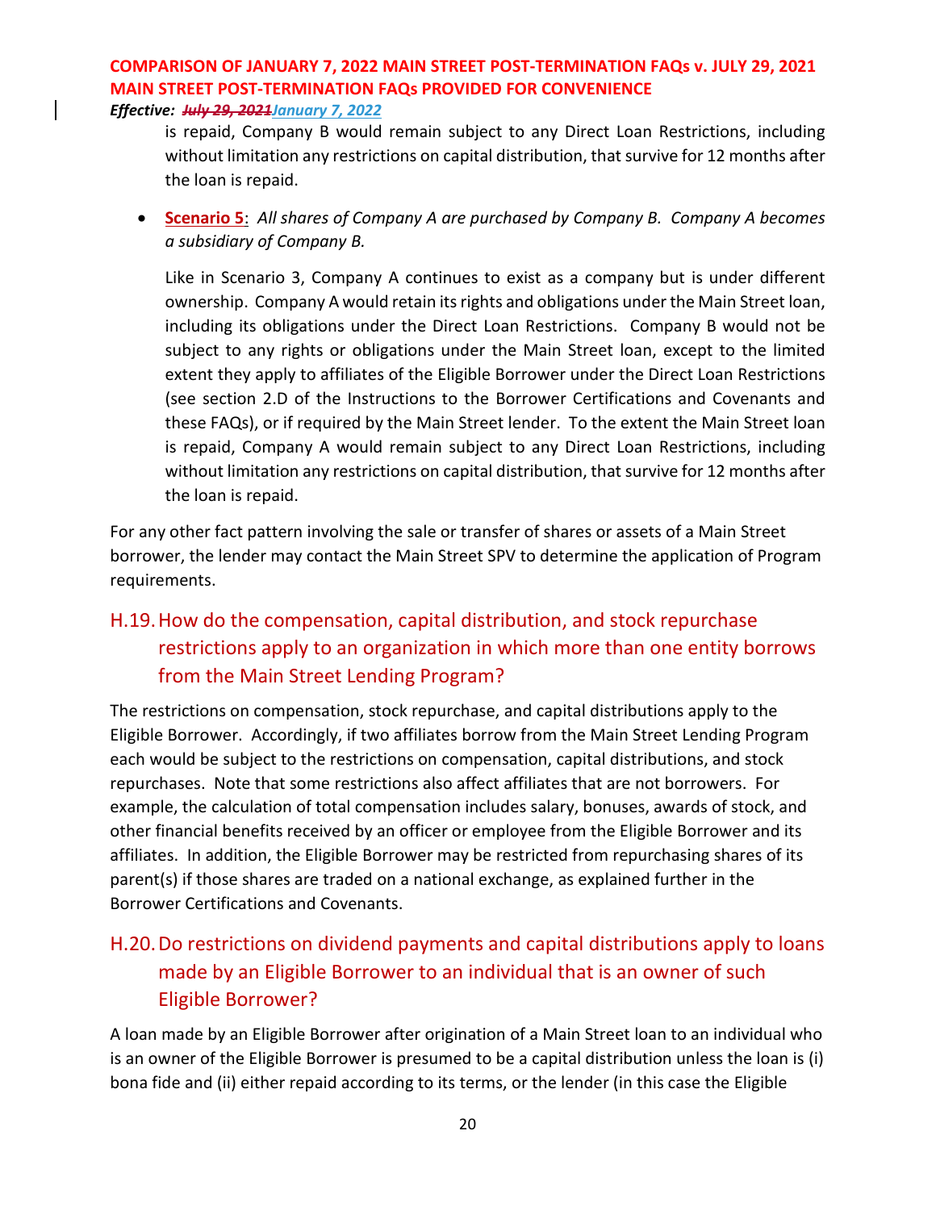is repaid, Company B would remain subject to any Direct Loan Restrictions, including without limitation any restrictions on capital distribution, that survive for 12 months after the loan is repaid.

- **Scenario 5**: *All shares of Company A are purchased by Company B. Company A becomes a subsidiary of Company B.*

  Like in Scenario 3, Company A continues to exist as a company but is under different ownership. Company A would retain its rights and obligations under the Main Street loan, including its obligations under the Direct Loan Restrictions. Company B would not be subject to any rights or obligations under the Main Street loan, except to the limited extent they apply to affiliates of the Eligible Borrower under the Direct Loan Restrictions (see section 2.D of the Instructions to the Borrower Certifications and Covenants and these FAQs), or if required by the Main Street lender. To the extent the Main Street loan is repaid, Company A would remain subject to any Direct Loan Restrictions, including without limitation any restrictions on capital distribution, that survive for 12 months after the loan is repaid.

For any other fact pattern involving the sale or transfer of shares or assets of a Main Street borrower, the lender may contact the Main Street SPV to determine the application of Program requirements.

## H.19. How do the compensation, capital distribution, and stock repurchase restrictions apply to an organization in which more than one entity borrows from the Main Street Lending Program?

The restrictions on compensation, stock repurchase, and capital distributions apply to the Eligible Borrower. Accordingly, if two affiliates borrow from the Main Street Lending Program each would be subject to the restrictions on compensation, capital distributions, and stock repurchases. Note that some restrictions also affect affiliates that are not borrowers. For example, the calculation of total compensation includes salary, bonuses, awards of stock, and other financial benefits received by an officer or employee from the Eligible Borrower and its affiliates. In addition, the Eligible Borrower may be restricted from repurchasing shares of its parent(s) if those shares are traded on a national exchange, as explained further in the Borrower Certifications and Covenants.

## H.20. Do restrictions on dividend payments and capital distributions apply to loans made by an Eligible Borrower to an individual that is an owner of such Eligible Borrower?

A loan made by an Eligible Borrower after origination of a Main Street loan to an individual who is an owner of the Eligible Borrower is presumed to be a capital distribution unless the loan is (i) bona fide and (ii) either repaid according to its terms, or the lender (in this case the Eligible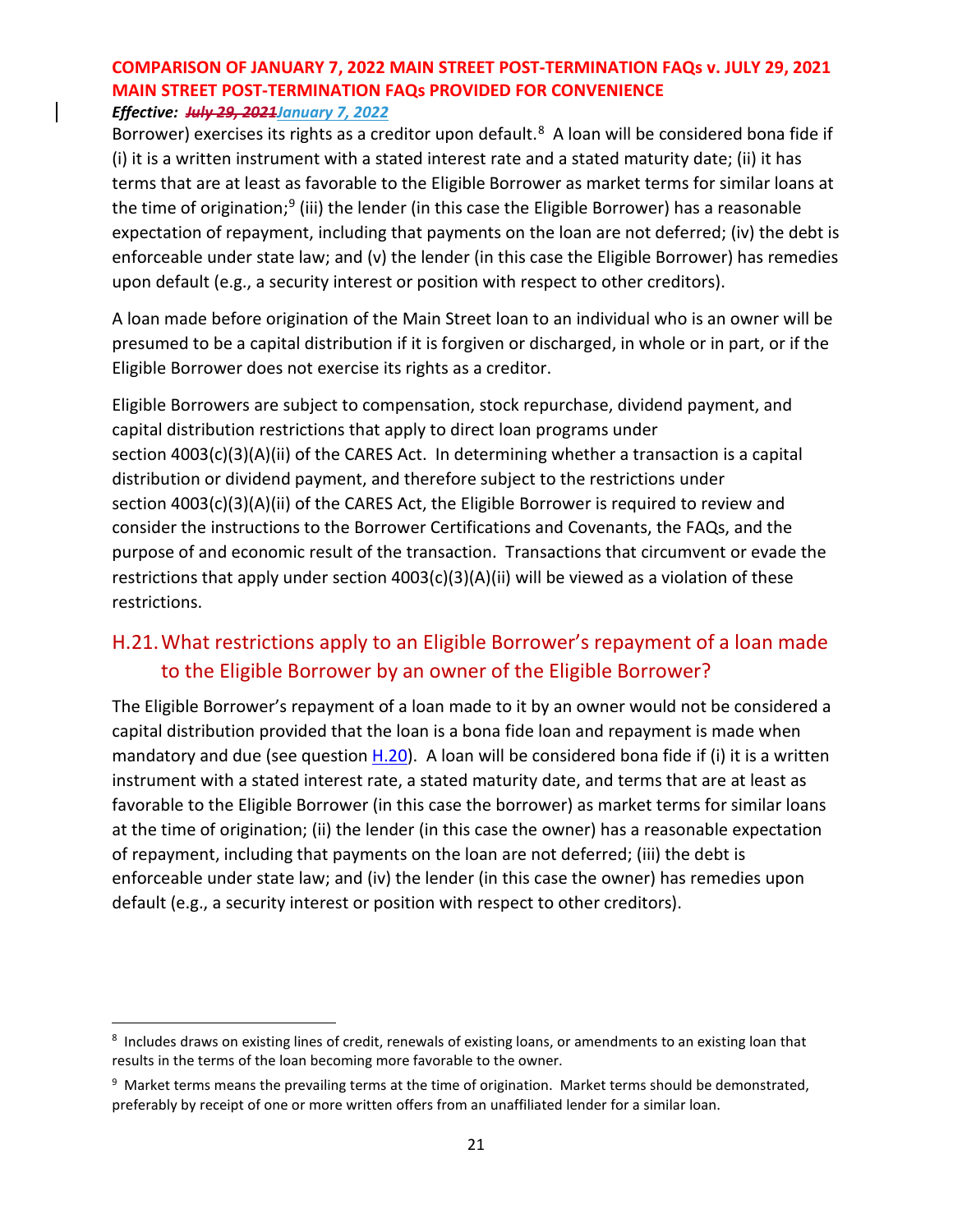Borrower) exercises its rights as a creditor upon default.[8] A loan will be considered bona fide if (i) it is a written instrument with a stated interest rate and a stated maturity date; (ii) it has terms that are at least as favorable to the Eligible Borrower as market terms for similar loans at the time of origination;[9] (iii) the lender (in this case the Eligible Borrower) has a reasonable expectation of repayment, including that payments on the loan are not deferred; (iv) the debt is enforceable under state law; and (v) the lender (in this case the Eligible Borrower) has remedies upon default (e.g., a security interest or position with respect to other creditors).

A loan made before origination of the Main Street loan to an individual who is an owner will be presumed to be a capital distribution if it is forgiven or discharged, in whole or in part, or if the Eligible Borrower does not exercise its rights as a creditor.

Eligible Borrowers are subject to compensation, stock repurchase, dividend payment, and capital distribution restrictions that apply to direct loan programs under section 4003(c)(3)(A)(ii) of the CARES Act. In determining whether a transaction is a capital distribution or dividend payment, and therefore subject to the restrictions under section 4003(c)(3)(A)(ii) of the CARES Act, the Eligible Borrower is required to review and consider the instructions to the Borrower Certifications and Covenants, the FAQs, and the purpose of and economic result of the transaction. Transactions that circumvent or evade the restrictions that apply under section 4003(c)(3)(A)(ii) will be viewed as a violation of these restrictions.

## H.21. What restrictions apply to an Eligible Borrower's repayment of a loan made to the Eligible Borrower by an owner of the Eligible Borrower?

The Eligible Borrower's repayment of a loan made to it by an owner would not be considered a capital distribution provided that the loan is a bona fide loan and repayment is made when mandatory and due (see question H.20). A loan will be considered bona fide if (i) it is a written instrument with a stated interest rate, a stated maturity date, and terms that are at least as favorable to the Eligible Borrower (in this case the borrower) as market terms for similar loans at the time of origination; (ii) the lender (in this case the owner) has a reasonable expectation of repayment, including that payments on the loan are not deferred; (iii) the debt is enforceable under state law; and (iv) the lender (in this case the owner) has remedies upon default (e.g., a security interest or position with respect to other creditors).

---

[8] Includes draws on existing lines of credit, renewals of existing loans, or amendments to an existing loan that results in the terms of the loan becoming more favorable to the owner.

[9] Market terms means the prevailing terms at the time of origination. Market terms should be demonstrated, preferably by receipt of one or more written offers from an unaffiliated lender for a similar loan.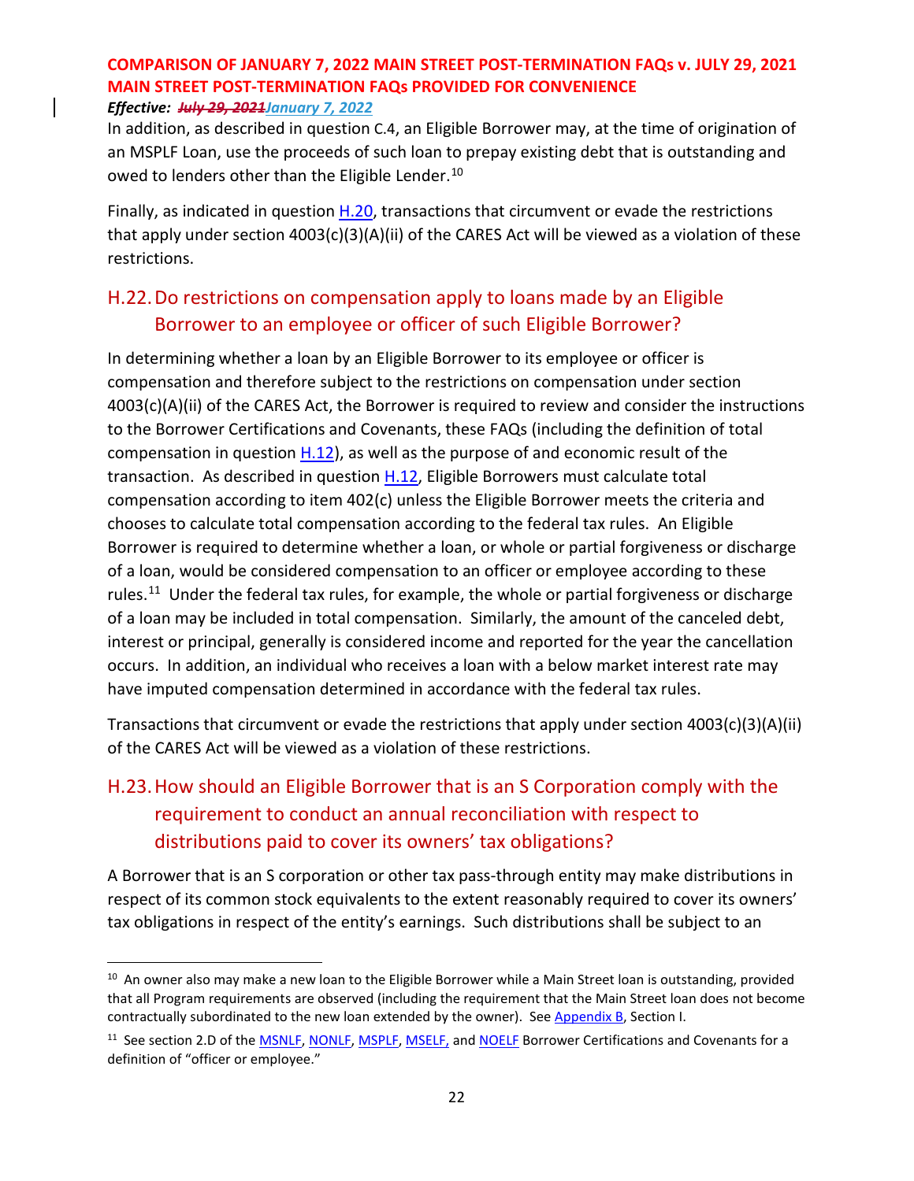In addition, as described in question C.4, an Eligible Borrower may, at the time of origination of an MSPLF Loan, use the proceeds of such loan to prepay existing debt that is outstanding and owed to lenders other than the Eligible Lender.[10]

Finally, as indicated in question H.20, transactions that circumvent or evade the restrictions that apply under section 4003(c)(3)(A)(ii) of the CARES Act will be viewed as a violation of these restrictions.

## H.22. Do restrictions on compensation apply to loans made by an Eligible Borrower to an employee or officer of such Eligible Borrower?

In determining whether a loan by an Eligible Borrower to its employee or officer is compensation and therefore subject to the restrictions on compensation under section 4003(c)(A)(ii) of the CARES Act, the Borrower is required to review and consider the instructions to the Borrower Certifications and Covenants, these FAQs (including the definition of total compensation in question H.12), as well as the purpose of and economic result of the transaction. As described in question H.12, Eligible Borrowers must calculate total compensation according to item 402(c) unless the Eligible Borrower meets the criteria and chooses to calculate total compensation according to the federal tax rules. An Eligible Borrower is required to determine whether a loan, or whole or partial forgiveness or discharge of a loan, would be considered compensation to an officer or employee according to these rules.[11] Under the federal tax rules, for example, the whole or partial forgiveness or discharge of a loan may be included in total compensation. Similarly, the amount of the canceled debt, interest or principal, generally is considered income and reported for the year the cancellation occurs. In addition, an individual who receives a loan with a below market interest rate may have imputed compensation determined in accordance with the federal tax rules.

Transactions that circumvent or evade the restrictions that apply under section 4003(c)(3)(A)(ii) of the CARES Act will be viewed as a violation of these restrictions.

## H.23. How should an Eligible Borrower that is an S Corporation comply with the requirement to conduct an annual reconciliation with respect to distributions paid to cover its owners' tax obligations?

A Borrower that is an S corporation or other tax pass-through entity may make distributions in respect of its common stock equivalents to the extent reasonably required to cover its owners' tax obligations in respect of the entity's earnings. Such distributions shall be subject to an

[10] An owner also may make a new loan to the Eligible Borrower while a Main Street loan is outstanding, provided that all Program requirements are observed (including the requirement that the Main Street loan does not become contractually subordinated to the new loan extended by the owner). See Appendix B, Section I.

[11] See section 2.D of the MSNLF, NONLF, MSPLF, MSELF, and NOELF Borrower Certifications and Covenants for a definition of "officer or employee."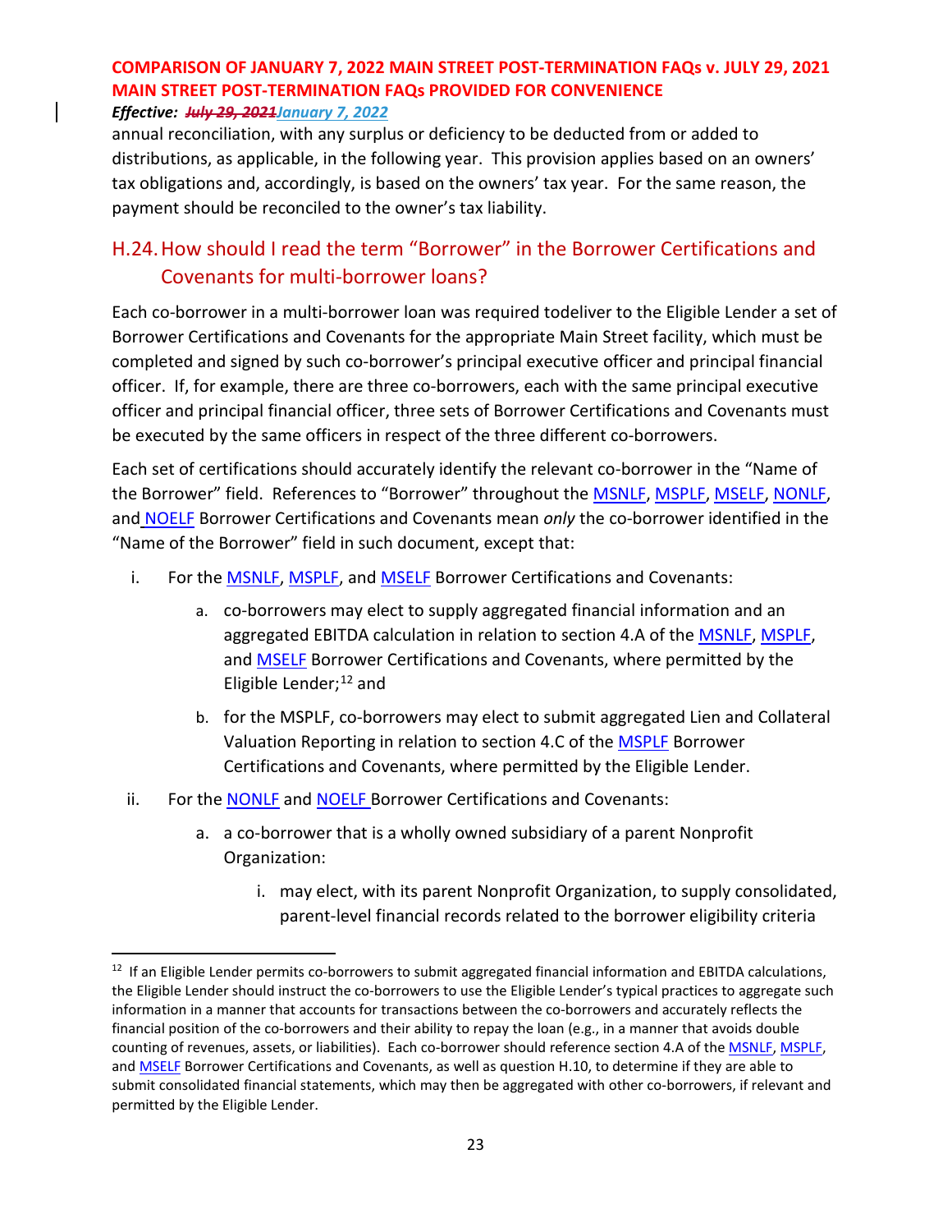annual reconciliation, with any surplus or deficiency to be deducted from or added to distributions, as applicable, in the following year. This provision applies based on an owners' tax obligations and, accordingly, is based on the owners' tax year. For the same reason, the payment should be reconciled to the owner's tax liability.

## H.24. How should I read the term "Borrower" in the Borrower Certifications and Covenants for multi-borrower loans?

Each co-borrower in a multi-borrower loan was required todeliver to the Eligible Lender a set of Borrower Certifications and Covenants for the appropriate Main Street facility, which must be completed and signed by such co-borrower's principal executive officer and principal financial officer. If, for example, there are three co-borrowers, each with the same principal executive officer and principal financial officer, three sets of Borrower Certifications and Covenants must be executed by the same officers in respect of the three different co-borrowers.

Each set of certifications should accurately identify the relevant co-borrower in the "Name of the Borrower" field. References to "Borrower" throughout the MSNLF, MSPLF, MSELF, NONLF, and NOELF Borrower Certifications and Covenants mean *only* the co-borrower identified in the "Name of the Borrower" field in such document, except that:

i. For the MSNLF, MSPLF, and MSELF Borrower Certifications and Covenants:

   a. co-borrowers may elect to supply aggregated financial information and an aggregated EBITDA calculation in relation to section 4.A of the MSNLF, MSPLF, and MSELF Borrower Certifications and Covenants, where permitted by the Eligible Lender;[12] and

   b. for the MSPLF, co-borrowers may elect to submit aggregated Lien and Collateral Valuation Reporting in relation to section 4.C of the MSPLF Borrower Certifications and Covenants, where permitted by the Eligible Lender.

ii. For the NONLF and NOELF Borrower Certifications and Covenants:

   a. a co-borrower that is a wholly owned subsidiary of a parent Nonprofit Organization:

      i. may elect, with its parent Nonprofit Organization, to supply consolidated, parent-level financial records related to the borrower eligibility criteria

---

[12] If an Eligible Lender permits co-borrowers to submit aggregated financial information and EBITDA calculations, the Eligible Lender should instruct the co-borrowers to use the Eligible Lender's typical practices to aggregate such information in a manner that accounts for transactions between the co-borrowers and accurately reflects the financial position of the co-borrowers and their ability to repay the loan (e.g., in a manner that avoids double counting of revenues, assets, or liabilities). Each co-borrower should reference section 4.A of the MSNLF, MSPLF, and MSELF Borrower Certifications and Covenants, as well as question H.10, to determine if they are able to submit consolidated financial statements, which may then be aggregated with other co-borrowers, if relevant and permitted by the Eligible Lender.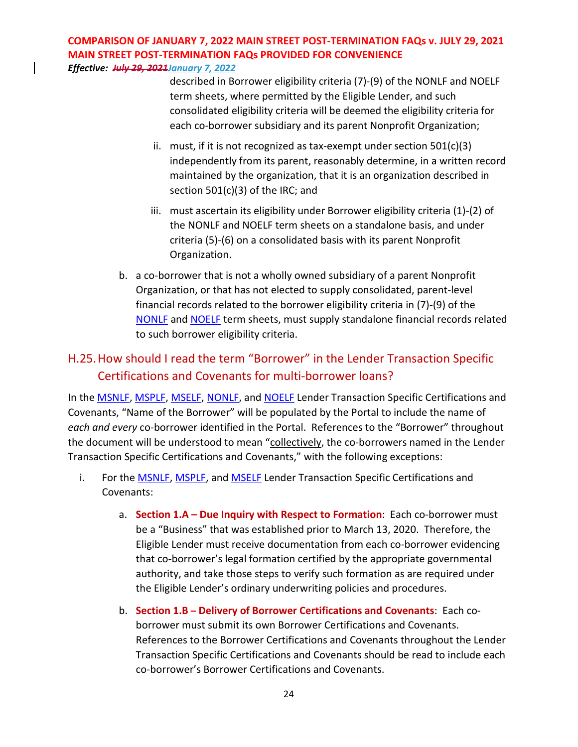described in Borrower eligibility criteria (7)-(9) of the NONLF and NOELF term sheets, where permitted by the Eligible Lender, and such consolidated eligibility criteria will be deemed the eligibility criteria for each co-borrower subsidiary and its parent Nonprofit Organization;

   ii. must, if it is not recognized as tax-exempt under section 501(c)(3) independently from its parent, reasonably determine, in a written record maintained by the organization, that it is an organization described in section 501(c)(3) of the IRC; and

   iii. must ascertain its eligibility under Borrower eligibility criteria (1)-(2) of the NONLF and NOELF term sheets on a standalone basis, and under criteria (5)-(6) on a consolidated basis with its parent Nonprofit Organization.

b. a co-borrower that is not a wholly owned subsidiary of a parent Nonprofit Organization, or that has not elected to supply consolidated, parent-level financial records related to the borrower eligibility criteria in (7)-(9) of the NONLF and NOELF term sheets, must supply standalone financial records related to such borrower eligibility criteria.

## H.25. How should I read the term "Borrower" in the Lender Transaction Specific Certifications and Covenants for multi-borrower loans?

In the MSNLF, MSPLF, MSELF, NONLF, and NOELF Lender Transaction Specific Certifications and Covenants, "Name of the Borrower" will be populated by the Portal to include the name of *each and every* co-borrower identified in the Portal. References to the "Borrower" throughout the document will be understood to mean "collectively, the co-borrowers named in the Lender Transaction Specific Certifications and Covenants," with the following exceptions:

i. For the MSNLF, MSPLF, and MSELF Lender Transaction Specific Certifications and Covenants:

   a. **Section 1.A – Due Inquiry with Respect to Formation**: Each co-borrower must be a "Business" that was established prior to March 13, 2020. Therefore, the Eligible Lender must receive documentation from each co-borrower evidencing that co-borrower's legal formation certified by the appropriate governmental authority, and take those steps to verify such formation as are required under the Eligible Lender's ordinary underwriting policies and procedures.

   b. **Section 1.B – Delivery of Borrower Certifications and Covenants**: Each co-borrower must submit its own Borrower Certifications and Covenants. References to the Borrower Certifications and Covenants throughout the Lender Transaction Specific Certifications and Covenants should be read to include each co-borrower's Borrower Certifications and Covenants.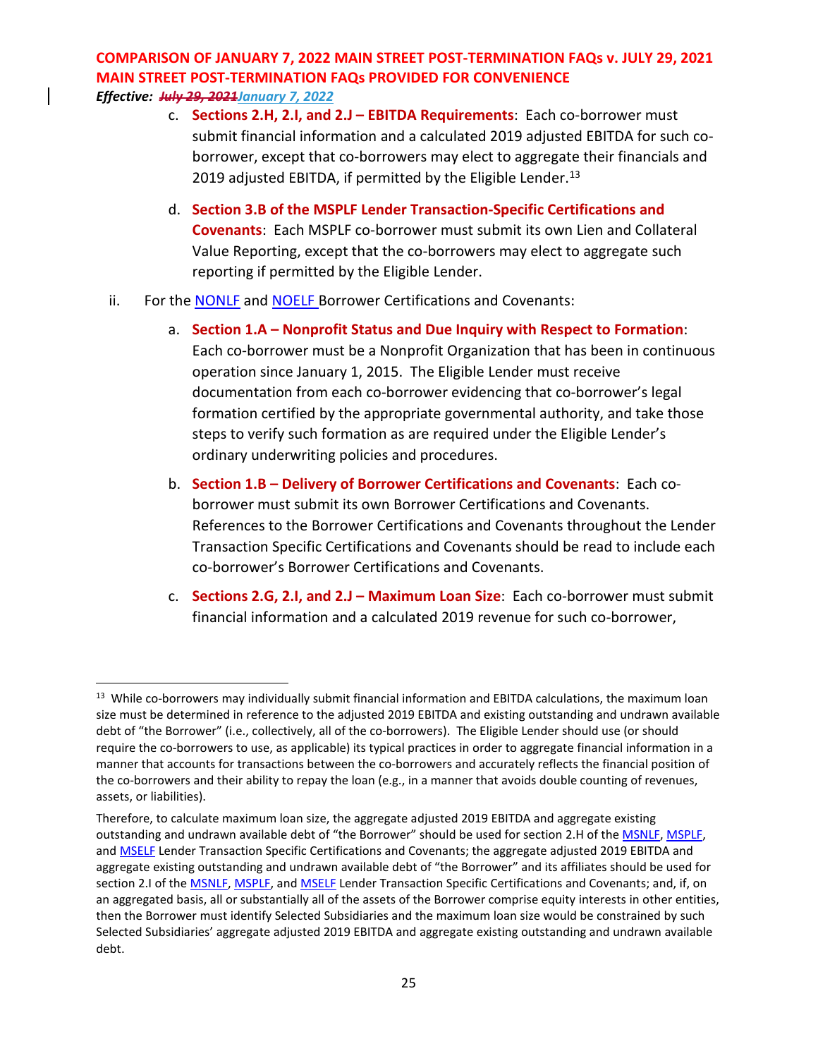c. **Sections 2.H, 2.I, and 2.J – EBITDA Requirements**: Each co-borrower must submit financial information and a calculated 2019 adjusted EBITDA for such co-borrower, except that co-borrowers may elect to aggregate their financials and 2019 adjusted EBITDA, if permitted by the Eligible Lender.[13]

d. **Section 3.B of the MSPLF Lender Transaction-Specific Certifications and Covenants**: Each MSPLF co-borrower must submit its own Lien and Collateral Value Reporting, except that the co-borrowers may elect to aggregate such reporting if permitted by the Eligible Lender.

ii. For the NONLF and NOELF Borrower Certifications and Covenants:

a. **Section 1.A – Nonprofit Status and Due Inquiry with Respect to Formation**: Each co-borrower must be a Nonprofit Organization that has been in continuous operation since January 1, 2015. The Eligible Lender must receive documentation from each co-borrower evidencing that co-borrower's legal formation certified by the appropriate governmental authority, and take those steps to verify such formation as are required under the Eligible Lender's ordinary underwriting policies and procedures.

b. **Section 1.B – Delivery of Borrower Certifications and Covenants**: Each co-borrower must submit its own Borrower Certifications and Covenants. References to the Borrower Certifications and Covenants throughout the Lender Transaction Specific Certifications and Covenants should be read to include each co-borrower's Borrower Certifications and Covenants.

c. **Sections 2.G, 2.I, and 2.J – Maximum Loan Size**: Each co-borrower must submit financial information and a calculated 2019 revenue for such co-borrower,

---

[13] While co-borrowers may individually submit financial information and EBITDA calculations, the maximum loan size must be determined in reference to the adjusted 2019 EBITDA and existing outstanding and undrawn available debt of "the Borrower" (i.e., collectively, all of the co-borrowers). The Eligible Lender should use (or should require the co-borrowers to use, as applicable) its typical practices in order to aggregate financial information in a manner that accounts for transactions between the co-borrowers and accurately reflects the financial position of the co-borrowers and their ability to repay the loan (e.g., in a manner that avoids double counting of revenues, assets, or liabilities).

Therefore, to calculate maximum loan size, the aggregate adjusted 2019 EBITDA and aggregate existing outstanding and undrawn available debt of "the Borrower" should be used for section 2.H of the MSNLF, MSPLF, and MSELF Lender Transaction Specific Certifications and Covenants; the aggregate adjusted 2019 EBITDA and aggregate existing outstanding and undrawn available debt of "the Borrower" and its affiliates should be used for section 2.I of the MSNLF, MSPLF, and MSELF Lender Transaction Specific Certifications and Covenants; and, if, on an aggregated basis, all or substantially all of the assets of the Borrower comprise equity interests in other entities, then the Borrower must identify Selected Subsidiaries and the maximum loan size would be constrained by such Selected Subsidiaries' aggregate adjusted 2019 EBITDA and aggregate existing outstanding and undrawn available debt.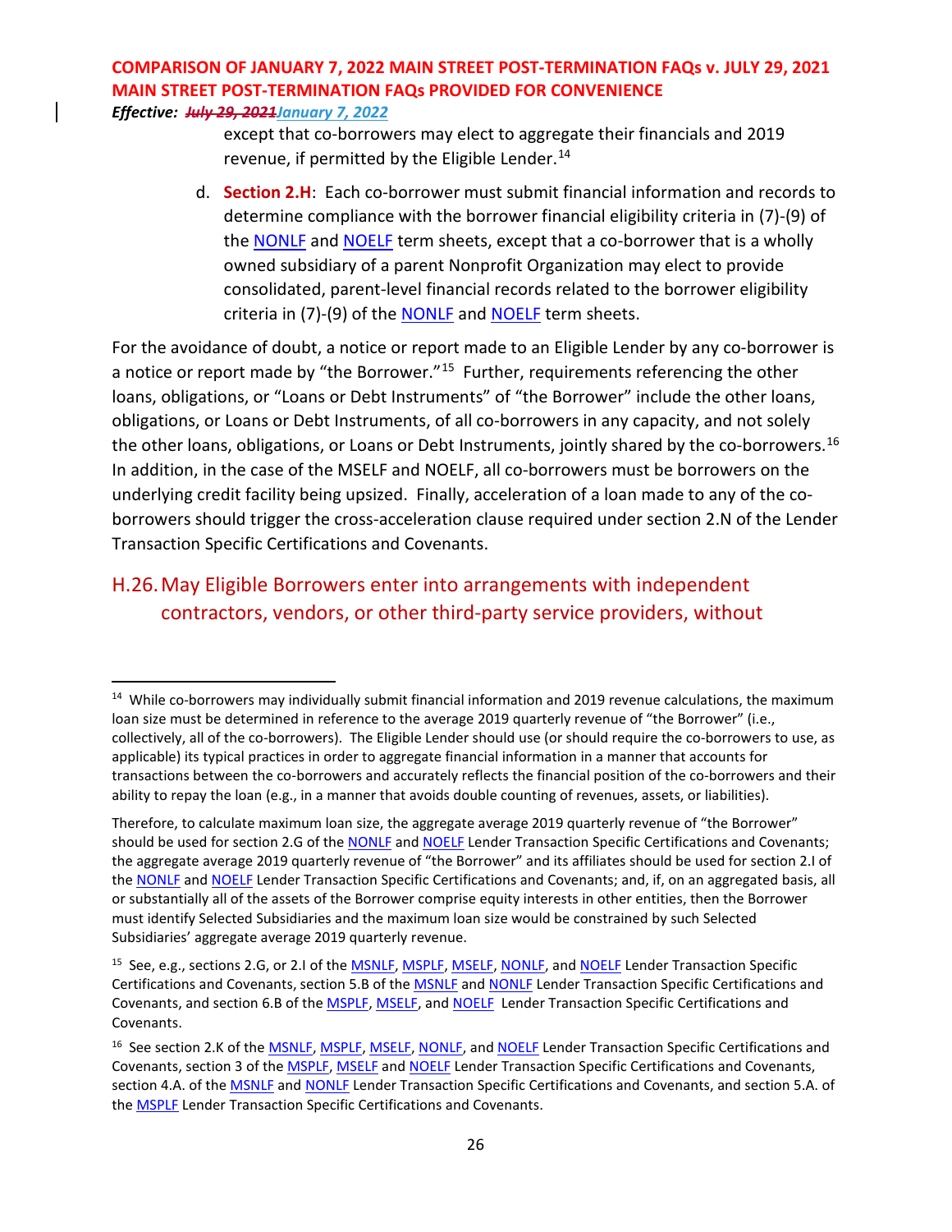except that co-borrowers may elect to aggregate their financials and 2019 revenue, if permitted by the Eligible Lender.[14]

d. **Section 2.H**: Each co-borrower must submit financial information and records to determine compliance with the borrower financial eligibility criteria in (7)-(9) of the NONLF and NOELF term sheets, except that a co-borrower that is a wholly owned subsidiary of a parent Nonprofit Organization may elect to provide consolidated, parent-level financial records related to the borrower eligibility criteria in (7)-(9) of the NONLF and NOELF term sheets.

For the avoidance of doubt, a notice or report made to an Eligible Lender by any co-borrower is a notice or report made by "the Borrower."[15] Further, requirements referencing the other loans, obligations, or "Loans or Debt Instruments" of "the Borrower" include the other loans, obligations, or Loans or Debt Instruments, of all co-borrowers in any capacity, and not solely the other loans, obligations, or Loans or Debt Instruments, jointly shared by the co-borrowers.[16] In addition, in the case of the MSELF and NOELF, all co-borrowers must be borrowers on the underlying credit facility being upsized. Finally, acceleration of a loan made to any of the co-borrowers should trigger the cross-acceleration clause required under section 2.N of the Lender Transaction Specific Certifications and Covenants.

## H.26. May Eligible Borrowers enter into arrangements with independent contractors, vendors, or other third-party service providers, without

---

[14] While co-borrowers may individually submit financial information and 2019 revenue calculations, the maximum loan size must be determined in reference to the average 2019 quarterly revenue of "the Borrower" (i.e., collectively, all of the co-borrowers). The Eligible Lender should use (or should require the co-borrowers to use, as applicable) its typical practices in order to aggregate financial information in a manner that accounts for transactions between the co-borrowers and accurately reflects the financial position of the co-borrowers and their ability to repay the loan (e.g., in a manner that avoids double counting of revenues, assets, or liabilities).

Therefore, to calculate maximum loan size, the aggregate average 2019 quarterly revenue of "the Borrower" should be used for section 2.G of the NONLF and NOELF Lender Transaction Specific Certifications and Covenants; the aggregate average 2019 quarterly revenue of "the Borrower" and its affiliates should be used for section 2.I of the NONLF and NOELF Lender Transaction Specific Certifications and Covenants; and, if, on an aggregated basis, all or substantially all of the assets of the Borrower comprise equity interests in other entities, then the Borrower must identify Selected Subsidiaries and the maximum loan size would be constrained by such Selected Subsidiaries' aggregate average 2019 quarterly revenue.

[15] See, e.g., sections 2.G, or 2.I of the MSNLF, MSPLF, MSELF, NONLF, and NOELF Lender Transaction Specific Certifications and Covenants, section 5.B of the MSNLF and NONLF Lender Transaction Specific Certifications and Covenants, and section 6.B of the MSPLF, MSELF, and NOELF Lender Transaction Specific Certifications and Covenants.

[16] See section 2.K of the MSNLF, MSPLF, MSELF, NONLF, and NOELF Lender Transaction Specific Certifications and Covenants, section 3 of the MSPLF, MSELF and NOELF Lender Transaction Specific Certifications and Covenants, section 4.A. of the MSNLF and NONLF Lender Transaction Specific Certifications and Covenants, and section 5.A. of the MSPLF Lender Transaction Specific Certifications and Covenants.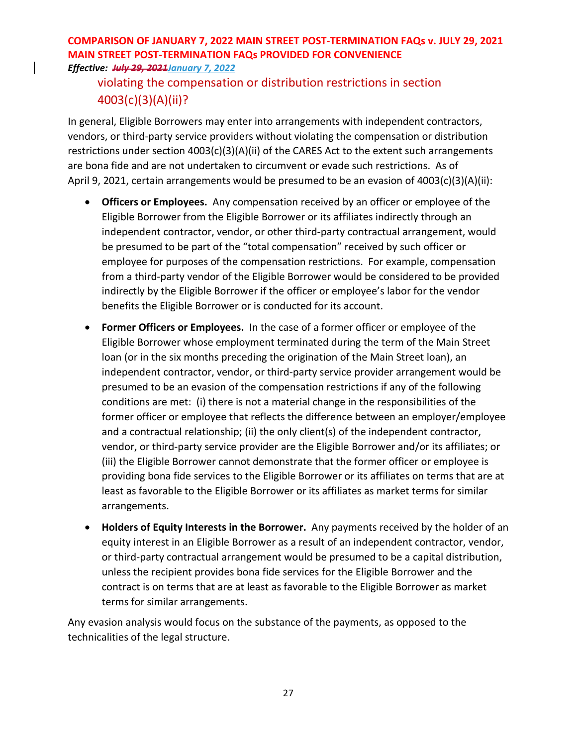violating the compensation or distribution restrictions in section 4003(c)(3)(A)(ii)?

In general, Eligible Borrowers may enter into arrangements with independent contractors, vendors, or third-party service providers without violating the compensation or distribution restrictions under section 4003(c)(3)(A)(ii) of the CARES Act to the extent such arrangements are bona fide and are not undertaken to circumvent or evade such restrictions. As of April 9, 2021, certain arrangements would be presumed to be an evasion of 4003(c)(3)(A)(ii):

- **Officers or Employees.** Any compensation received by an officer or employee of the Eligible Borrower from the Eligible Borrower or its affiliates indirectly through an independent contractor, vendor, or other third-party contractual arrangement, would be presumed to be part of the "total compensation" received by such officer or employee for purposes of the compensation restrictions. For example, compensation from a third-party vendor of the Eligible Borrower would be considered to be provided indirectly by the Eligible Borrower if the officer or employee's labor for the vendor benefits the Eligible Borrower or is conducted for its account.

- **Former Officers or Employees.** In the case of a former officer or employee of the Eligible Borrower whose employment terminated during the term of the Main Street loan (or in the six months preceding the origination of the Main Street loan), an independent contractor, vendor, or third-party service provider arrangement would be presumed to be an evasion of the compensation restrictions if any of the following conditions are met: (i) there is not a material change in the responsibilities of the former officer or employee that reflects the difference between an employer/employee and a contractual relationship; (ii) the only client(s) of the independent contractor, vendor, or third-party service provider are the Eligible Borrower and/or its affiliates; or (iii) the Eligible Borrower cannot demonstrate that the former officer or employee is providing bona fide services to the Eligible Borrower or its affiliates on terms that are at least as favorable to the Eligible Borrower or its affiliates as market terms for similar arrangements.

- **Holders of Equity Interests in the Borrower.** Any payments received by the holder of an equity interest in an Eligible Borrower as a result of an independent contractor, vendor, or third-party contractual arrangement would be presumed to be a capital distribution, unless the recipient provides bona fide services for the Eligible Borrower and the contract is on terms that are at least as favorable to the Eligible Borrower as market terms for similar arrangements.

Any evasion analysis would focus on the substance of the payments, as opposed to the technicalities of the legal structure.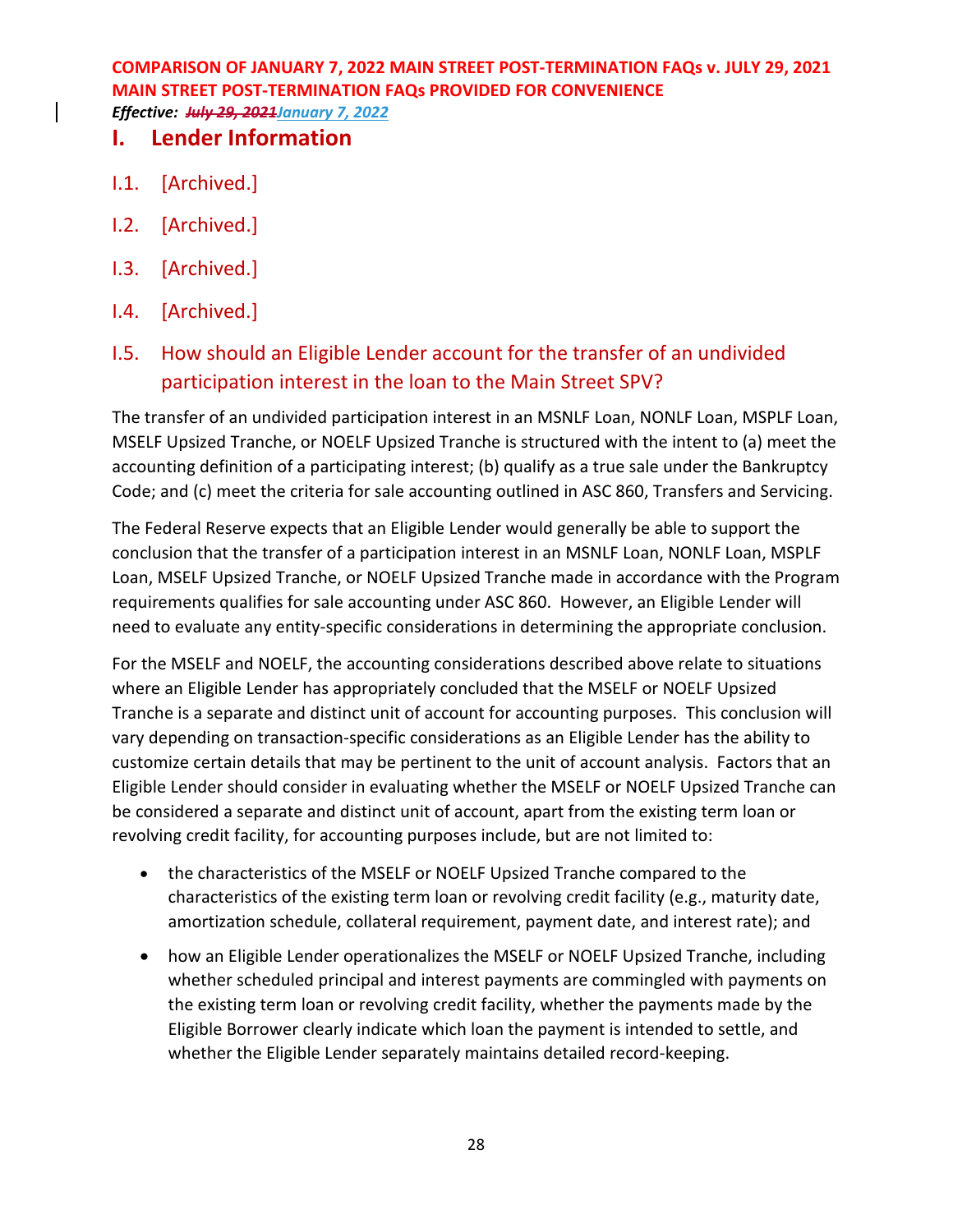# I. Lender Information

## I.1. [Archived.]

## I.2. [Archived.]

## I.3. [Archived.]

## I.4. [Archived.]

## I.5. How should an Eligible Lender account for the transfer of an undivided participation interest in the loan to the Main Street SPV?

The transfer of an undivided participation interest in an MSNLF Loan, NONLF Loan, MSPLF Loan, MSELF Upsized Tranche, or NOELF Upsized Tranche is structured with the intent to (a) meet the accounting definition of a participating interest; (b) qualify as a true sale under the Bankruptcy Code; and (c) meet the criteria for sale accounting outlined in ASC 860, Transfers and Servicing.

The Federal Reserve expects that an Eligible Lender would generally be able to support the conclusion that the transfer of a participation interest in an MSNLF Loan, NONLF Loan, MSPLF Loan, MSELF Upsized Tranche, or NOELF Upsized Tranche made in accordance with the Program requirements qualifies for sale accounting under ASC 860. However, an Eligible Lender will need to evaluate any entity-specific considerations in determining the appropriate conclusion.

For the MSELF and NOELF, the accounting considerations described above relate to situations where an Eligible Lender has appropriately concluded that the MSELF or NOELF Upsized Tranche is a separate and distinct unit of account for accounting purposes. This conclusion will vary depending on transaction-specific considerations as an Eligible Lender has the ability to customize certain details that may be pertinent to the unit of account analysis. Factors that an Eligible Lender should consider in evaluating whether the MSELF or NOELF Upsized Tranche can be considered a separate and distinct unit of account, apart from the existing term loan or revolving credit facility, for accounting purposes include, but are not limited to:

- the characteristics of the MSELF or NOELF Upsized Tranche compared to the characteristics of the existing term loan or revolving credit facility (e.g., maturity date, amortization schedule, collateral requirement, payment date, and interest rate); and
- how an Eligible Lender operationalizes the MSELF or NOELF Upsized Tranche, including whether scheduled principal and interest payments are commingled with payments on the existing term loan or revolving credit facility, whether the payments made by the Eligible Borrower clearly indicate which loan the payment is intended to settle, and whether the Eligible Lender separately maintains detailed record-keeping.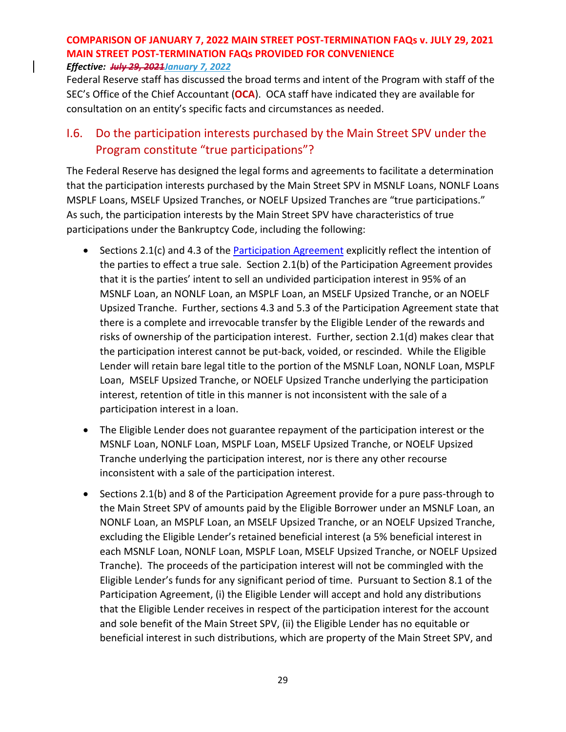Federal Reserve staff has discussed the broad terms and intent of the Program with staff of the SEC's Office of the Chief Accountant (**OCA**). OCA staff have indicated they are available for consultation on an entity's specific facts and circumstances as needed.

## I.6. Do the participation interests purchased by the Main Street SPV under the Program constitute "true participations"?

The Federal Reserve has designed the legal forms and agreements to facilitate a determination that the participation interests purchased by the Main Street SPV in MSNLF Loans, NONLF Loans MSPLF Loans, MSELF Upsized Tranches, or NOELF Upsized Tranches are "true participations." As such, the participation interests by the Main Street SPV have characteristics of true participations under the Bankruptcy Code, including the following:

- Sections 2.1(c) and 4.3 of the [Participation Agreement] explicitly reflect the intention of the parties to effect a true sale. Section 2.1(b) of the Participation Agreement provides that it is the parties' intent to sell an undivided participation interest in 95% of an MSNLF Loan, an NONLF Loan, an MSPLF Loan, an MSELF Upsized Tranche, or an NOELF Upsized Tranche. Further, sections 4.3 and 5.3 of the Participation Agreement state that there is a complete and irrevocable transfer by the Eligible Lender of the rewards and risks of ownership of the participation interest. Further, section 2.1(d) makes clear that the participation interest cannot be put-back, voided, or rescinded. While the Eligible Lender will retain bare legal title to the portion of the MSNLF Loan, NONLF Loan, MSPLF Loan, MSELF Upsized Tranche, or NOELF Upsized Tranche underlying the participation interest, retention of title in this manner is not inconsistent with the sale of a participation interest in a loan.
- The Eligible Lender does not guarantee repayment of the participation interest or the MSNLF Loan, NONLF Loan, MSPLF Loan, MSELF Upsized Tranche, or NOELF Upsized Tranche underlying the participation interest, nor is there any other recourse inconsistent with a sale of the participation interest.
- Sections 2.1(b) and 8 of the Participation Agreement provide for a pure pass-through to the Main Street SPV of amounts paid by the Eligible Borrower under an MSNLF Loan, an NONLF Loan, an MSPLF Loan, an MSELF Upsized Tranche, or an NOELF Upsized Tranche, excluding the Eligible Lender's retained beneficial interest (a 5% beneficial interest in each MSNLF Loan, NONLF Loan, MSPLF Loan, MSELF Upsized Tranche, or NOELF Upsized Tranche). The proceeds of the participation interest will not be commingled with the Eligible Lender's funds for any significant period of time. Pursuant to Section 8.1 of the Participation Agreement, (i) the Eligible Lender will accept and hold any distributions that the Eligible Lender receives in respect of the participation interest for the account and sole benefit of the Main Street SPV, (ii) the Eligible Lender has no equitable or beneficial interest in such distributions, which are property of the Main Street SPV, and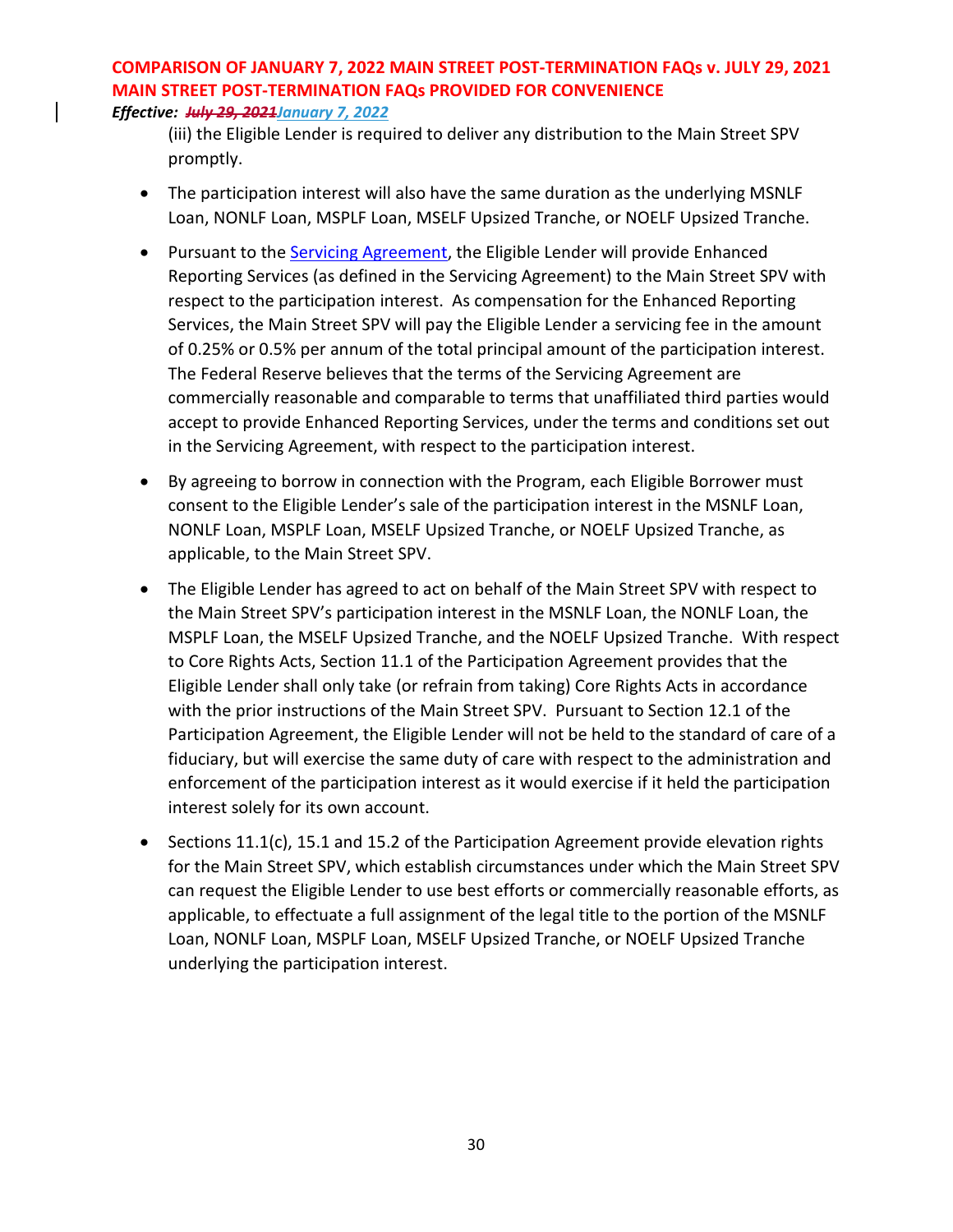(iii) the Eligible Lender is required to deliver any distribution to the Main Street SPV promptly.

- The participation interest will also have the same duration as the underlying MSNLF Loan, NONLF Loan, MSPLF Loan, MSELF Upsized Tranche, or NOELF Upsized Tranche.
- Pursuant to the Servicing Agreement, the Eligible Lender will provide Enhanced Reporting Services (as defined in the Servicing Agreement) to the Main Street SPV with respect to the participation interest. As compensation for the Enhanced Reporting Services, the Main Street SPV will pay the Eligible Lender a servicing fee in the amount of 0.25% or 0.5% per annum of the total principal amount of the participation interest. The Federal Reserve believes that the terms of the Servicing Agreement are commercially reasonable and comparable to terms that unaffiliated third parties would accept to provide Enhanced Reporting Services, under the terms and conditions set out in the Servicing Agreement, with respect to the participation interest.
- By agreeing to borrow in connection with the Program, each Eligible Borrower must consent to the Eligible Lender's sale of the participation interest in the MSNLF Loan, NONLF Loan, MSPLF Loan, MSELF Upsized Tranche, or NOELF Upsized Tranche, as applicable, to the Main Street SPV.
- The Eligible Lender has agreed to act on behalf of the Main Street SPV with respect to the Main Street SPV's participation interest in the MSNLF Loan, the NONLF Loan, the MSPLF Loan, the MSELF Upsized Tranche, and the NOELF Upsized Tranche. With respect to Core Rights Acts, Section 11.1 of the Participation Agreement provides that the Eligible Lender shall only take (or refrain from taking) Core Rights Acts in accordance with the prior instructions of the Main Street SPV. Pursuant to Section 12.1 of the Participation Agreement, the Eligible Lender will not be held to the standard of care of a fiduciary, but will exercise the same duty of care with respect to the administration and enforcement of the participation interest as it would exercise if it held the participation interest solely for its own account.
- Sections 11.1(c), 15.1 and 15.2 of the Participation Agreement provide elevation rights for the Main Street SPV, which establish circumstances under which the Main Street SPV can request the Eligible Lender to use best efforts or commercially reasonable efforts, as applicable, to effectuate a full assignment of the legal title to the portion of the MSNLF Loan, NONLF Loan, MSPLF Loan, MSELF Upsized Tranche, or NOELF Upsized Tranche underlying the participation interest.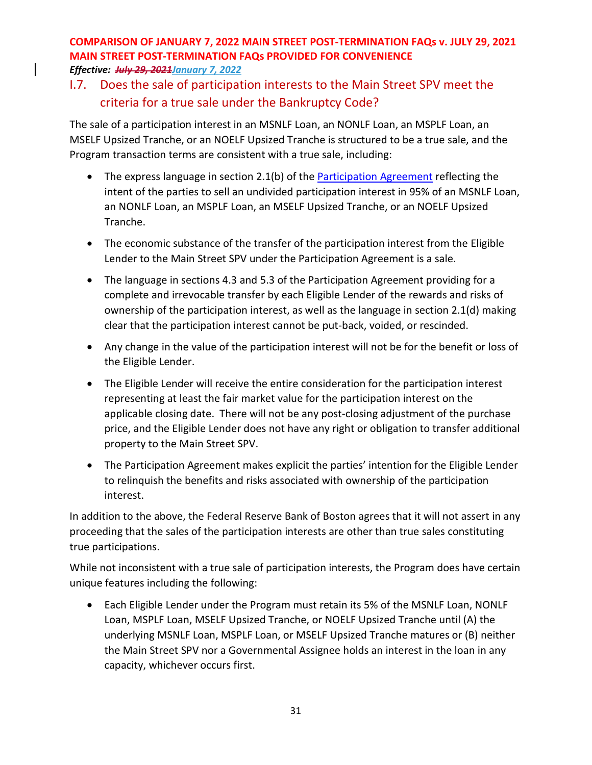## I.7. Does the sale of participation interests to the Main Street SPV meet the criteria for a true sale under the Bankruptcy Code?

The sale of a participation interest in an MSNLF Loan, an NONLF Loan, an MSPLF Loan, an MSELF Upsized Tranche, or an NOELF Upsized Tranche is structured to be a true sale, and the Program transaction terms are consistent with a true sale, including:

- The express language in section 2.1(b) of the Participation Agreement reflecting the intent of the parties to sell an undivided participation interest in 95% of an MSNLF Loan, an NONLF Loan, an MSPLF Loan, an MSELF Upsized Tranche, or an NOELF Upsized Tranche.
- The economic substance of the transfer of the participation interest from the Eligible Lender to the Main Street SPV under the Participation Agreement is a sale.
- The language in sections 4.3 and 5.3 of the Participation Agreement providing for a complete and irrevocable transfer by each Eligible Lender of the rewards and risks of ownership of the participation interest, as well as the language in section 2.1(d) making clear that the participation interest cannot be put-back, voided, or rescinded.
- Any change in the value of the participation interest will not be for the benefit or loss of the Eligible Lender.
- The Eligible Lender will receive the entire consideration for the participation interest representing at least the fair market value for the participation interest on the applicable closing date. There will not be any post-closing adjustment of the purchase price, and the Eligible Lender does not have any right or obligation to transfer additional property to the Main Street SPV.
- The Participation Agreement makes explicit the parties' intention for the Eligible Lender to relinquish the benefits and risks associated with ownership of the participation interest.

In addition to the above, the Federal Reserve Bank of Boston agrees that it will not assert in any proceeding that the sales of the participation interests are other than true sales constituting true participations.

While not inconsistent with a true sale of participation interests, the Program does have certain unique features including the following:

- Each Eligible Lender under the Program must retain its 5% of the MSNLF Loan, NONLF Loan, MSPLF Loan, MSELF Upsized Tranche, or NOELF Upsized Tranche until (A) the underlying MSNLF Loan, MSPLF Loan, or MSELF Upsized Tranche matures or (B) neither the Main Street SPV nor a Governmental Assignee holds an interest in the loan in any capacity, whichever occurs first.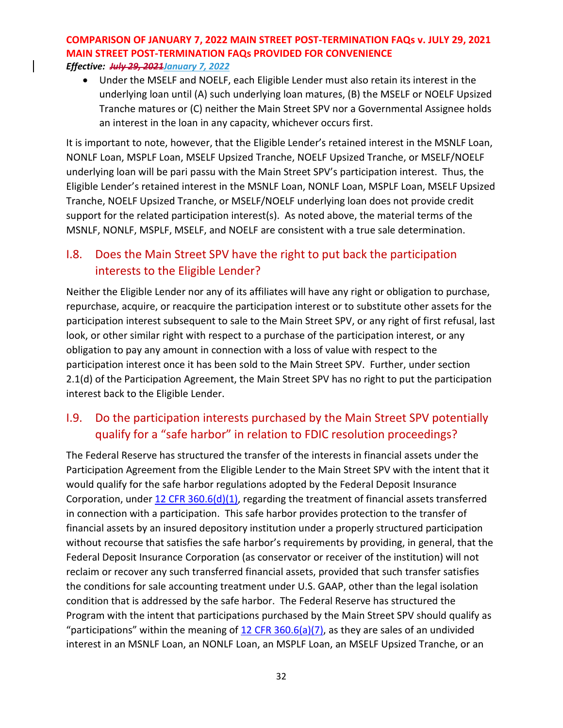- Under the MSELF and NOELF, each Eligible Lender must also retain its interest in the underlying loan until (A) such underlying loan matures, (B) the MSELF or NOELF Upsized Tranche matures or (C) neither the Main Street SPV nor a Governmental Assignee holds an interest in the loan in any capacity, whichever occurs first.

It is important to note, however, that the Eligible Lender's retained interest in the MSNLF Loan, NONLF Loan, MSPLF Loan, MSELF Upsized Tranche, NOELF Upsized Tranche, or MSELF/NOELF underlying loan will be pari passu with the Main Street SPV's participation interest. Thus, the Eligible Lender's retained interest in the MSNLF Loan, NONLF Loan, MSPLF Loan, MSELF Upsized Tranche, NOELF Upsized Tranche, or MSELF/NOELF underlying loan does not provide credit support for the related participation interest(s). As noted above, the material terms of the MSNLF, NONLF, MSPLF, MSELF, and NOELF are consistent with a true sale determination.

## I.8. Does the Main Street SPV have the right to put back the participation interests to the Eligible Lender?

Neither the Eligible Lender nor any of its affiliates will have any right or obligation to purchase, repurchase, acquire, or reacquire the participation interest or to substitute other assets for the participation interest subsequent to sale to the Main Street SPV, or any right of first refusal, last look, or other similar right with respect to a purchase of the participation interest, or any obligation to pay any amount in connection with a loss of value with respect to the participation interest once it has been sold to the Main Street SPV. Further, under section 2.1(d) of the Participation Agreement, the Main Street SPV has no right to put the participation interest back to the Eligible Lender.

## I.9. Do the participation interests purchased by the Main Street SPV potentially qualify for a "safe harbor" in relation to FDIC resolution proceedings?

The Federal Reserve has structured the transfer of the interests in financial assets under the Participation Agreement from the Eligible Lender to the Main Street SPV with the intent that it would qualify for the safe harbor regulations adopted by the Federal Deposit Insurance Corporation, under 12 CFR 360.6(d)(1), regarding the treatment of financial assets transferred in connection with a participation. This safe harbor provides protection to the transfer of financial assets by an insured depository institution under a properly structured participation without recourse that satisfies the safe harbor's requirements by providing, in general, that the Federal Deposit Insurance Corporation (as conservator or receiver of the institution) will not reclaim or recover any such transferred financial assets, provided that such transfer satisfies the conditions for sale accounting treatment under U.S. GAAP, other than the legal isolation condition that is addressed by the safe harbor. The Federal Reserve has structured the Program with the intent that participations purchased by the Main Street SPV should qualify as "participations" within the meaning of 12 CFR 360.6(a)(7), as they are sales of an undivided interest in an MSNLF Loan, an NONLF Loan, an MSPLF Loan, an MSELF Upsized Tranche, or an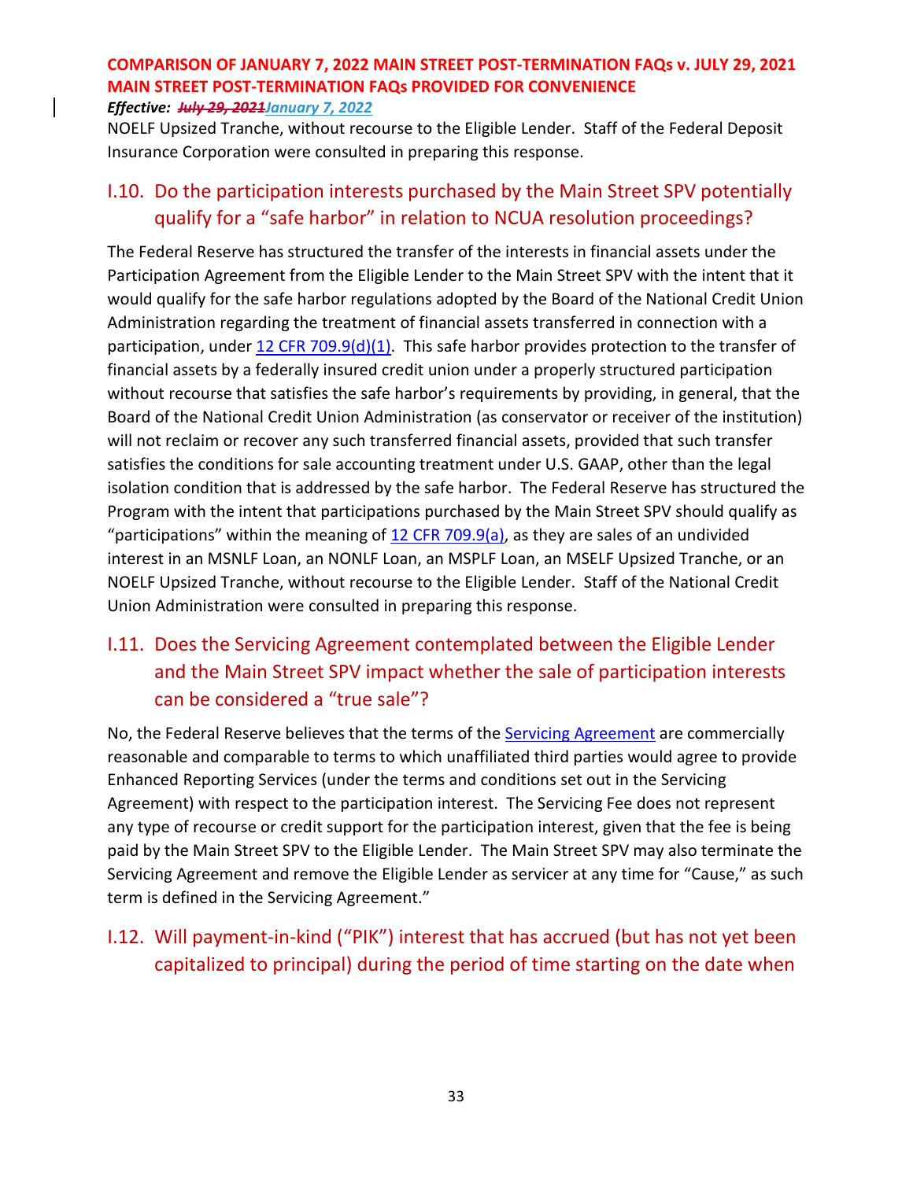NOELF Upsized Tranche, without recourse to the Eligible Lender. Staff of the Federal Deposit Insurance Corporation were consulted in preparing this response.

## I.10. Do the participation interests purchased by the Main Street SPV potentially qualify for a "safe harbor" in relation to NCUA resolution proceedings?

The Federal Reserve has structured the transfer of the interests in financial assets under the Participation Agreement from the Eligible Lender to the Main Street SPV with the intent that it would qualify for the safe harbor regulations adopted by the Board of the National Credit Union Administration regarding the treatment of financial assets transferred in connection with a participation, under 12 CFR 709.9(d)(1). This safe harbor provides protection to the transfer of financial assets by a federally insured credit union under a properly structured participation without recourse that satisfies the safe harbor's requirements by providing, in general, that the Board of the National Credit Union Administration (as conservator or receiver of the institution) will not reclaim or recover any such transferred financial assets, provided that such transfer satisfies the conditions for sale accounting treatment under U.S. GAAP, other than the legal isolation condition that is addressed by the safe harbor. The Federal Reserve has structured the Program with the intent that participations purchased by the Main Street SPV should qualify as "participations" within the meaning of 12 CFR 709.9(a), as they are sales of an undivided interest in an MSNLF Loan, an NONLF Loan, an MSPLF Loan, an MSELF Upsized Tranche, or an NOELF Upsized Tranche, without recourse to the Eligible Lender. Staff of the National Credit Union Administration were consulted in preparing this response.

## I.11. Does the Servicing Agreement contemplated between the Eligible Lender and the Main Street SPV impact whether the sale of participation interests can be considered a "true sale"?

No, the Federal Reserve believes that the terms of the Servicing Agreement are commercially reasonable and comparable to terms to which unaffiliated third parties would agree to provide Enhanced Reporting Services (under the terms and conditions set out in the Servicing Agreement) with respect to the participation interest. The Servicing Fee does not represent any type of recourse or credit support for the participation interest, given that the fee is being paid by the Main Street SPV to the Eligible Lender. The Main Street SPV may also terminate the Servicing Agreement and remove the Eligible Lender as servicer at any time for "Cause," as such term is defined in the Servicing Agreement."

## I.12. Will payment-in-kind ("PIK") interest that has accrued (but has not yet been capitalized to principal) during the period of time starting on the date when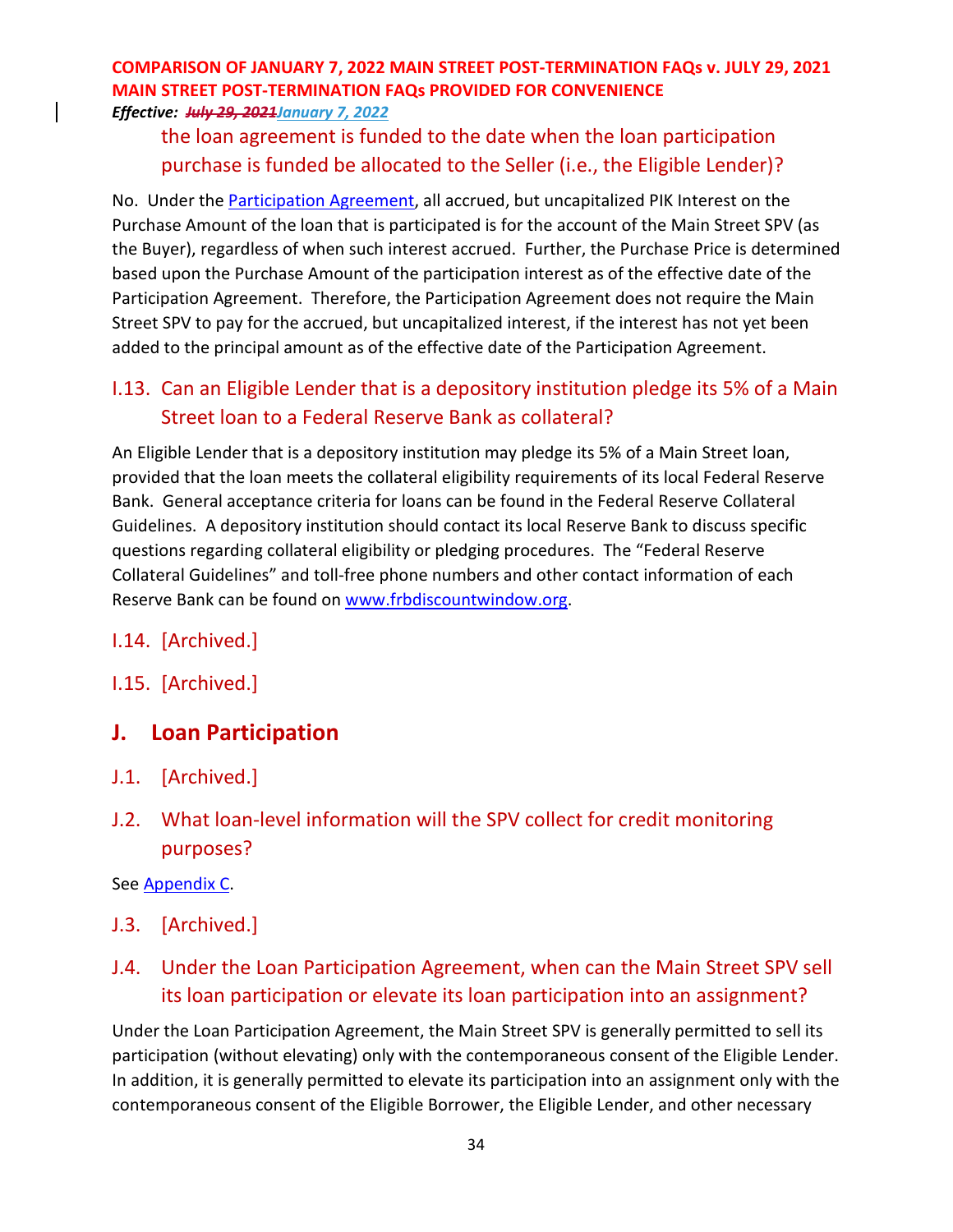the loan agreement is funded to the date when the loan participation purchase is funded be allocated to the Seller (i.e., the Eligible Lender)?

No. Under the Participation Agreement, all accrued, but uncapitalized PIK Interest on the Purchase Amount of the loan that is participated is for the account of the Main Street SPV (as the Buyer), regardless of when such interest accrued. Further, the Purchase Price is determined based upon the Purchase Amount of the participation interest as of the effective date of the Participation Agreement. Therefore, the Participation Agreement does not require the Main Street SPV to pay for the accrued, but uncapitalized interest, if the interest has not yet been added to the principal amount as of the effective date of the Participation Agreement.

### I.13. Can an Eligible Lender that is a depository institution pledge its 5% of a Main Street loan to a Federal Reserve Bank as collateral?

An Eligible Lender that is a depository institution may pledge its 5% of a Main Street loan, provided that the loan meets the collateral eligibility requirements of its local Federal Reserve Bank. General acceptance criteria for loans can be found in the Federal Reserve Collateral Guidelines. A depository institution should contact its local Reserve Bank to discuss specific questions regarding collateral eligibility or pledging procedures. The "Federal Reserve Collateral Guidelines" and toll-free phone numbers and other contact information of each Reserve Bank can be found on www.frbdiscountwindow.org.

### I.14. [Archived.]

### I.15. [Archived.]

## J. Loan Participation

### J.1. [Archived.]

### J.2. What loan-level information will the SPV collect for credit monitoring purposes?

See Appendix C.

### J.3. [Archived.]

### J.4. Under the Loan Participation Agreement, when can the Main Street SPV sell its loan participation or elevate its loan participation into an assignment?

Under the Loan Participation Agreement, the Main Street SPV is generally permitted to sell its participation (without elevating) only with the contemporaneous consent of the Eligible Lender. In addition, it is generally permitted to elevate its participation into an assignment only with the contemporaneous consent of the Eligible Borrower, the Eligible Lender, and other necessary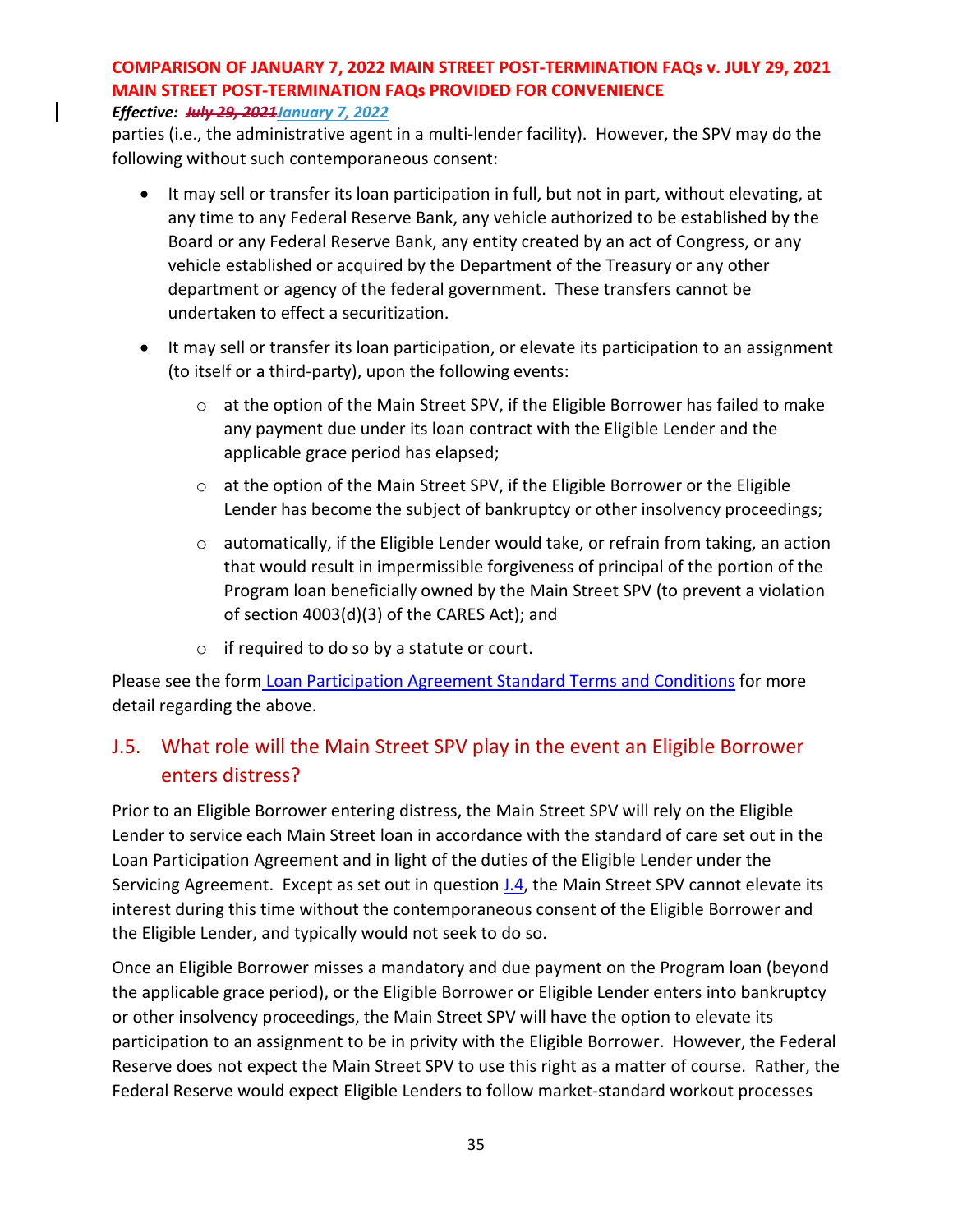parties (i.e., the administrative agent in a multi-lender facility). However, the SPV may do the following without such contemporaneous consent:

- It may sell or transfer its loan participation in full, but not in part, without elevating, at any time to any Federal Reserve Bank, any vehicle authorized to be established by the Board or any Federal Reserve Bank, any entity created by an act of Congress, or any vehicle established or acquired by the Department of the Treasury or any other department or agency of the federal government. These transfers cannot be undertaken to effect a securitization.
- It may sell or transfer its loan participation, or elevate its participation to an assignment (to itself or a third-party), upon the following events:
  - at the option of the Main Street SPV, if the Eligible Borrower has failed to make any payment due under its loan contract with the Eligible Lender and the applicable grace period has elapsed;
  - at the option of the Main Street SPV, if the Eligible Borrower or the Eligible Lender has become the subject of bankruptcy or other insolvency proceedings;
  - automatically, if the Eligible Lender would take, or refrain from taking, an action that would result in impermissible forgiveness of principal of the portion of the Program loan beneficially owned by the Main Street SPV (to prevent a violation of section 4003(d)(3) of the CARES Act); and
  - if required to do so by a statute or court.

Please see the form Loan Participation Agreement Standard Terms and Conditions for more detail regarding the above.

## J.5. What role will the Main Street SPV play in the event an Eligible Borrower enters distress?

Prior to an Eligible Borrower entering distress, the Main Street SPV will rely on the Eligible Lender to service each Main Street loan in accordance with the standard of care set out in the Loan Participation Agreement and in light of the duties of the Eligible Lender under the Servicing Agreement. Except as set out in question J.4, the Main Street SPV cannot elevate its interest during this time without the contemporaneous consent of the Eligible Borrower and the Eligible Lender, and typically would not seek to do so.

Once an Eligible Borrower misses a mandatory and due payment on the Program loan (beyond the applicable grace period), or the Eligible Borrower or Eligible Lender enters into bankruptcy or other insolvency proceedings, the Main Street SPV will have the option to elevate its participation to an assignment to be in privity with the Eligible Borrower. However, the Federal Reserve does not expect the Main Street SPV to use this right as a matter of course. Rather, the Federal Reserve would expect Eligible Lenders to follow market-standard workout processes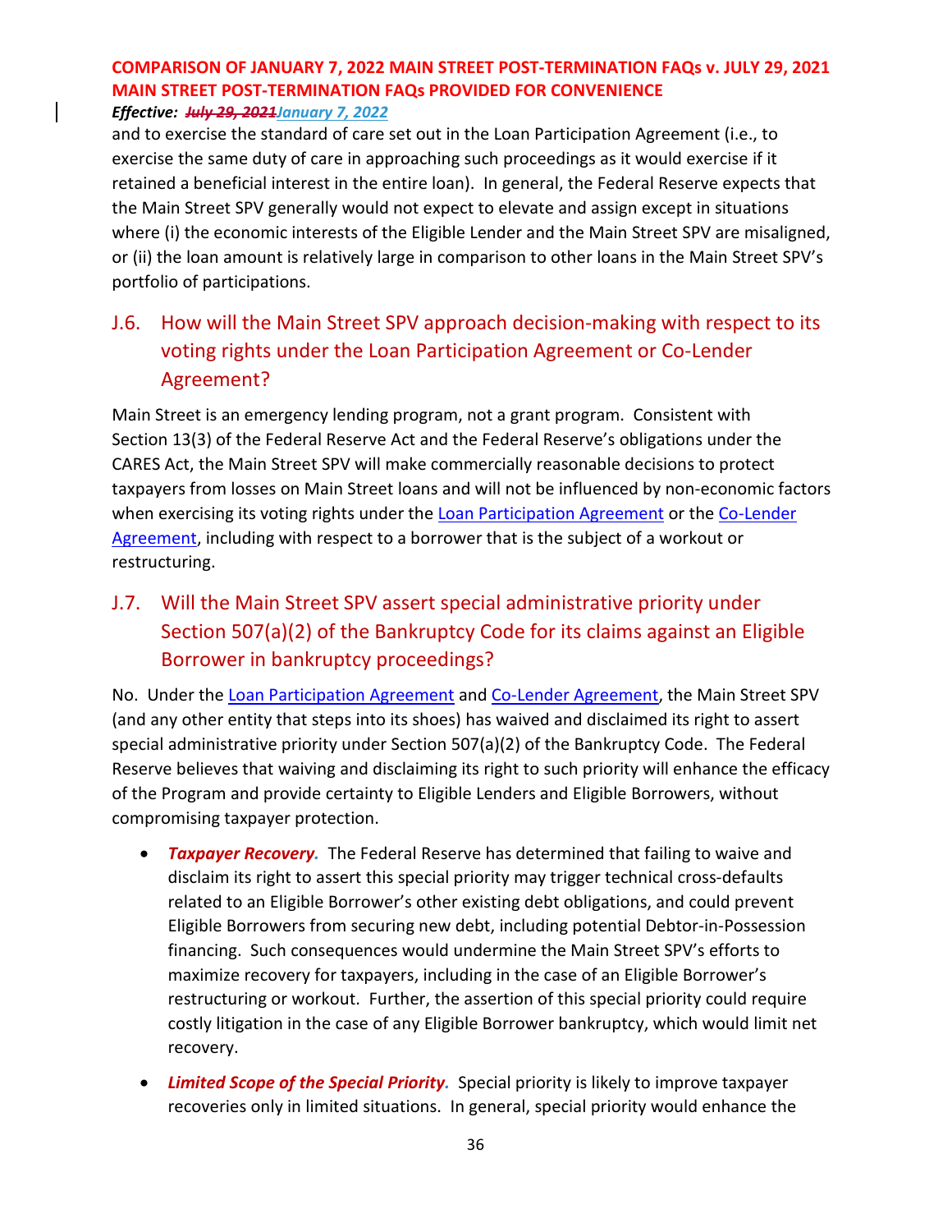and to exercise the standard of care set out in the Loan Participation Agreement (i.e., to exercise the same duty of care in approaching such proceedings as it would exercise if it retained a beneficial interest in the entire loan). In general, the Federal Reserve expects that the Main Street SPV generally would not expect to elevate and assign except in situations where (i) the economic interests of the Eligible Lender and the Main Street SPV are misaligned, or (ii) the loan amount is relatively large in comparison to other loans in the Main Street SPV's portfolio of participations.

## J.6. How will the Main Street SPV approach decision-making with respect to its voting rights under the Loan Participation Agreement or Co-Lender Agreement?

Main Street is an emergency lending program, not a grant program. Consistent with Section 13(3) of the Federal Reserve Act and the Federal Reserve's obligations under the CARES Act, the Main Street SPV will make commercially reasonable decisions to protect taxpayers from losses on Main Street loans and will not be influenced by non-economic factors when exercising its voting rights under the Loan Participation Agreement or the Co-Lender Agreement, including with respect to a borrower that is the subject of a workout or restructuring.

## J.7. Will the Main Street SPV assert special administrative priority under Section 507(a)(2) of the Bankruptcy Code for its claims against an Eligible Borrower in bankruptcy proceedings?

No. Under the Loan Participation Agreement and Co-Lender Agreement, the Main Street SPV (and any other entity that steps into its shoes) has waived and disclaimed its right to assert special administrative priority under Section 507(a)(2) of the Bankruptcy Code. The Federal Reserve believes that waiving and disclaiming its right to such priority will enhance the efficacy of the Program and provide certainty to Eligible Lenders and Eligible Borrowers, without compromising taxpayer protection.

- ***Taxpayer Recovery.*** The Federal Reserve has determined that failing to waive and disclaim its right to assert this special priority may trigger technical cross-defaults related to an Eligible Borrower's other existing debt obligations, and could prevent Eligible Borrowers from securing new debt, including potential Debtor-in-Possession financing. Such consequences would undermine the Main Street SPV's efforts to maximize recovery for taxpayers, including in the case of an Eligible Borrower's restructuring or workout. Further, the assertion of this special priority could require costly litigation in the case of any Eligible Borrower bankruptcy, which would limit net recovery.
- ***Limited Scope of the Special Priority.*** Special priority is likely to improve taxpayer recoveries only in limited situations. In general, special priority would enhance the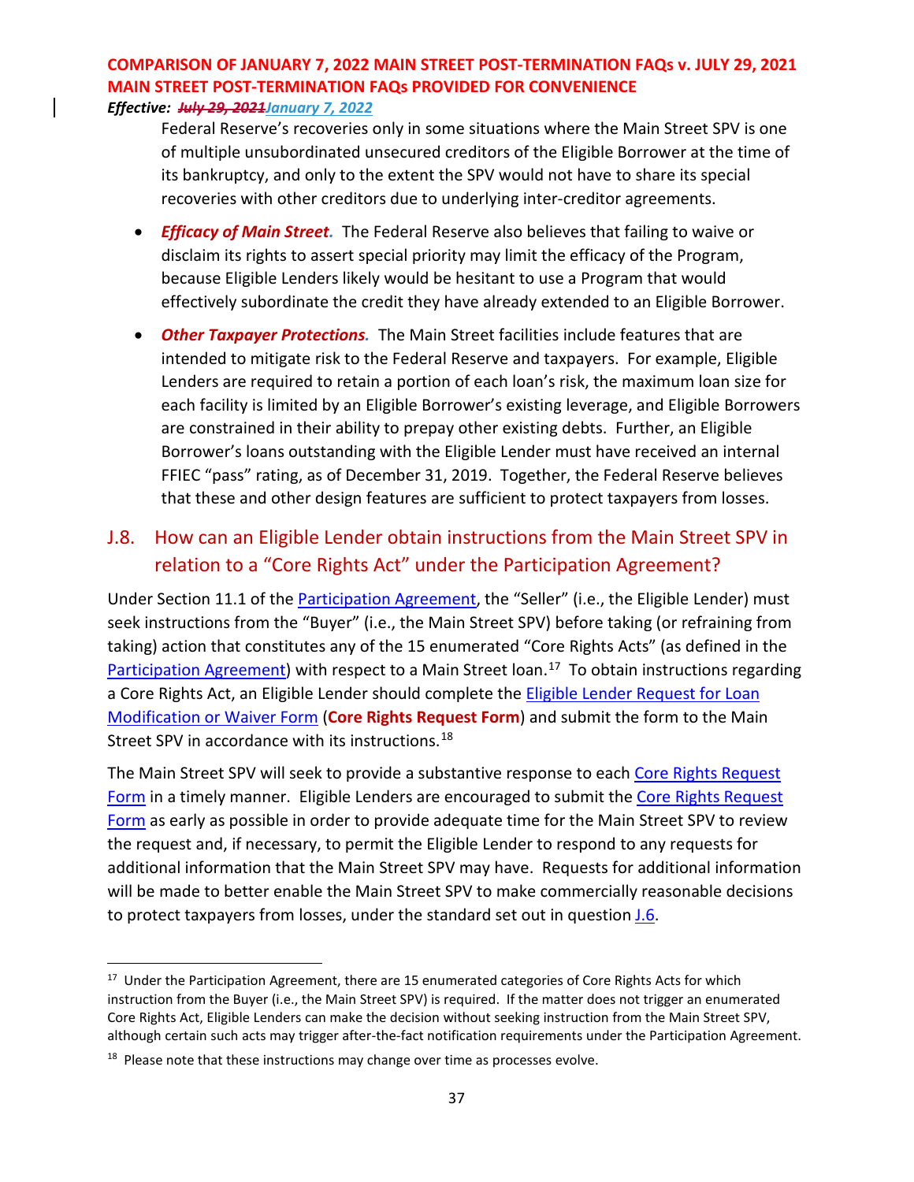Federal Reserve's recoveries only in some situations where the Main Street SPV is one of multiple unsubordinated unsecured creditors of the Eligible Borrower at the time of its bankruptcy, and only to the extent the SPV would not have to share its special recoveries with other creditors due to underlying inter-creditor agreements.

- ***Efficacy of Main Street.*** The Federal Reserve also believes that failing to waive or disclaim its rights to assert special priority may limit the efficacy of the Program, because Eligible Lenders likely would be hesitant to use a Program that would effectively subordinate the credit they have already extended to an Eligible Borrower.

- ***Other Taxpayer Protections.*** The Main Street facilities include features that are intended to mitigate risk to the Federal Reserve and taxpayers. For example, Eligible Lenders are required to retain a portion of each loan's risk, the maximum loan size for each facility is limited by an Eligible Borrower's existing leverage, and Eligible Borrowers are constrained in their ability to prepay other existing debts. Further, an Eligible Borrower's loans outstanding with the Eligible Lender must have received an internal FFIEC "pass" rating, as of December 31, 2019. Together, the Federal Reserve believes that these and other design features are sufficient to protect taxpayers from losses.

## J.8. How can an Eligible Lender obtain instructions from the Main Street SPV in relation to a "Core Rights Act" under the Participation Agreement?

Under Section 11.1 of the Participation Agreement, the "Seller" (i.e., the Eligible Lender) must seek instructions from the "Buyer" (i.e., the Main Street SPV) before taking (or refraining from taking) action that constitutes any of the 15 enumerated "Core Rights Acts" (as defined in the Participation Agreement) with respect to a Main Street loan.[17] To obtain instructions regarding a Core Rights Act, an Eligible Lender should complete the Eligible Lender Request for Loan Modification or Waiver Form (**Core Rights Request Form**) and submit the form to the Main Street SPV in accordance with its instructions.[18]

The Main Street SPV will seek to provide a substantive response to each Core Rights Request Form in a timely manner. Eligible Lenders are encouraged to submit the Core Rights Request Form as early as possible in order to provide adequate time for the Main Street SPV to review the request and, if necessary, to permit the Eligible Lender to respond to any requests for additional information that the Main Street SPV may have. Requests for additional information will be made to better enable the Main Street SPV to make commercially reasonable decisions to protect taxpayers from losses, under the standard set out in question J.6.

---

[17] Under the Participation Agreement, there are 15 enumerated categories of Core Rights Acts for which instruction from the Buyer (i.e., the Main Street SPV) is required. If the matter does not trigger an enumerated Core Rights Act, Eligible Lenders can make the decision without seeking instruction from the Main Street SPV, although certain such acts may trigger after-the-fact notification requirements under the Participation Agreement.

[18] Please note that these instructions may change over time as processes evolve.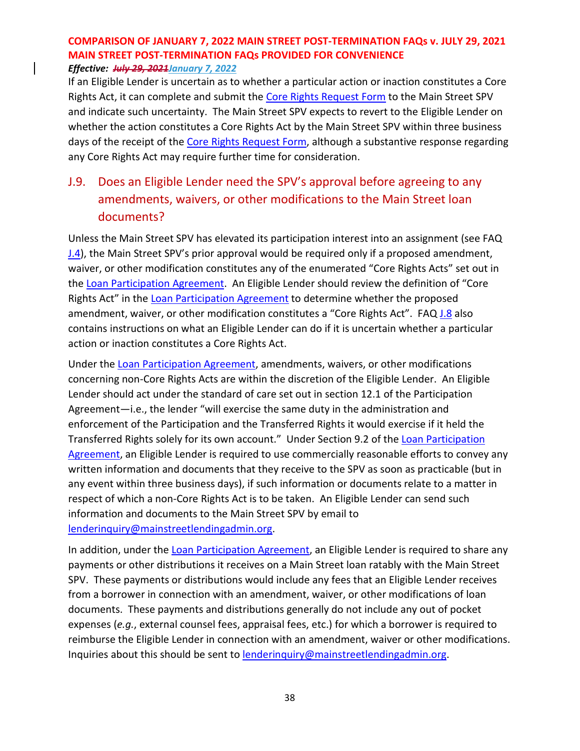If an Eligible Lender is uncertain as to whether a particular action or inaction constitutes a Core Rights Act, it can complete and submit the Core Rights Request Form to the Main Street SPV and indicate such uncertainty. The Main Street SPV expects to revert to the Eligible Lender on whether the action constitutes a Core Rights Act by the Main Street SPV within three business days of the receipt of the Core Rights Request Form, although a substantive response regarding any Core Rights Act may require further time for consideration.

## J.9. Does an Eligible Lender need the SPV's approval before agreeing to any amendments, waivers, or other modifications to the Main Street loan documents?

Unless the Main Street SPV has elevated its participation interest into an assignment (see FAQ J.4), the Main Street SPV's prior approval would be required only if a proposed amendment, waiver, or other modification constitutes any of the enumerated "Core Rights Acts" set out in the Loan Participation Agreement. An Eligible Lender should review the definition of "Core Rights Act" in the Loan Participation Agreement to determine whether the proposed amendment, waiver, or other modification constitutes a "Core Rights Act". FAQ J.8 also contains instructions on what an Eligible Lender can do if it is uncertain whether a particular action or inaction constitutes a Core Rights Act.

Under the Loan Participation Agreement, amendments, waivers, or other modifications concerning non-Core Rights Acts are within the discretion of the Eligible Lender. An Eligible Lender should act under the standard of care set out in section 12.1 of the Participation Agreement—i.e., the lender "will exercise the same duty in the administration and enforcement of the Participation and the Transferred Rights it would exercise if it held the Transferred Rights solely for its own account." Under Section 9.2 of the Loan Participation Agreement, an Eligible Lender is required to use commercially reasonable efforts to convey any written information and documents that they receive to the SPV as soon as practicable (but in any event within three business days), if such information or documents relate to a matter in respect of which a non-Core Rights Act is to be taken. An Eligible Lender can send such information and documents to the Main Street SPV by email to lenderinquiry@mainstreetlendingadmin.org.

In addition, under the Loan Participation Agreement, an Eligible Lender is required to share any payments or other distributions it receives on a Main Street loan ratably with the Main Street SPV. These payments or distributions would include any fees that an Eligible Lender receives from a borrower in connection with an amendment, waiver, or other modifications of loan documents. These payments and distributions generally do not include any out of pocket expenses (*e.g.*, external counsel fees, appraisal fees, etc.) for which a borrower is required to reimburse the Eligible Lender in connection with an amendment, waiver or other modifications. Inquiries about this should be sent to lenderinquiry@mainstreetlendingadmin.org.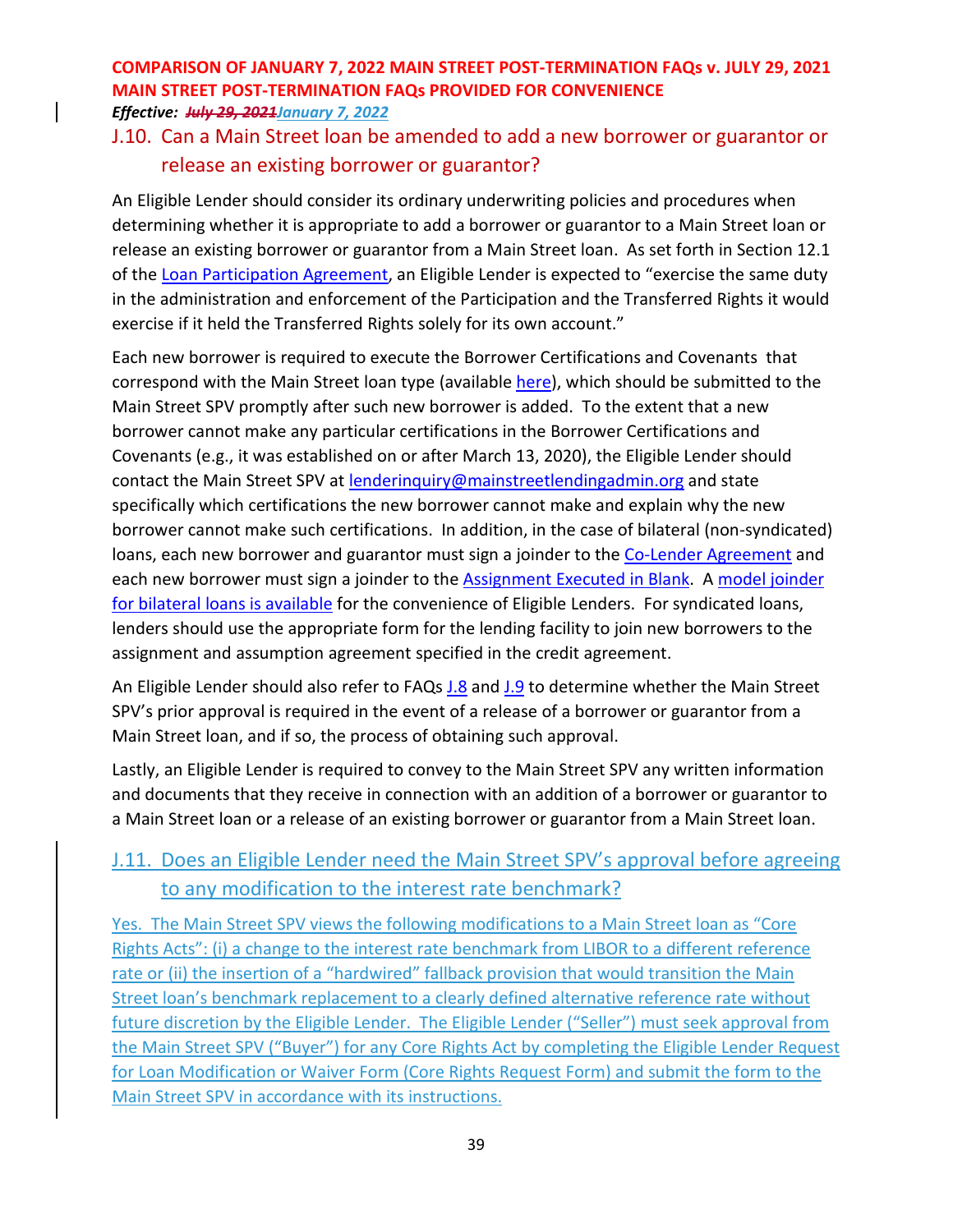## J.10. Can a Main Street loan be amended to add a new borrower or guarantor or release an existing borrower or guarantor?

An Eligible Lender should consider its ordinary underwriting policies and procedures when determining whether it is appropriate to add a borrower or guarantor to a Main Street loan or release an existing borrower or guarantor from a Main Street loan. As set forth in Section 12.1 of the Loan Participation Agreement, an Eligible Lender is expected to "exercise the same duty in the administration and enforcement of the Participation and the Transferred Rights it would exercise if it held the Transferred Rights solely for its own account."

Each new borrower is required to execute the Borrower Certifications and Covenants that correspond with the Main Street loan type (available here), which should be submitted to the Main Street SPV promptly after such new borrower is added. To the extent that a new borrower cannot make any particular certifications in the Borrower Certifications and Covenants (e.g., it was established on or after March 13, 2020), the Eligible Lender should contact the Main Street SPV at lenderinquiry@mainstreetlendingadmin.org and state specifically which certifications the new borrower cannot make and explain why the new borrower cannot make such certifications. In addition, in the case of bilateral (non-syndicated) loans, each new borrower and guarantor must sign a joinder to the Co-Lender Agreement and each new borrower must sign a joinder to the Assignment Executed in Blank. A model joinder for bilateral loans is available for the convenience of Eligible Lenders. For syndicated loans, lenders should use the appropriate form for the lending facility to join new borrowers to the assignment and assumption agreement specified in the credit agreement.

An Eligible Lender should also refer to FAQs J.8 and J.9 to determine whether the Main Street SPV's prior approval is required in the event of a release of a borrower or guarantor from a Main Street loan, and if so, the process of obtaining such approval.

Lastly, an Eligible Lender is required to convey to the Main Street SPV any written information and documents that they receive in connection with an addition of a borrower or guarantor to a Main Street loan or a release of an existing borrower or guarantor from a Main Street loan.

## J.11. Does an Eligible Lender need the Main Street SPV's approval before agreeing to any modification to the interest rate benchmark?

Yes. The Main Street SPV views the following modifications to a Main Street loan as "Core Rights Acts": (i) a change to the interest rate benchmark from LIBOR to a different reference rate or (ii) the insertion of a "hardwired" fallback provision that would transition the Main Street loan's benchmark replacement to a clearly defined alternative reference rate without future discretion by the Eligible Lender. The Eligible Lender ("Seller") must seek approval from the Main Street SPV ("Buyer") for any Core Rights Act by completing the Eligible Lender Request for Loan Modification or Waiver Form (Core Rights Request Form) and submit the form to the Main Street SPV in accordance with its instructions.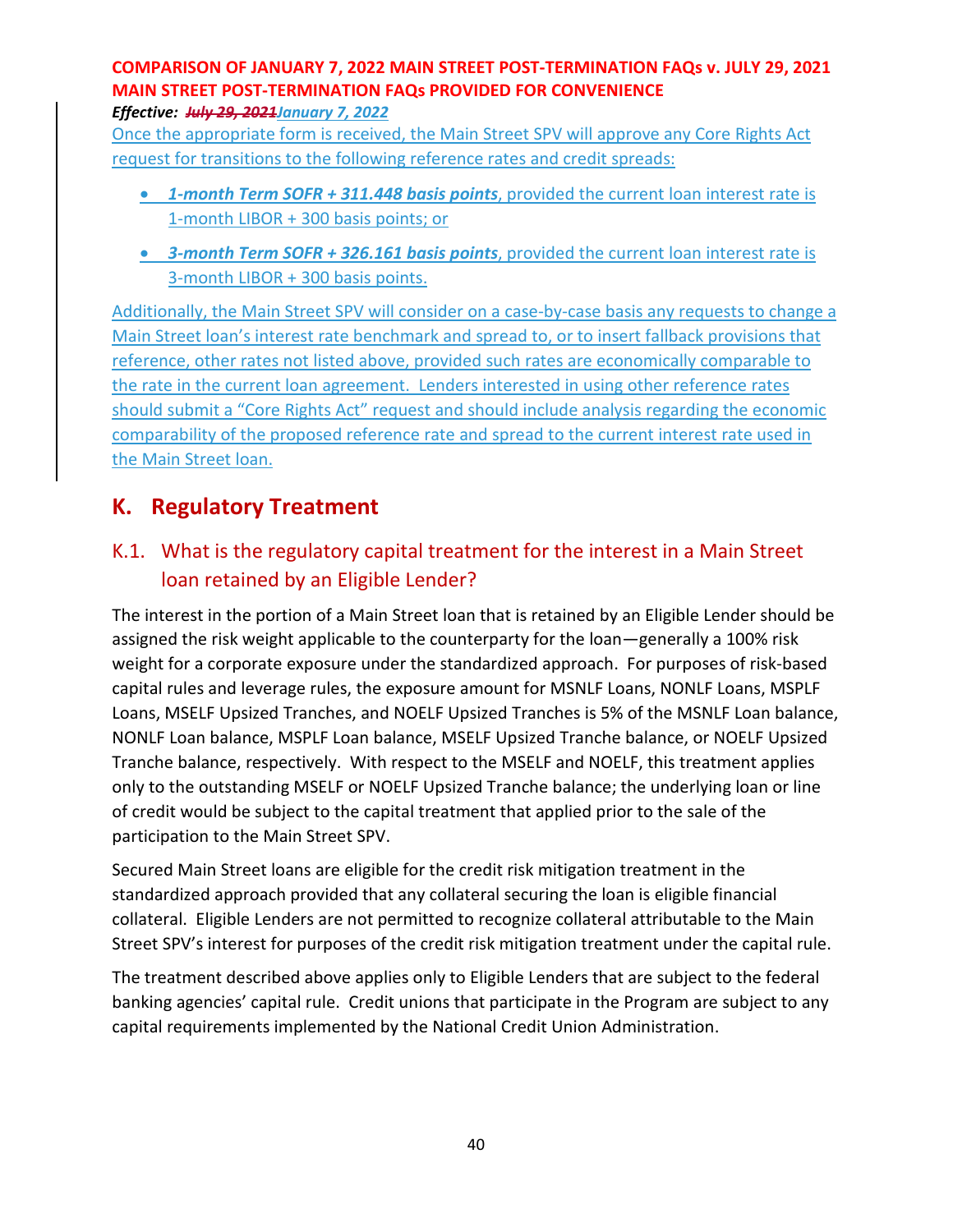**COMPARISON OF JANUARY 7, 2022 MAIN STREET POST-TERMINATION FAQs v. JULY 29, 2021 MAIN STREET POST-TERMINATION FAQs PROVIDED FOR CONVENIENCE**

***Effective:*** ~~***July 29, 2021***~~***January 7, 2022***

Once the appropriate form is received, the Main Street SPV will approve any Core Rights Act request for transitions to the following reference rates and credit spreads:

- ***1-month Term SOFR + 311.448 basis points***, provided the current loan interest rate is 1-month LIBOR + 300 basis points; or
- ***3-month Term SOFR + 326.161 basis points***, provided the current loan interest rate is 3-month LIBOR + 300 basis points.

Additionally, the Main Street SPV will consider on a case-by-case basis any requests to change a Main Street loan's interest rate benchmark and spread to, or to insert fallback provisions that reference, other rates not listed above, provided such rates are economically comparable to the rate in the current loan agreement. Lenders interested in using other reference rates should submit a "Core Rights Act" request and should include analysis regarding the economic comparability of the proposed reference rate and spread to the current interest rate used in the Main Street loan.

## K. Regulatory Treatment

### K.1. What is the regulatory capital treatment for the interest in a Main Street loan retained by an Eligible Lender?

The interest in the portion of a Main Street loan that is retained by an Eligible Lender should be assigned the risk weight applicable to the counterparty for the loan—generally a 100% risk weight for a corporate exposure under the standardized approach. For purposes of risk-based capital rules and leverage rules, the exposure amount for MSNLF Loans, NONLF Loans, MSPLF Loans, MSELF Upsized Tranches, and NOELF Upsized Tranches is 5% of the MSNLF Loan balance, NONLF Loan balance, MSPLF Loan balance, MSELF Upsized Tranche balance, or NOELF Upsized Tranche balance, respectively. With respect to the MSELF and NOELF, this treatment applies only to the outstanding MSELF or NOELF Upsized Tranche balance; the underlying loan or line of credit would be subject to the capital treatment that applied prior to the sale of the participation to the Main Street SPV.

Secured Main Street loans are eligible for the credit risk mitigation treatment in the standardized approach provided that any collateral securing the loan is eligible financial collateral. Eligible Lenders are not permitted to recognize collateral attributable to the Main Street SPV's interest for purposes of the credit risk mitigation treatment under the capital rule.

The treatment described above applies only to Eligible Lenders that are subject to the federal banking agencies' capital rule. Credit unions that participate in the Program are subject to any capital requirements implemented by the National Credit Union Administration.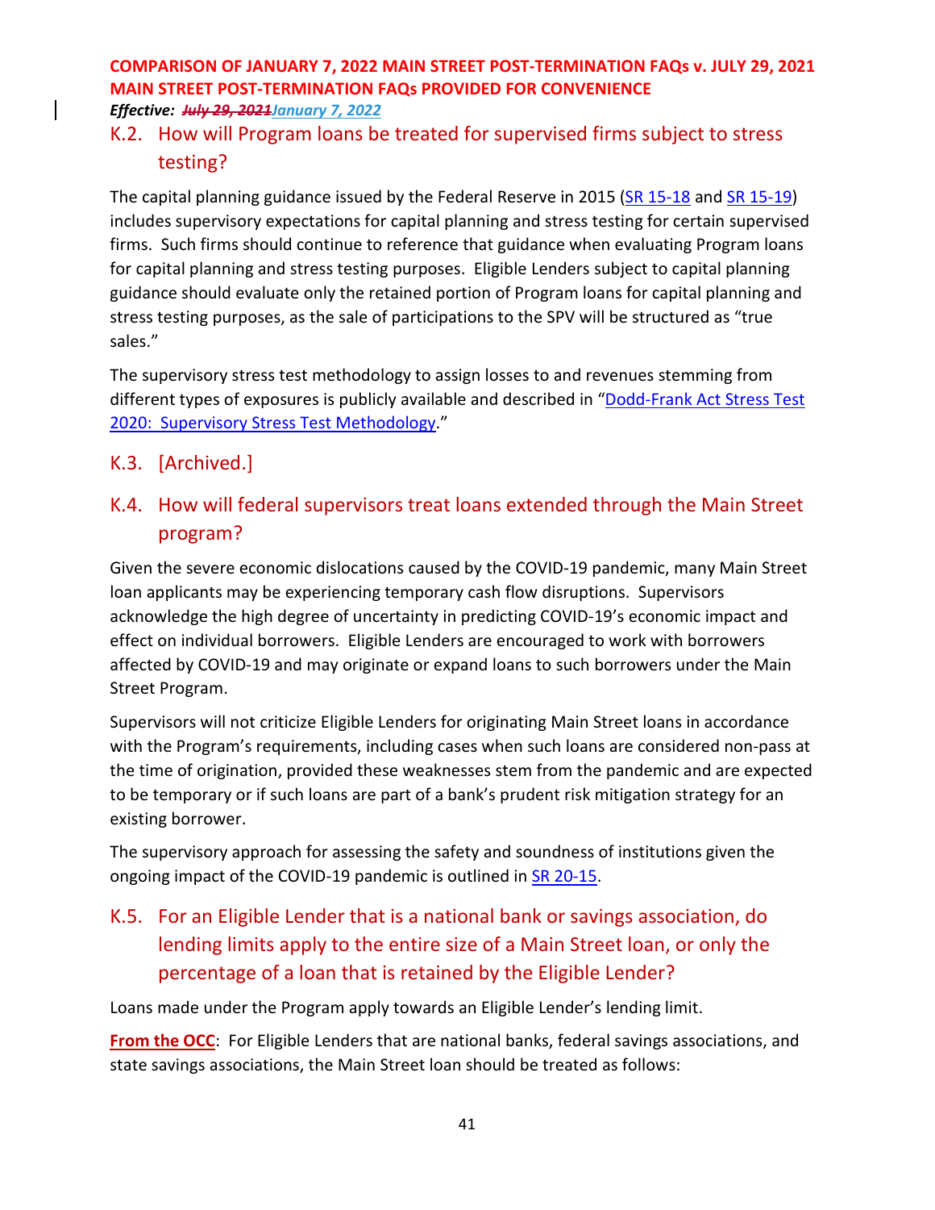## K.2. How will Program loans be treated for supervised firms subject to stress testing?

The capital planning guidance issued by the Federal Reserve in 2015 (SR 15-18 and SR 15-19) includes supervisory expectations for capital planning and stress testing for certain supervised firms. Such firms should continue to reference that guidance when evaluating Program loans for capital planning and stress testing purposes. Eligible Lenders subject to capital planning guidance should evaluate only the retained portion of Program loans for capital planning and stress testing purposes, as the sale of participations to the SPV will be structured as "true sales."

The supervisory stress test methodology to assign losses to and revenues stemming from different types of exposures is publicly available and described in "Dodd-Frank Act Stress Test 2020: Supervisory Stress Test Methodology."

## K.3. [Archived.]

## K.4. How will federal supervisors treat loans extended through the Main Street program?

Given the severe economic dislocations caused by the COVID-19 pandemic, many Main Street loan applicants may be experiencing temporary cash flow disruptions. Supervisors acknowledge the high degree of uncertainty in predicting COVID-19's economic impact and effect on individual borrowers. Eligible Lenders are encouraged to work with borrowers affected by COVID-19 and may originate or expand loans to such borrowers under the Main Street Program.

Supervisors will not criticize Eligible Lenders for originating Main Street loans in accordance with the Program's requirements, including cases when such loans are considered non-pass at the time of origination, provided these weaknesses stem from the pandemic and are expected to be temporary or if such loans are part of a bank's prudent risk mitigation strategy for an existing borrower.

The supervisory approach for assessing the safety and soundness of institutions given the ongoing impact of the COVID-19 pandemic is outlined in SR 20-15.

## K.5. For an Eligible Lender that is a national bank or savings association, do lending limits apply to the entire size of a Main Street loan, or only the percentage of a loan that is retained by the Eligible Lender?

Loans made under the Program apply towards an Eligible Lender's lending limit.

**From the OCC**: For Eligible Lenders that are national banks, federal savings associations, and state savings associations, the Main Street loan should be treated as follows: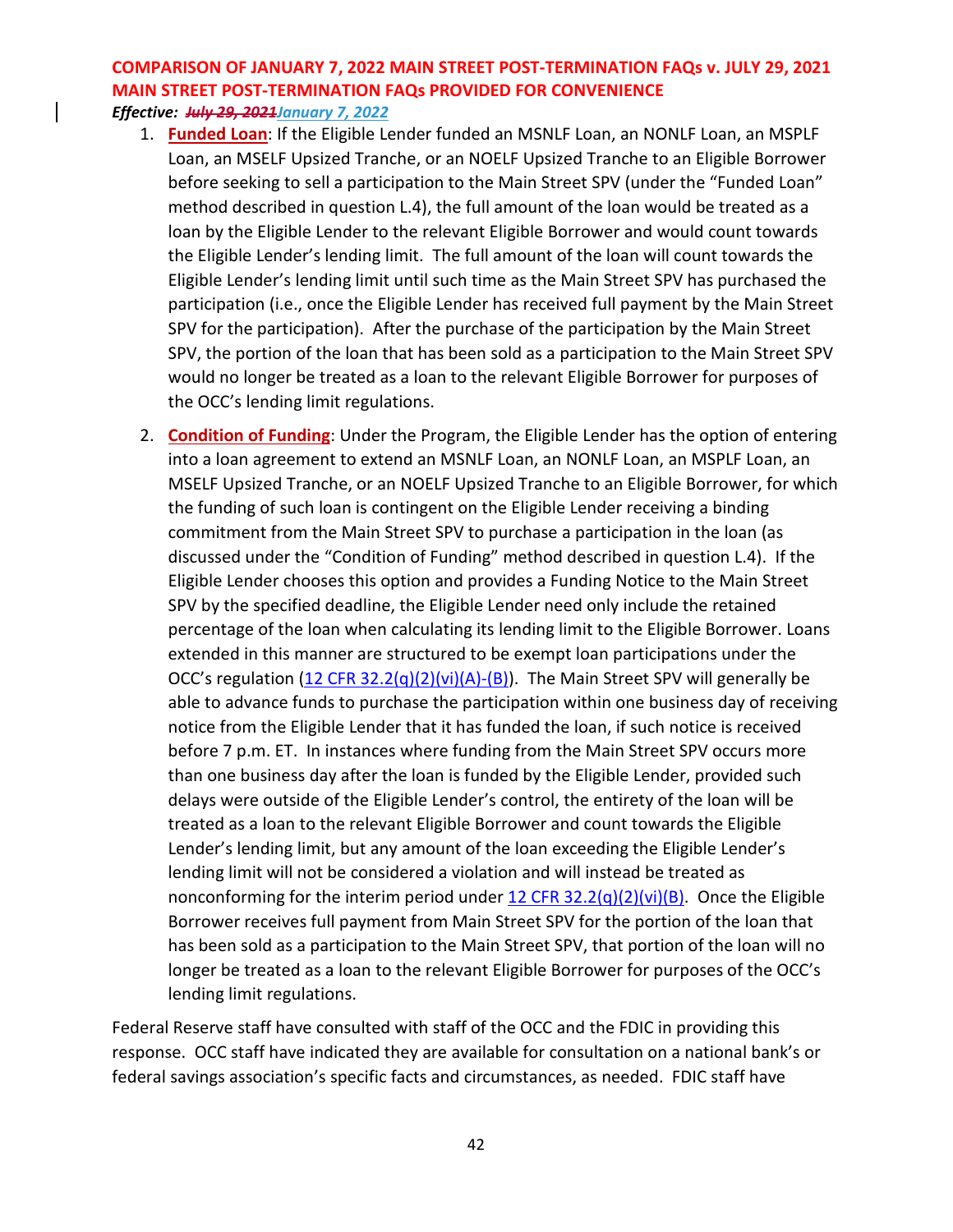1. **Funded Loan**: If the Eligible Lender funded an MSNLF Loan, an NONLF Loan, an MSPLF Loan, an MSELF Upsized Tranche, or an NOELF Upsized Tranche to an Eligible Borrower before seeking to sell a participation to the Main Street SPV (under the "Funded Loan" method described in question L.4), the full amount of the loan would be treated as a loan by the Eligible Lender to the relevant Eligible Borrower and would count towards the Eligible Lender's lending limit. The full amount of the loan will count towards the Eligible Lender's lending limit until such time as the Main Street SPV has purchased the participation (i.e., once the Eligible Lender has received full payment by the Main Street SPV for the participation). After the purchase of the participation by the Main Street SPV, the portion of the loan that has been sold as a participation to the Main Street SPV would no longer be treated as a loan to the relevant Eligible Borrower for purposes of the OCC's lending limit regulations.

2. **Condition of Funding**: Under the Program, the Eligible Lender has the option of entering into a loan agreement to extend an MSNLF Loan, an NONLF Loan, an MSPLF Loan, an MSELF Upsized Tranche, or an NOELF Upsized Tranche to an Eligible Borrower, for which the funding of such loan is contingent on the Eligible Lender receiving a binding commitment from the Main Street SPV to purchase a participation in the loan (as discussed under the "Condition of Funding" method described in question L.4). If the Eligible Lender chooses this option and provides a Funding Notice to the Main Street SPV by the specified deadline, the Eligible Lender need only include the retained percentage of the loan when calculating its lending limit to the Eligible Borrower. Loans extended in this manner are structured to be exempt loan participations under the OCC's regulation (12 CFR 32.2(q)(2)(vi)(A)-(B)). The Main Street SPV will generally be able to advance funds to purchase the participation within one business day of receiving notice from the Eligible Lender that it has funded the loan, if such notice is received before 7 p.m. ET. In instances where funding from the Main Street SPV occurs more than one business day after the loan is funded by the Eligible Lender, provided such delays were outside of the Eligible Lender's control, the entirety of the loan will be treated as a loan to the relevant Eligible Borrower and count towards the Eligible Lender's lending limit, but any amount of the loan exceeding the Eligible Lender's lending limit will not be considered a violation and will instead be treated as nonconforming for the interim period under 12 CFR 32.2(q)(2)(vi)(B). Once the Eligible Borrower receives full payment from Main Street SPV for the portion of the loan that has been sold as a participation to the Main Street SPV, that portion of the loan will no longer be treated as a loan to the relevant Eligible Borrower for purposes of the OCC's lending limit regulations.

Federal Reserve staff have consulted with staff of the OCC and the FDIC in providing this response. OCC staff have indicated they are available for consultation on a national bank's or federal savings association's specific facts and circumstances, as needed. FDIC staff have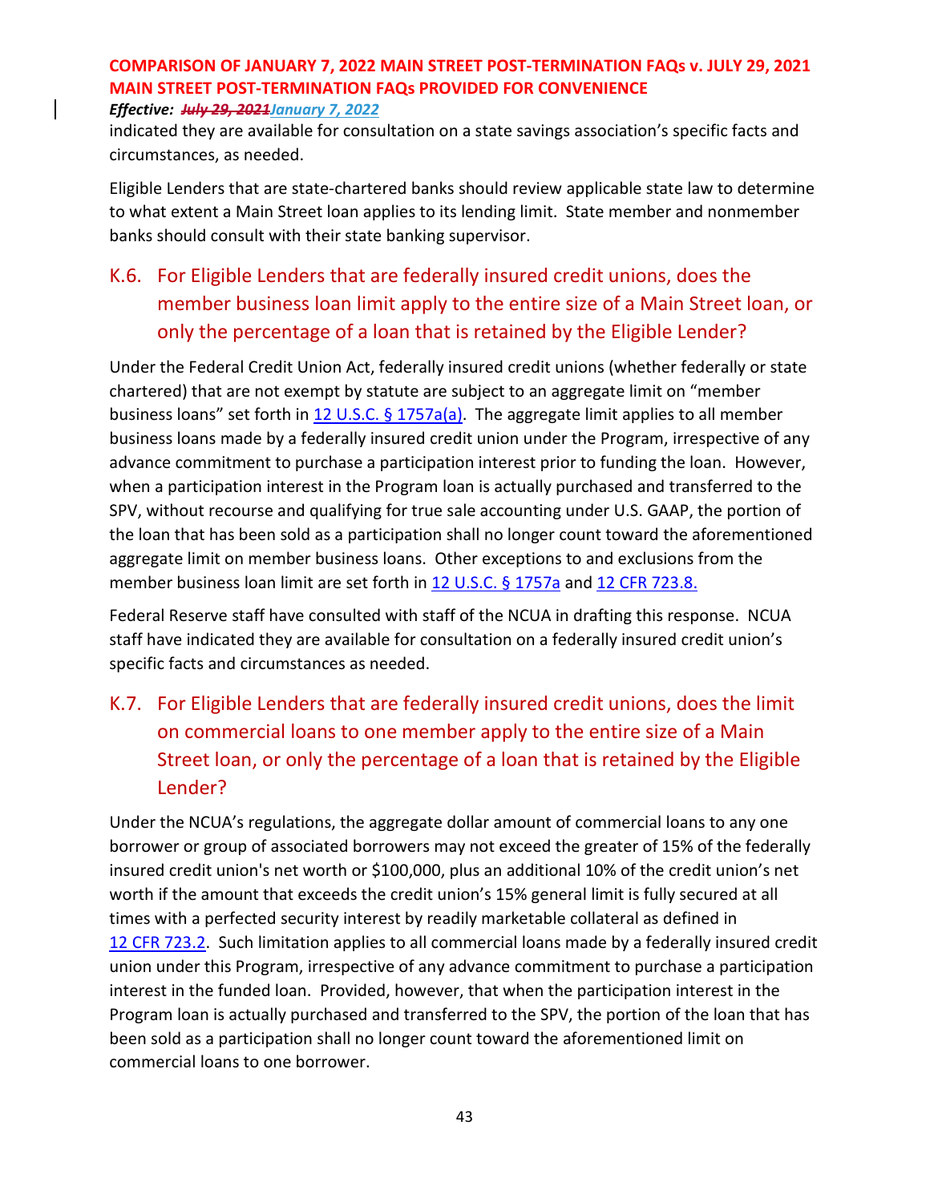indicated they are available for consultation on a state savings association's specific facts and circumstances, as needed.

Eligible Lenders that are state-chartered banks should review applicable state law to determine to what extent a Main Street loan applies to its lending limit. State member and nonmember banks should consult with their state banking supervisor.

## K.6. For Eligible Lenders that are federally insured credit unions, does the member business loan limit apply to the entire size of a Main Street loan, or only the percentage of a loan that is retained by the Eligible Lender?

Under the Federal Credit Union Act, federally insured credit unions (whether federally or state chartered) that are not exempt by statute are subject to an aggregate limit on "member business loans" set forth in 12 U.S.C. § 1757a(a). The aggregate limit applies to all member business loans made by a federally insured credit union under the Program, irrespective of any advance commitment to purchase a participation interest prior to funding the loan. However, when a participation interest in the Program loan is actually purchased and transferred to the SPV, without recourse and qualifying for true sale accounting under U.S. GAAP, the portion of the loan that has been sold as a participation shall no longer count toward the aforementioned aggregate limit on member business loans. Other exceptions to and exclusions from the member business loan limit are set forth in 12 U.S.C. § 1757a and 12 CFR 723.8.

Federal Reserve staff have consulted with staff of the NCUA in drafting this response. NCUA staff have indicated they are available for consultation on a federally insured credit union's specific facts and circumstances as needed.

## K.7. For Eligible Lenders that are federally insured credit unions, does the limit on commercial loans to one member apply to the entire size of a Main Street loan, or only the percentage of a loan that is retained by the Eligible Lender?

Under the NCUA's regulations, the aggregate dollar amount of commercial loans to any one borrower or group of associated borrowers may not exceed the greater of 15% of the federally insured credit union's net worth or $100,000, plus an additional 10% of the credit union's net worth if the amount that exceeds the credit union's 15% general limit is fully secured at all times with a perfected security interest by readily marketable collateral as defined in 12 CFR 723.2. Such limitation applies to all commercial loans made by a federally insured credit union under this Program, irrespective of any advance commitment to purchase a participation interest in the funded loan. Provided, however, that when the participation interest in the Program loan is actually purchased and transferred to the SPV, the portion of the loan that has been sold as a participation shall no longer count toward the aforementioned limit on commercial loans to one borrower.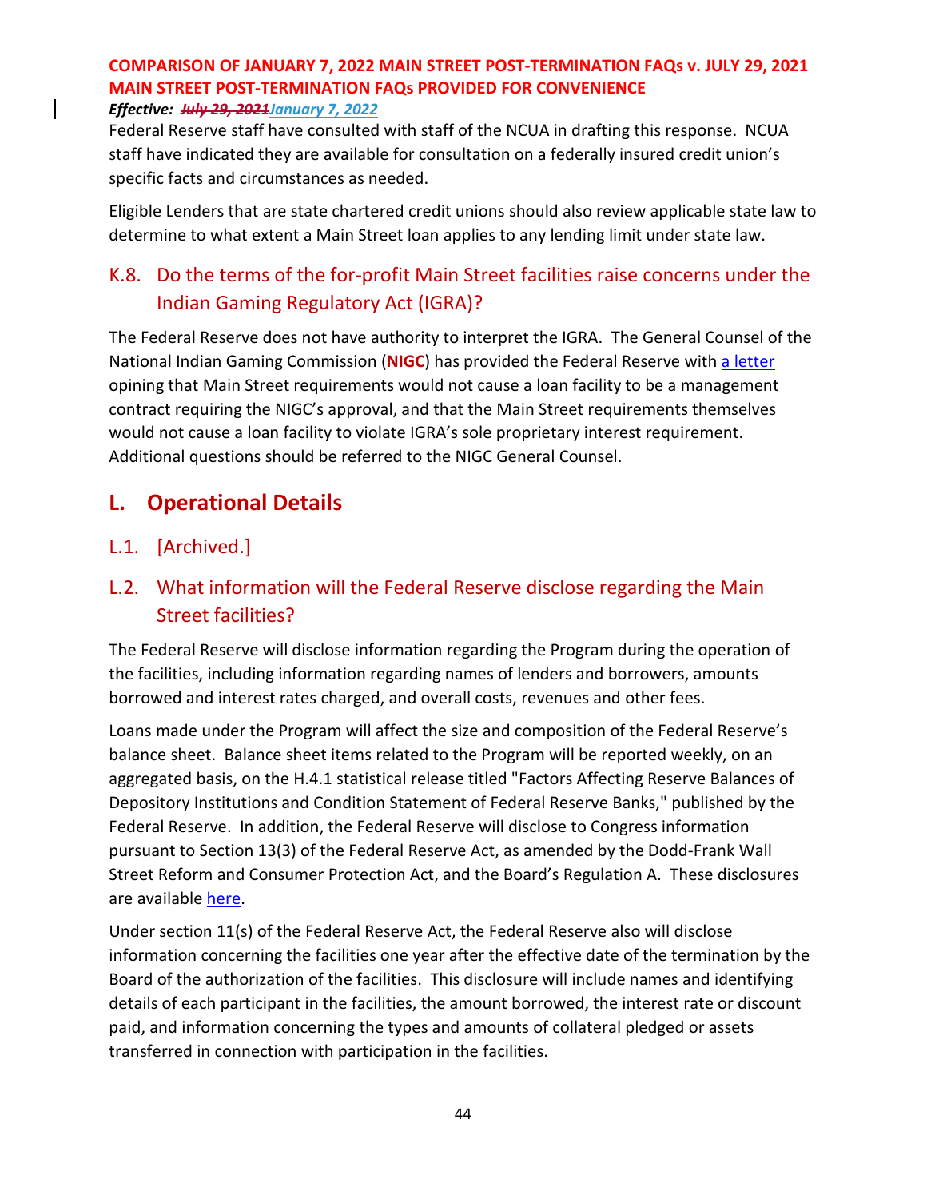Federal Reserve staff have consulted with staff of the NCUA in drafting this response. NCUA staff have indicated they are available for consultation on a federally insured credit union's specific facts and circumstances as needed.

Eligible Lenders that are state chartered credit unions should also review applicable state law to determine to what extent a Main Street loan applies to any lending limit under state law.

### K.8. Do the terms of the for-profit Main Street facilities raise concerns under the Indian Gaming Regulatory Act (IGRA)?

The Federal Reserve does not have authority to interpret the IGRA. The General Counsel of the National Indian Gaming Commission (**NIGC**) has provided the Federal Reserve with a letter opining that Main Street requirements would not cause a loan facility to be a management contract requiring the NIGC's approval, and that the Main Street requirements themselves would not cause a loan facility to violate IGRA's sole proprietary interest requirement. Additional questions should be referred to the NIGC General Counsel.

## L. Operational Details

### L.1. [Archived.]

### L.2. What information will the Federal Reserve disclose regarding the Main Street facilities?

The Federal Reserve will disclose information regarding the Program during the operation of the facilities, including information regarding names of lenders and borrowers, amounts borrowed and interest rates charged, and overall costs, revenues and other fees.

Loans made under the Program will affect the size and composition of the Federal Reserve's balance sheet. Balance sheet items related to the Program will be reported weekly, on an aggregated basis, on the H.4.1 statistical release titled "Factors Affecting Reserve Balances of Depository Institutions and Condition Statement of Federal Reserve Banks," published by the Federal Reserve. In addition, the Federal Reserve will disclose to Congress information pursuant to Section 13(3) of the Federal Reserve Act, as amended by the Dodd-Frank Wall Street Reform and Consumer Protection Act, and the Board's Regulation A. These disclosures are available here.

Under section 11(s) of the Federal Reserve Act, the Federal Reserve also will disclose information concerning the facilities one year after the effective date of the termination by the Board of the authorization of the facilities. This disclosure will include names and identifying details of each participant in the facilities, the amount borrowed, the interest rate or discount paid, and information concerning the types and amounts of collateral pledged or assets transferred in connection with participation in the facilities.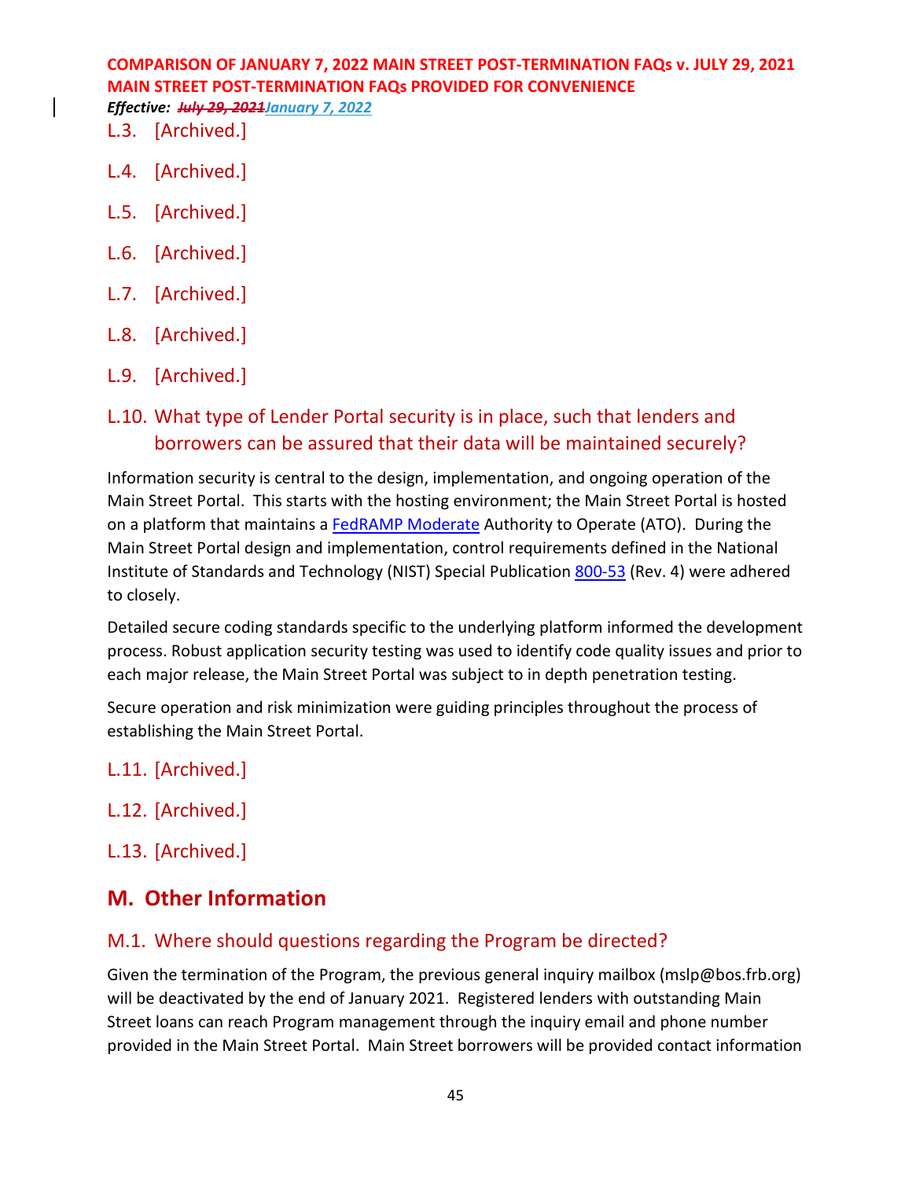L.3. [Archived.]

L.4. [Archived.]

L.5. [Archived.]

L.6. [Archived.]

L.7. [Archived.]

L.8. [Archived.]

L.9. [Archived.]

### L.10. What type of Lender Portal security is in place, such that lenders and borrowers can be assured that their data will be maintained securely?

Information security is central to the design, implementation, and ongoing operation of the Main Street Portal. This starts with the hosting environment; the Main Street Portal is hosted on a platform that maintains a FedRAMP Moderate Authority to Operate (ATO). During the Main Street Portal design and implementation, control requirements defined in the National Institute of Standards and Technology (NIST) Special Publication 800-53 (Rev. 4) were adhered to closely.

Detailed secure coding standards specific to the underlying platform informed the development process. Robust application security testing was used to identify code quality issues and prior to each major release, the Main Street Portal was subject to in depth penetration testing.

Secure operation and risk minimization were guiding principles throughout the process of establishing the Main Street Portal.

L.11. [Archived.]

L.12. [Archived.]

L.13. [Archived.]

## M. Other Information

### M.1. Where should questions regarding the Program be directed?

Given the termination of the Program, the previous general inquiry mailbox (mslp@bos.frb.org) will be deactivated by the end of January 2021. Registered lenders with outstanding Main Street loans can reach Program management through the inquiry email and phone number provided in the Main Street Portal. Main Street borrowers will be provided contact information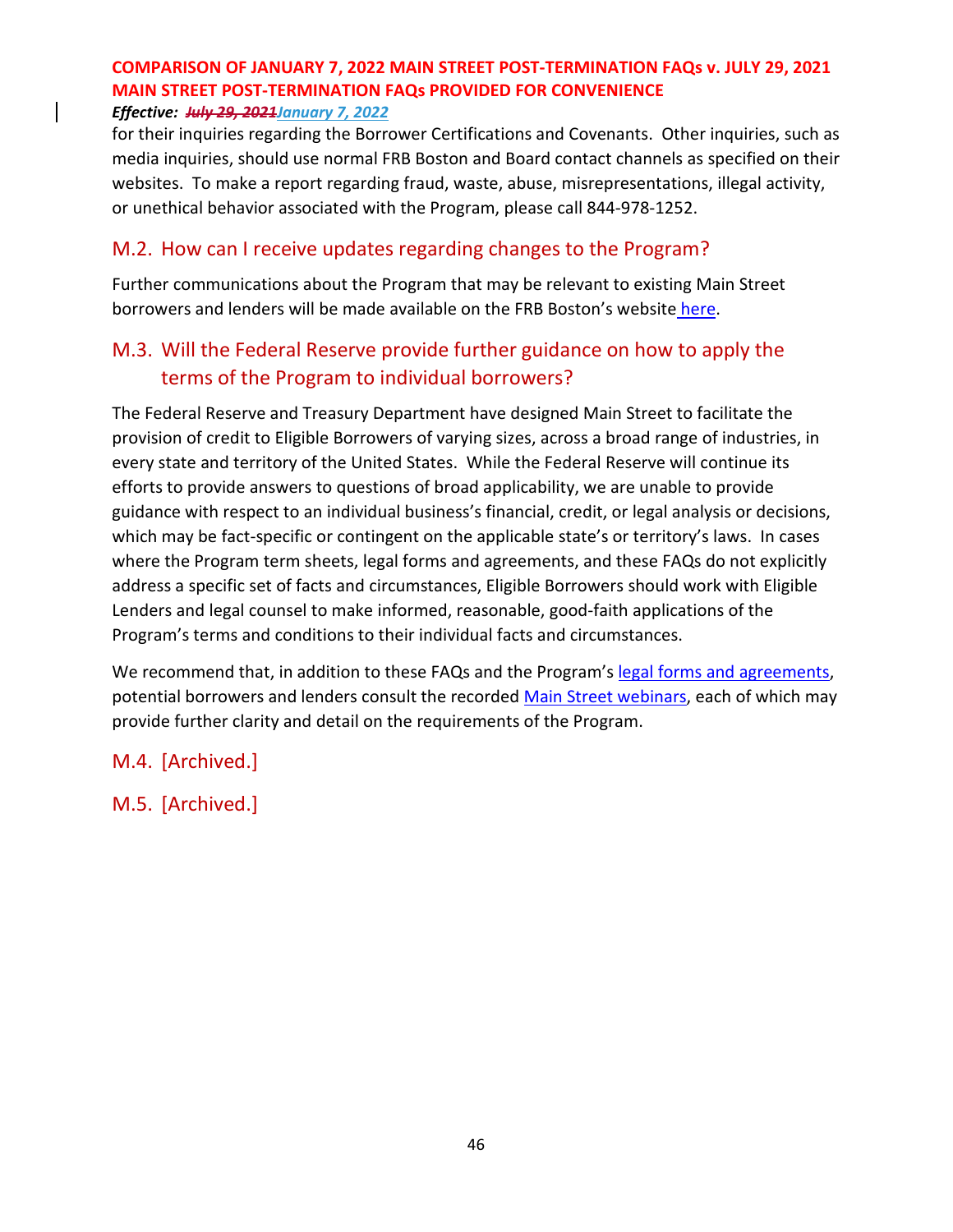for their inquiries regarding the Borrower Certifications and Covenants. Other inquiries, such as media inquiries, should use normal FRB Boston and Board contact channels as specified on their websites. To make a report regarding fraud, waste, abuse, misrepresentations, illegal activity, or unethical behavior associated with the Program, please call 844-978-1252.

## M.2. How can I receive updates regarding changes to the Program?

Further communications about the Program that may be relevant to existing Main Street borrowers and lenders will be made available on the FRB Boston's website here.

## M.3. Will the Federal Reserve provide further guidance on how to apply the terms of the Program to individual borrowers?

The Federal Reserve and Treasury Department have designed Main Street to facilitate the provision of credit to Eligible Borrowers of varying sizes, across a broad range of industries, in every state and territory of the United States. While the Federal Reserve will continue its efforts to provide answers to questions of broad applicability, we are unable to provide guidance with respect to an individual business's financial, credit, or legal analysis or decisions, which may be fact-specific or contingent on the applicable state's or territory's laws. In cases where the Program term sheets, legal forms and agreements, and these FAQs do not explicitly address a specific set of facts and circumstances, Eligible Borrowers should work with Eligible Lenders and legal counsel to make informed, reasonable, good-faith applications of the Program's terms and conditions to their individual facts and circumstances.

We recommend that, in addition to these FAQs and the Program's legal forms and agreements, potential borrowers and lenders consult the recorded Main Street webinars, each of which may provide further clarity and detail on the requirements of the Program.

## M.4. [Archived.]

## M.5. [Archived.]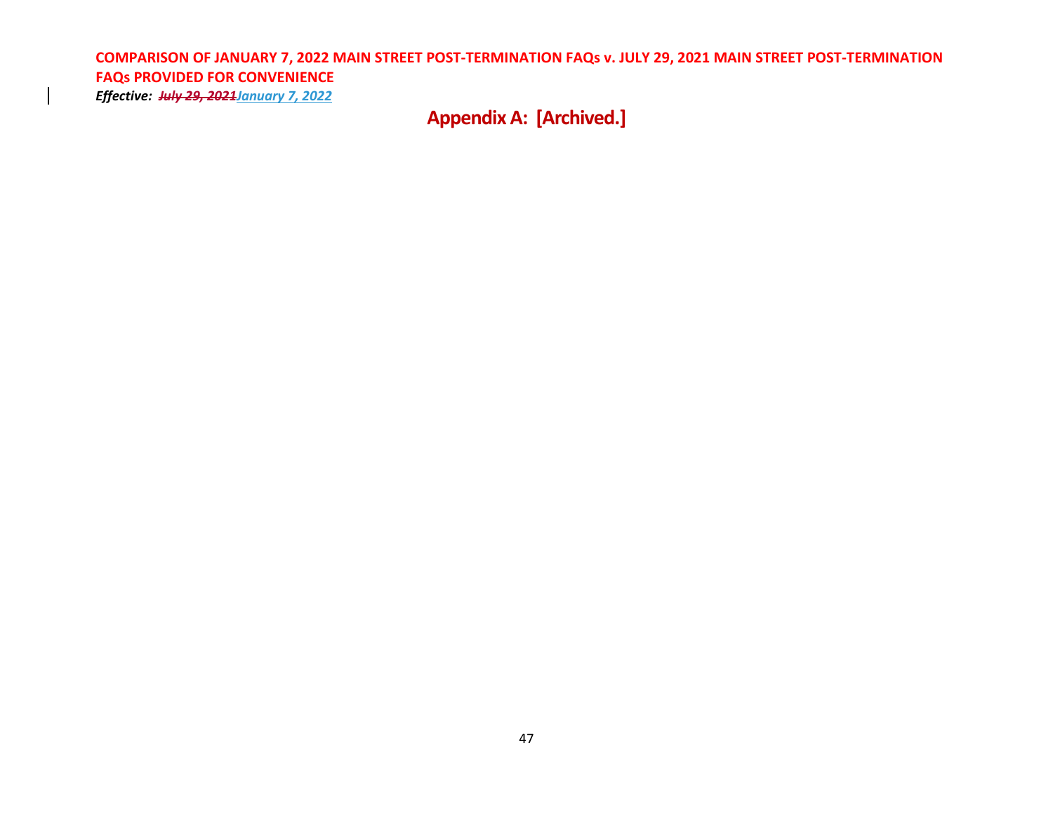## Appendix A: [Archived.]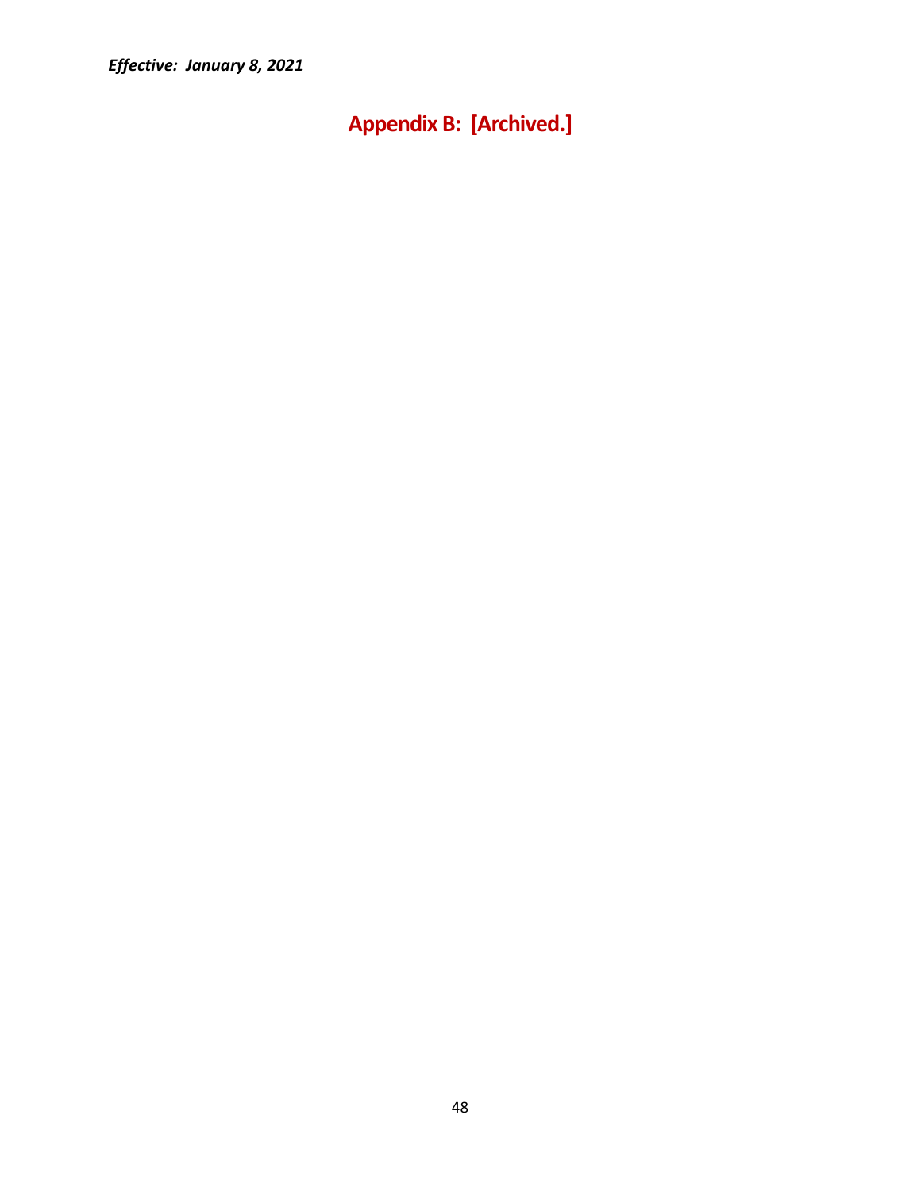*Effective: January 8, 2021*

# Appendix B: [Archived.]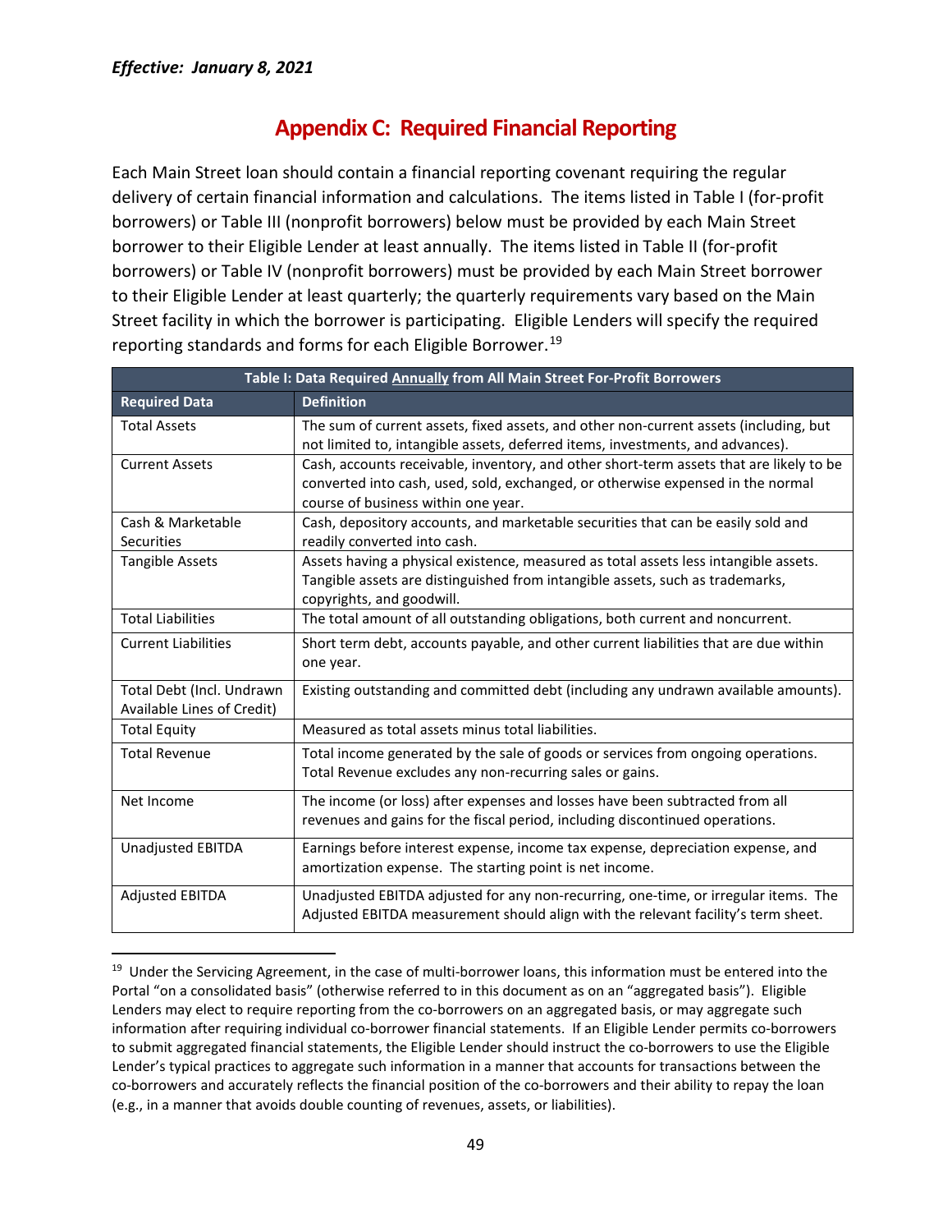*Effective: January 8, 2021*

## Appendix C: Required Financial Reporting

Each Main Street loan should contain a financial reporting covenant requiring the regular delivery of certain financial information and calculations. The items listed in Table I (for-profit borrowers) or Table III (nonprofit borrowers) below must be provided by each Main Street borrower to their Eligible Lender at least annually. The items listed in Table II (for-profit borrowers) or Table IV (nonprofit borrowers) must be provided by each Main Street borrower to their Eligible Lender at least quarterly; the quarterly requirements vary based on the Main Street facility in which the borrower is participating. Eligible Lenders will specify the required reporting standards and forms for each Eligible Borrower.[19]

| Table I: Data Required Annually from All Main Street For-Profit Borrowers | |
|---|---|
| **Required Data** | **Definition** |
| Total Assets | The sum of current assets, fixed assets, and other non-current assets (including, but not limited to, intangible assets, deferred items, investments, and advances). |
| Current Assets | Cash, accounts receivable, inventory, and other short-term assets that are likely to be converted into cash, used, sold, exchanged, or otherwise expensed in the normal course of business within one year. |
| Cash & Marketable Securities | Cash, depository accounts, and marketable securities that can be easily sold and readily converted into cash. |
| Tangible Assets | Assets having a physical existence, measured as total assets less intangible assets. Tangible assets are distinguished from intangible assets, such as trademarks, copyrights, and goodwill. |
| Total Liabilities | The total amount of all outstanding obligations, both current and noncurrent. |
| Current Liabilities | Short term debt, accounts payable, and other current liabilities that are due within one year. |
| Total Debt (Incl. Undrawn Available Lines of Credit) | Existing outstanding and committed debt (including any undrawn available amounts). |
| Total Equity | Measured as total assets minus total liabilities. |
| Total Revenue | Total income generated by the sale of goods or services from ongoing operations. Total Revenue excludes any non-recurring sales or gains. |
| Net Income | The income (or loss) after expenses and losses have been subtracted from all revenues and gains for the fiscal period, including discontinued operations. |
| Unadjusted EBITDA | Earnings before interest expense, income tax expense, depreciation expense, and amortization expense. The starting point is net income. |
| Adjusted EBITDA | Unadjusted EBITDA adjusted for any non-recurring, one-time, or irregular items. The Adjusted EBITDA measurement should align with the relevant facility's term sheet. |

[19] Under the Servicing Agreement, in the case of multi-borrower loans, this information must be entered into the Portal "on a consolidated basis" (otherwise referred to in this document as on an "aggregated basis"). Eligible Lenders may elect to require reporting from the co-borrowers on an aggregated basis, or may aggregate such information after requiring individual co-borrower financial statements. If an Eligible Lender permits co-borrowers to submit aggregated financial statements, the Eligible Lender should instruct the co-borrowers to use the Eligible Lender's typical practices to aggregate such information in a manner that accounts for transactions between the co-borrowers and accurately reflects the financial position of the co-borrowers and their ability to repay the loan (e.g., in a manner that avoids double counting of revenues, assets, or liabilities).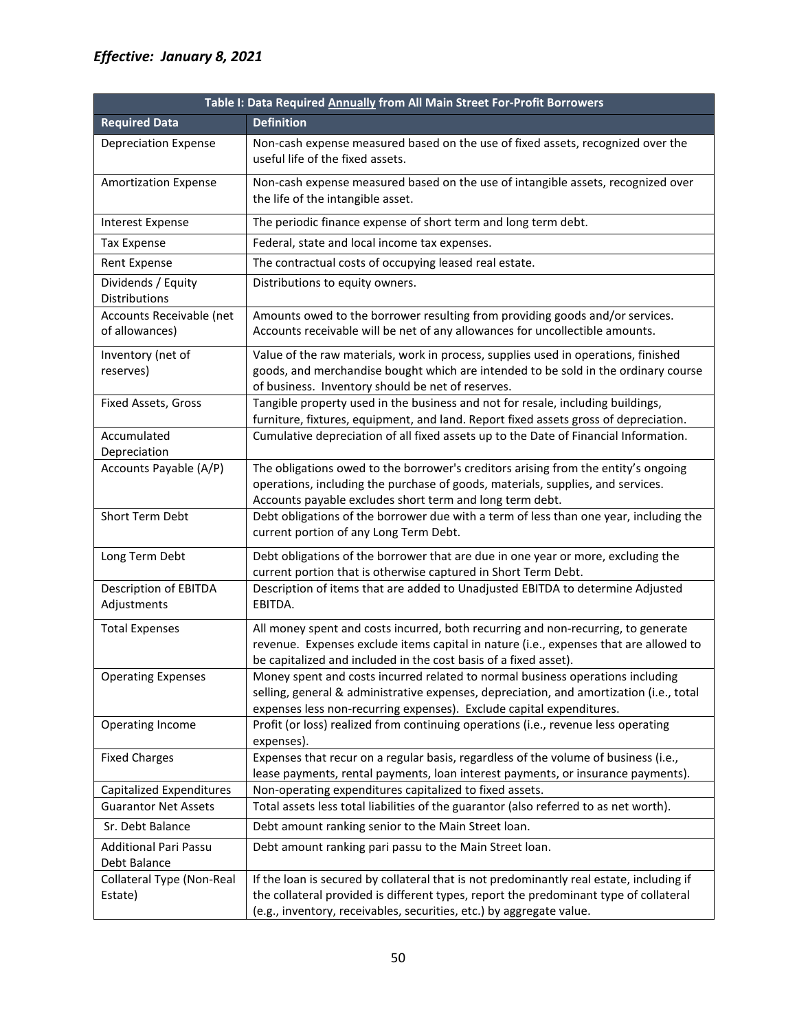*Effective: January 8, 2021*

| Table I: Data Required <u>Annually</u> from All Main Street For-Profit Borrowers | |
|---|---|
| **Required Data** | **Definition** |
| Depreciation Expense | Non-cash expense measured based on the use of fixed assets, recognized over the useful life of the fixed assets. |
| Amortization Expense | Non-cash expense measured based on the use of intangible assets, recognized over the life of the intangible asset. |
| Interest Expense | The periodic finance expense of short term and long term debt. |
| Tax Expense | Federal, state and local income tax expenses. |
| Rent Expense | The contractual costs of occupying leased real estate. |
| Dividends / Equity Distributions | Distributions to equity owners. |
| Accounts Receivable (net of allowances) | Amounts owed to the borrower resulting from providing goods and/or services. Accounts receivable will be net of any allowances for uncollectible amounts. |
| Inventory (net of reserves) | Value of the raw materials, work in process, supplies used in operations, finished goods, and merchandise bought which are intended to be sold in the ordinary course of business. Inventory should be net of reserves. |
| Fixed Assets, Gross | Tangible property used in the business and not for resale, including buildings, furniture, fixtures, equipment, and land. Report fixed assets gross of depreciation. |
| Accumulated Depreciation | Cumulative depreciation of all fixed assets up to the Date of Financial Information. |
| Accounts Payable (A/P) | The obligations owed to the borrower's creditors arising from the entity's ongoing operations, including the purchase of goods, materials, supplies, and services. Accounts payable excludes short term and long term debt. |
| Short Term Debt | Debt obligations of the borrower due with a term of less than one year, including the current portion of any Long Term Debt. |
| Long Term Debt | Debt obligations of the borrower that are due in one year or more, excluding the current portion that is otherwise captured in Short Term Debt. |
| Description of EBITDA Adjustments | Description of items that are added to Unadjusted EBITDA to determine Adjusted EBITDA. |
| Total Expenses | All money spent and costs incurred, both recurring and non-recurring, to generate revenue. Expenses exclude items capital in nature (i.e., expenses that are allowed to be capitalized and included in the cost basis of a fixed asset). |
| Operating Expenses | Money spent and costs incurred related to normal business operations including selling, general & administrative expenses, depreciation, and amortization (i.e., total expenses less non-recurring expenses). Exclude capital expenditures. |
| Operating Income | Profit (or loss) realized from continuing operations (i.e., revenue less operating expenses). |
| Fixed Charges | Expenses that recur on a regular basis, regardless of the volume of business (i.e., lease payments, rental payments, loan interest payments, or insurance payments). |
| Capitalized Expenditures | Non-operating expenditures capitalized to fixed assets. |
| Guarantor Net Assets | Total assets less total liabilities of the guarantor (also referred to as net worth). |
| Sr. Debt Balance | Debt amount ranking senior to the Main Street loan. |
| Additional Pari Passu Debt Balance | Debt amount ranking pari passu to the Main Street loan. |
| Collateral Type (Non-Real Estate) | If the loan is secured by collateral that is not predominantly real estate, including if the collateral provided is different types, report the predominant type of collateral (e.g., inventory, receivables, securities, etc.) by aggregate value. |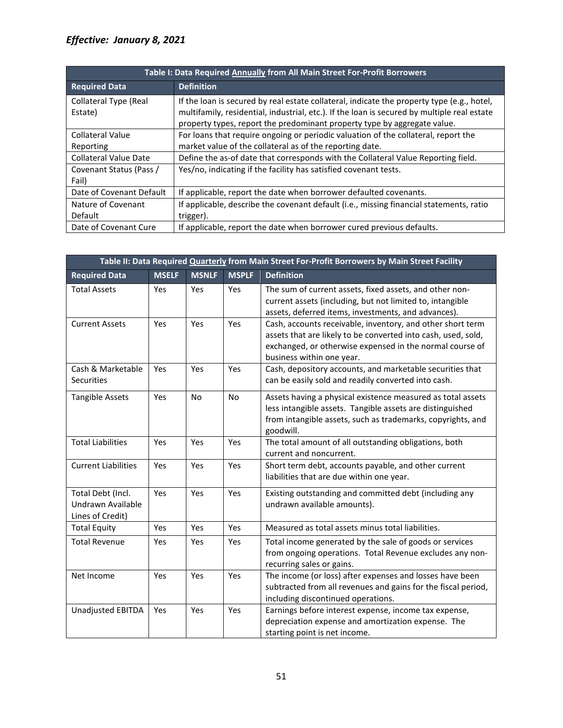***Effective: January 8, 2021***

| Table I: Data Required Annually from All Main Street For-Profit Borrowers | |
|---|---|
| **Required Data** | **Definition** |
| Collateral Type (Real Estate) | If the loan is secured by real estate collateral, indicate the property type (e.g., hotel, multifamily, residential, industrial, etc.). If the loan is secured by multiple real estate property types, report the predominant property type by aggregate value. |
| Collateral Value Reporting | For loans that require ongoing or periodic valuation of the collateral, report the market value of the collateral as of the reporting date. |
| Collateral Value Date | Define the as-of date that corresponds with the Collateral Value Reporting field. |
| Covenant Status (Pass / Fail) | Yes/no, indicating if the facility has satisfied covenant tests. |
| Date of Covenant Default | If applicable, report the date when borrower defaulted covenants. |
| Nature of Covenant Default | If applicable, describe the covenant default (i.e., missing financial statements, ratio trigger). |
| Date of Covenant Cure | If applicable, report the date when borrower cured previous defaults. |

| Table II: Data Required Quarterly from Main Street For-Profit Borrowers by Main Street Facility | | | | |
|---|---|---|---|---|
| **Required Data** | **MSELF** | **MSNLF** | **MSPLF** | **Definition** |
| Total Assets | Yes | Yes | Yes | The sum of current assets, fixed assets, and other non-current assets (including, but not limited to, intangible assets, deferred items, investments, and advances). |
| Current Assets | Yes | Yes | Yes | Cash, accounts receivable, inventory, and other short term assets that are likely to be converted into cash, used, sold, exchanged, or otherwise expensed in the normal course of business within one year. |
| Cash & Marketable Securities | Yes | Yes | Yes | Cash, depository accounts, and marketable securities that can be easily sold and readily converted into cash. |
| Tangible Assets | Yes | No | No | Assets having a physical existence measured as total assets less intangible assets. Tangible assets are distinguished from intangible assets, such as trademarks, copyrights, and goodwill. |
| Total Liabilities | Yes | Yes | Yes | The total amount of all outstanding obligations, both current and noncurrent. |
| Current Liabilities | Yes | Yes | Yes | Short term debt, accounts payable, and other current liabilities that are due within one year. |
| Total Debt (Incl. Undrawn Available Lines of Credit) | Yes | Yes | Yes | Existing outstanding and committed debt (including any undrawn available amounts). |
| Total Equity | Yes | Yes | Yes | Measured as total assets minus total liabilities. |
| Total Revenue | Yes | Yes | Yes | Total income generated by the sale of goods or services from ongoing operations. Total Revenue excludes any non-recurring sales or gains. |
| Net Income | Yes | Yes | Yes | The income (or loss) after expenses and losses have been subtracted from all revenues and gains for the fiscal period, including discontinued operations. |
| Unadjusted EBITDA | Yes | Yes | Yes | Earnings before interest expense, income tax expense, depreciation expense and amortization expense. The starting point is net income. |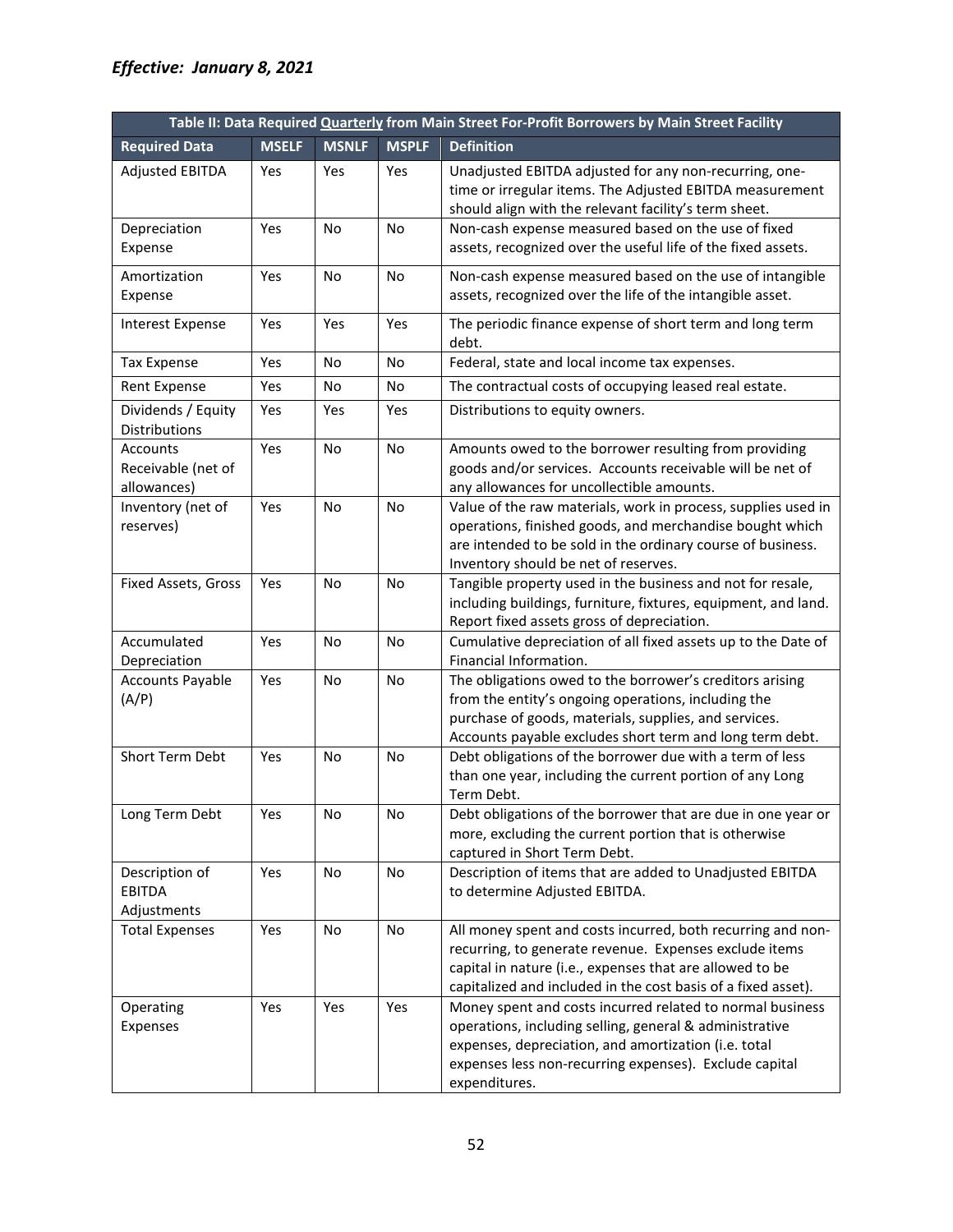*Effective: January 8, 2021*

| Table II: Data Required Quarterly from Main Street For-Profit Borrowers by Main Street Facility | | | | |
|---|---|---|---|---|
| **Required Data** | **MSELF** | **MSNLF** | **MSPLF** | **Definition** |
| Adjusted EBITDA | Yes | Yes | Yes | Unadjusted EBITDA adjusted for any non-recurring, one-time or irregular items. The Adjusted EBITDA measurement should align with the relevant facility's term sheet. |
| Depreciation Expense | Yes | No | No | Non-cash expense measured based on the use of fixed assets, recognized over the useful life of the fixed assets. |
| Amortization Expense | Yes | No | No | Non-cash expense measured based on the use of intangible assets, recognized over the life of the intangible asset. |
| Interest Expense | Yes | Yes | Yes | The periodic finance expense of short term and long term debt. |
| Tax Expense | Yes | No | No | Federal, state and local income tax expenses. |
| Rent Expense | Yes | No | No | The contractual costs of occupying leased real estate. |
| Dividends / Equity Distributions | Yes | Yes | Yes | Distributions to equity owners. |
| Accounts Receivable (net of allowances) | Yes | No | No | Amounts owed to the borrower resulting from providing goods and/or services. Accounts receivable will be net of any allowances for uncollectible amounts. |
| Inventory (net of reserves) | Yes | No | No | Value of the raw materials, work in process, supplies used in operations, finished goods, and merchandise bought which are intended to be sold in the ordinary course of business. Inventory should be net of reserves. |
| Fixed Assets, Gross | Yes | No | No | Tangible property used in the business and not for resale, including buildings, furniture, fixtures, equipment, and land. Report fixed assets gross of depreciation. |
| Accumulated Depreciation | Yes | No | No | Cumulative depreciation of all fixed assets up to the Date of Financial Information. |
| Accounts Payable (A/P) | Yes | No | No | The obligations owed to the borrower's creditors arising from the entity's ongoing operations, including the purchase of goods, materials, supplies, and services. Accounts payable excludes short term and long term debt. |
| Short Term Debt | Yes | No | No | Debt obligations of the borrower due with a term of less than one year, including the current portion of any Long Term Debt. |
| Long Term Debt | Yes | No | No | Debt obligations of the borrower that are due in one year or more, excluding the current portion that is otherwise captured in Short Term Debt. |
| Description of EBITDA Adjustments | Yes | No | No | Description of items that are added to Unadjusted EBITDA to determine Adjusted EBITDA. |
| Total Expenses | Yes | No | No | All money spent and costs incurred, both recurring and non-recurring, to generate revenue. Expenses exclude items capital in nature (i.e., expenses that are allowed to be capitalized and included in the cost basis of a fixed asset). |
| Operating Expenses | Yes | Yes | Yes | Money spent and costs incurred related to normal business operations, including selling, general & administrative expenses, depreciation, and amortization (i.e. total expenses less non-recurring expenses). Exclude capital expenditures. |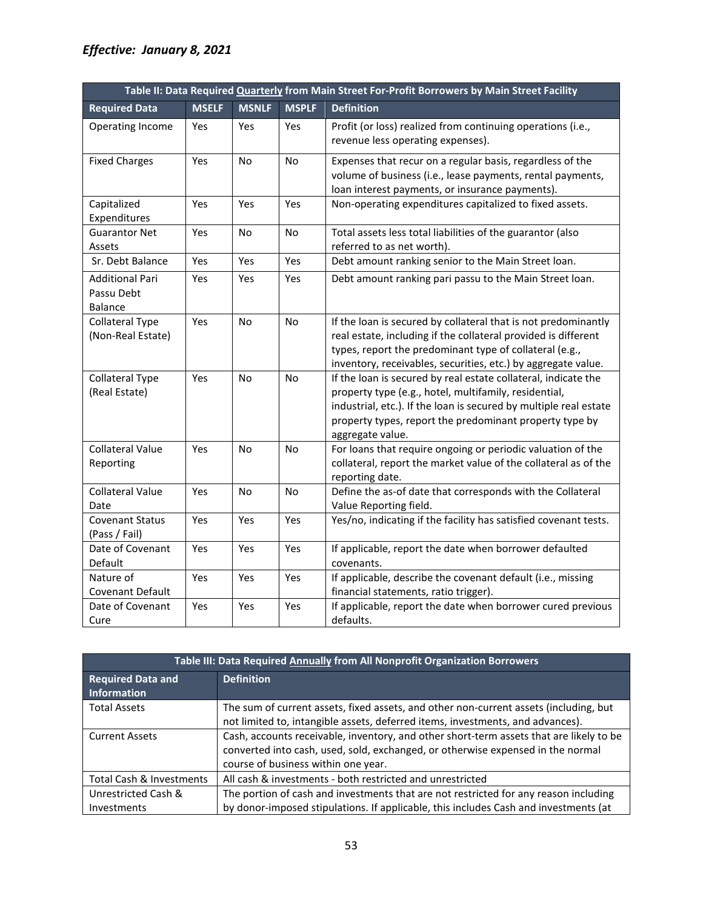*Effective: January 8, 2021*

| Table II: Data Required <u>Quarterly</u> from Main Street For-Profit Borrowers by Main Street Facility | | | | |
|---|---|---|---|---|
| **Required Data** | **MSELF** | **MSNLF** | **MSPLF** | **Definition** |
| Operating Income | Yes | Yes | Yes | Profit (or loss) realized from continuing operations (i.e., revenue less operating expenses). |
| Fixed Charges | Yes | No | No | Expenses that recur on a regular basis, regardless of the volume of business (i.e., lease payments, rental payments, loan interest payments, or insurance payments). |
| Capitalized Expenditures | Yes | Yes | Yes | Non-operating expenditures capitalized to fixed assets. |
| Guarantor Net Assets | Yes | No | No | Total assets less total liabilities of the guarantor (also referred to as net worth). |
| Sr. Debt Balance | Yes | Yes | Yes | Debt amount ranking senior to the Main Street loan. |
| Additional Pari Passu Debt Balance | Yes | Yes | Yes | Debt amount ranking pari passu to the Main Street loan. |
| Collateral Type (Non-Real Estate) | Yes | No | No | If the loan is secured by collateral that is not predominantly real estate, including if the collateral provided is different types, report the predominant type of collateral (e.g., inventory, receivables, securities, etc.) by aggregate value. |
| Collateral Type (Real Estate) | Yes | No | No | If the loan is secured by real estate collateral, indicate the property type (e.g., hotel, multifamily, residential, industrial, etc.). If the loan is secured by multiple real estate property types, report the predominant property type by aggregate value. |
| Collateral Value Reporting | Yes | No | No | For loans that require ongoing or periodic valuation of the collateral, report the market value of the collateral as of the reporting date. |
| Collateral Value Date | Yes | No | No | Define the as-of date that corresponds with the Collateral Value Reporting field. |
| Covenant Status (Pass / Fail) | Yes | Yes | Yes | Yes/no, indicating if the facility has satisfied covenant tests. |
| Date of Covenant Default | Yes | Yes | Yes | If applicable, report the date when borrower defaulted covenants. |
| Nature of Covenant Default | Yes | Yes | Yes | If applicable, describe the covenant default (i.e., missing financial statements, ratio trigger). |
| Date of Covenant Cure | Yes | Yes | Yes | If applicable, report the date when borrower cured previous defaults. |

| Table III: Data Required <u>Annually</u> from All Nonprofit Organization Borrowers | |
|---|---|
| **Required Data and Information** | **Definition** |
| Total Assets | The sum of current assets, fixed assets, and other non-current assets (including, but not limited to, intangible assets, deferred items, investments, and advances). |
| Current Assets | Cash, accounts receivable, inventory, and other short-term assets that are likely to be converted into cash, used, sold, exchanged, or otherwise expensed in the normal course of business within one year. |
| Total Cash & Investments | All cash & investments - both restricted and unrestricted |
| Unrestricted Cash & Investments | The portion of cash and investments that are not restricted for any reason including by donor-imposed stipulations. If applicable, this includes Cash and investments (at |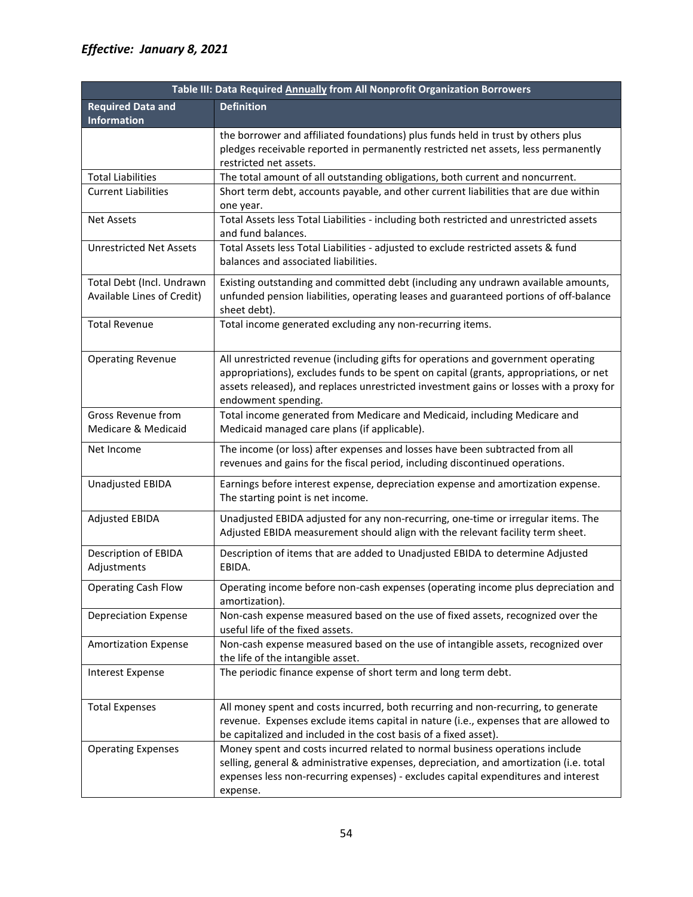*Effective: January 8, 2021*

| Table III: Data Required Annually from All Nonprofit Organization Borrowers | |
|---|---|
| **Required Data and Information** | **Definition** |
| | the borrower and affiliated foundations) plus funds held in trust by others plus pledges receivable reported in permanently restricted net assets, less permanently restricted net assets. |
| Total Liabilities | The total amount of all outstanding obligations, both current and noncurrent. |
| Current Liabilities | Short term debt, accounts payable, and other current liabilities that are due within one year. |
| Net Assets | Total Assets less Total Liabilities - including both restricted and unrestricted assets and fund balances. |
| Unrestricted Net Assets | Total Assets less Total Liabilities - adjusted to exclude restricted assets & fund balances and associated liabilities. |
| Total Debt (Incl. Undrawn Available Lines of Credit) | Existing outstanding and committed debt (including any undrawn available amounts, unfunded pension liabilities, operating leases and guaranteed portions of off-balance sheet debt). |
| Total Revenue | Total income generated excluding any non-recurring items. |
| Operating Revenue | All unrestricted revenue (including gifts for operations and government operating appropriations), excludes funds to be spent on capital (grants, appropriations, or net assets released), and replaces unrestricted investment gains or losses with a proxy for endowment spending. |
| Gross Revenue from Medicare & Medicaid | Total income generated from Medicare and Medicaid, including Medicare and Medicaid managed care plans (if applicable). |
| Net Income | The income (or loss) after expenses and losses have been subtracted from all revenues and gains for the fiscal period, including discontinued operations. |
| Unadjusted EBIDA | Earnings before interest expense, depreciation expense and amortization expense. The starting point is net income. |
| Adjusted EBIDA | Unadjusted EBIDA adjusted for any non-recurring, one-time or irregular items. The Adjusted EBIDA measurement should align with the relevant facility term sheet. |
| Description of EBIDA Adjustments | Description of items that are added to Unadjusted EBIDA to determine Adjusted EBIDA. |
| Operating Cash Flow | Operating income before non-cash expenses (operating income plus depreciation and amortization). |
| Depreciation Expense | Non-cash expense measured based on the use of fixed assets, recognized over the useful life of the fixed assets. |
| Amortization Expense | Non-cash expense measured based on the use of intangible assets, recognized over the life of the intangible asset. |
| Interest Expense | The periodic finance expense of short term and long term debt. |
| Total Expenses | All money spent and costs incurred, both recurring and non-recurring, to generate revenue. Expenses exclude items capital in nature (i.e., expenses that are allowed to be capitalized and included in the cost basis of a fixed asset). |
| Operating Expenses | Money spent and costs incurred related to normal business operations include selling, general & administrative expenses, depreciation, and amortization (i.e. total expenses less non-recurring expenses) - excludes capital expenditures and interest expense. |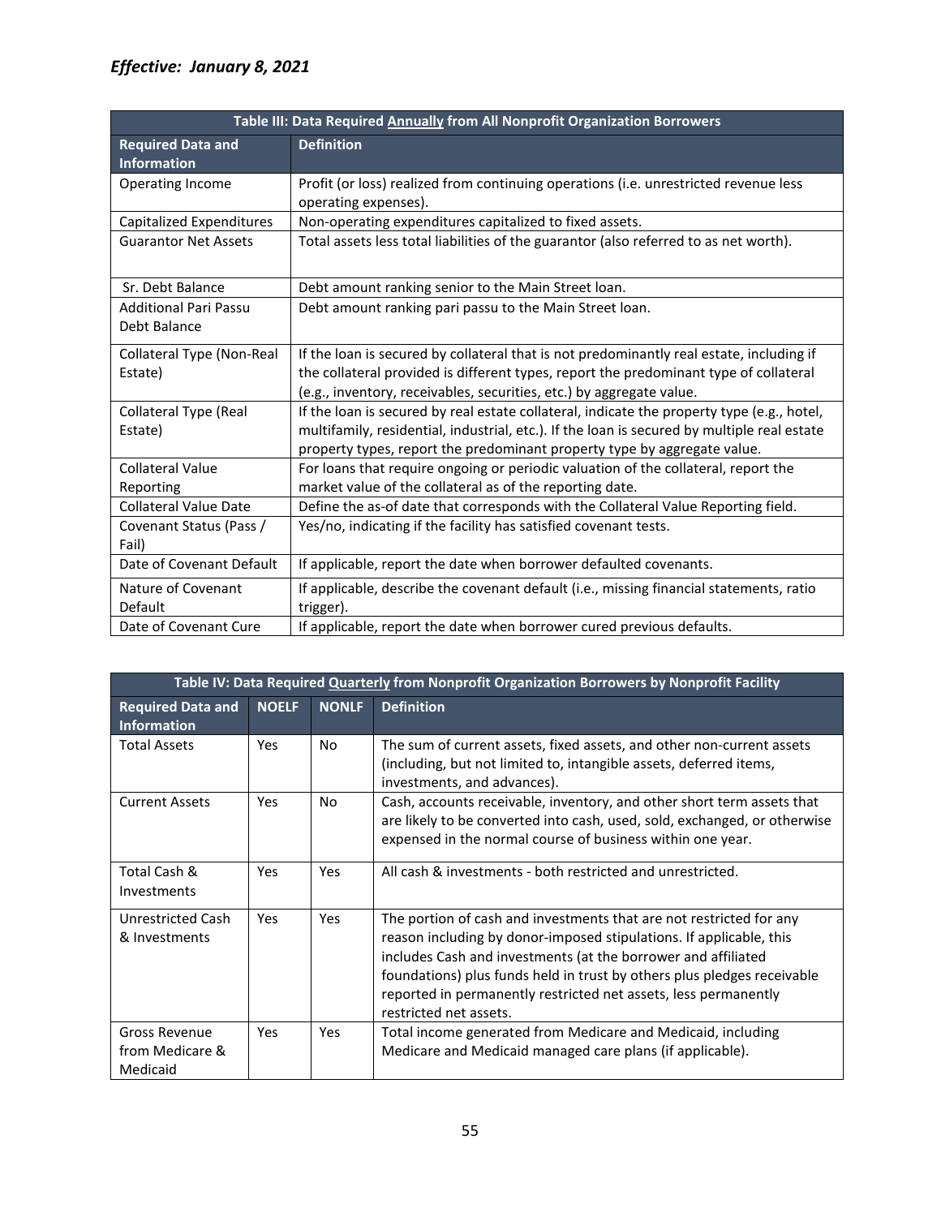*Effective: January 8, 2021*

| Table III: Data Required Annually from All Nonprofit Organization Borrowers | |
|---|---|
| **Required Data and Information** | **Definition** |
| Operating Income | Profit (or loss) realized from continuing operations (i.e. unrestricted revenue less operating expenses). |
| Capitalized Expenditures | Non-operating expenditures capitalized to fixed assets. |
| Guarantor Net Assets | Total assets less total liabilities of the guarantor (also referred to as net worth). |
| Sr. Debt Balance | Debt amount ranking senior to the Main Street loan. |
| Additional Pari Passu Debt Balance | Debt amount ranking pari passu to the Main Street loan. |
| Collateral Type (Non-Real Estate) | If the loan is secured by collateral that is not predominantly real estate, including if the collateral provided is different types, report the predominant type of collateral (e.g., inventory, receivables, securities, etc.) by aggregate value. |
| Collateral Type (Real Estate) | If the loan is secured by real estate collateral, indicate the property type (e.g., hotel, multifamily, residential, industrial, etc.). If the loan is secured by multiple real estate property types, report the predominant property type by aggregate value. |
| Collateral Value Reporting | For loans that require ongoing or periodic valuation of the collateral, report the market value of the collateral as of the reporting date. |
| Collateral Value Date | Define the as-of date that corresponds with the Collateral Value Reporting field. |
| Covenant Status (Pass / Fail) | Yes/no, indicating if the facility has satisfied covenant tests. |
| Date of Covenant Default | If applicable, report the date when borrower defaulted covenants. |
| Nature of Covenant Default | If applicable, describe the covenant default (i.e., missing financial statements, ratio trigger). |
| Date of Covenant Cure | If applicable, report the date when borrower cured previous defaults. |

| Table IV: Data Required Quarterly from Nonprofit Organization Borrowers by Nonprofit Facility | | | |
|---|---|---|---|
| **Required Data and Information** | **NOELF** | **NONLF** | **Definition** |
| Total Assets | Yes | No | The sum of current assets, fixed assets, and other non-current assets (including, but not limited to, intangible assets, deferred items, investments, and advances). |
| Current Assets | Yes | No | Cash, accounts receivable, inventory, and other short term assets that are likely to be converted into cash, used, sold, exchanged, or otherwise expensed in the normal course of business within one year. |
| Total Cash & Investments | Yes | Yes | All cash & investments - both restricted and unrestricted. |
| Unrestricted Cash & Investments | Yes | Yes | The portion of cash and investments that are not restricted for any reason including by donor-imposed stipulations. If applicable, this includes Cash and investments (at the borrower and affiliated foundations) plus funds held in trust by others plus pledges receivable reported in permanently restricted net assets, less permanently restricted net assets. |
| Gross Revenue from Medicare & Medicaid | Yes | Yes | Total income generated from Medicare and Medicaid, including Medicare and Medicaid managed care plans (if applicable). |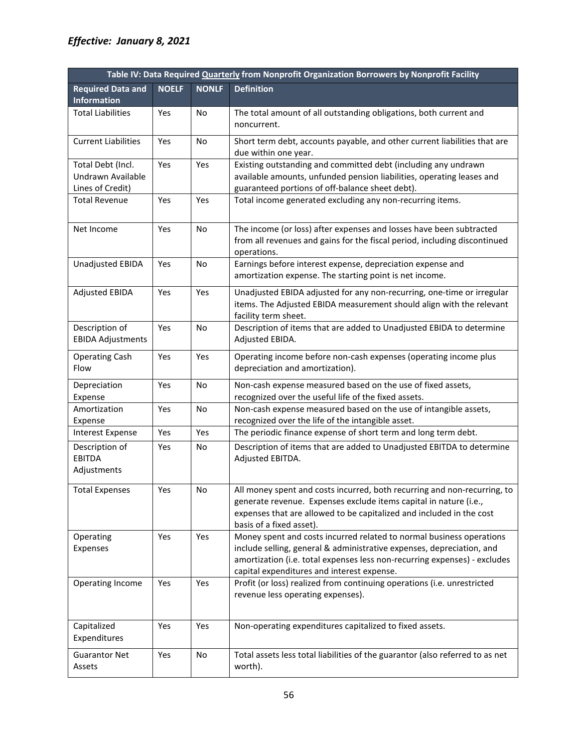*Effective: January 8, 2021*

| Table IV: Data Required <u>Quarterly</u> from Nonprofit Organization Borrowers by Nonprofit Facility | | | |
|---|---|---|---|
| **Required Data and Information** | **NOELF** | **NONLF** | **Definition** |
| Total Liabilities | Yes | No | The total amount of all outstanding obligations, both current and noncurrent. |
| Current Liabilities | Yes | No | Short term debt, accounts payable, and other current liabilities that are due within one year. |
| Total Debt (Incl. Undrawn Available Lines of Credit) | Yes | Yes | Existing outstanding and committed debt (including any undrawn available amounts, unfunded pension liabilities, operating leases and guaranteed portions of off-balance sheet debt). |
| Total Revenue | Yes | Yes | Total income generated excluding any non-recurring items. |
| Net Income | Yes | No | The income (or loss) after expenses and losses have been subtracted from all revenues and gains for the fiscal period, including discontinued operations. |
| Unadjusted EBIDA | Yes | No | Earnings before interest expense, depreciation expense and amortization expense. The starting point is net income. |
| Adjusted EBIDA | Yes | Yes | Unadjusted EBIDA adjusted for any non-recurring, one-time or irregular items. The Adjusted EBIDA measurement should align with the relevant facility term sheet. |
| Description of EBIDA Adjustments | Yes | No | Description of items that are added to Unadjusted EBIDA to determine Adjusted EBIDA. |
| Operating Cash Flow | Yes | Yes | Operating income before non-cash expenses (operating income plus depreciation and amortization). |
| Depreciation Expense | Yes | No | Non-cash expense measured based on the use of fixed assets, recognized over the useful life of the fixed assets. |
| Amortization Expense | Yes | No | Non-cash expense measured based on the use of intangible assets, recognized over the life of the intangible asset. |
| Interest Expense | Yes | Yes | The periodic finance expense of short term and long term debt. |
| Description of EBITDA Adjustments | Yes | No | Description of items that are added to Unadjusted EBITDA to determine Adjusted EBITDA. |
| Total Expenses | Yes | No | All money spent and costs incurred, both recurring and non-recurring, to generate revenue. Expenses exclude items capital in nature (i.e., expenses that are allowed to be capitalized and included in the cost basis of a fixed asset). |
| Operating Expenses | Yes | Yes | Money spent and costs incurred related to normal business operations include selling, general & administrative expenses, depreciation, and amortization (i.e. total expenses less non-recurring expenses) - excludes capital expenditures and interest expense. |
| Operating Income | Yes | Yes | Profit (or loss) realized from continuing operations (i.e. unrestricted revenue less operating expenses). |
| Capitalized Expenditures | Yes | Yes | Non-operating expenditures capitalized to fixed assets. |
| Guarantor Net Assets | Yes | No | Total assets less total liabilities of the guarantor (also referred to as net worth). |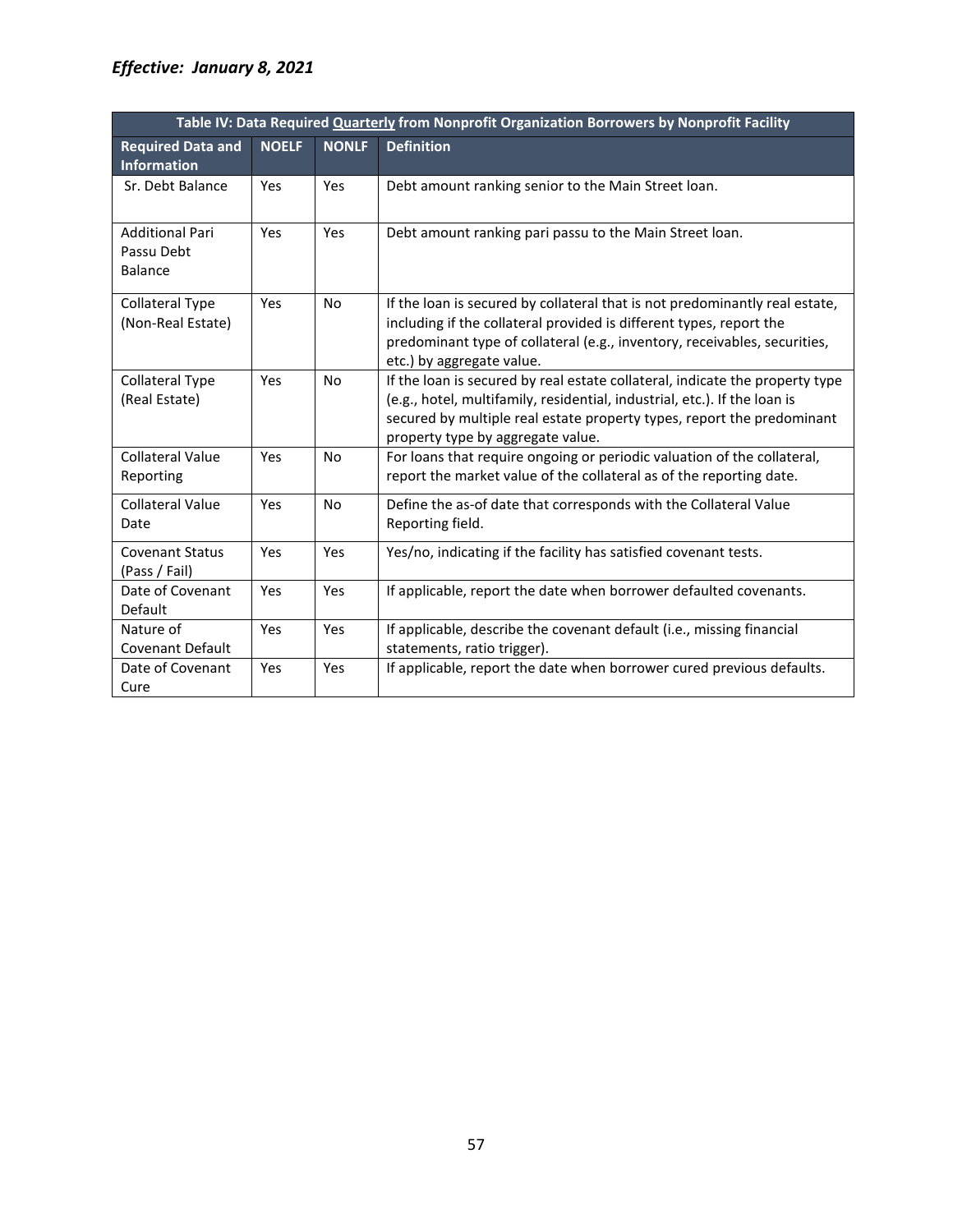*Effective: January 8, 2021*

| Table IV: Data Required Quarterly from Nonprofit Organization Borrowers by Nonprofit Facility | | | |
|---|---|---|---|
| **Required Data and Information** | **NOELF** | **NONLF** | **Definition** |
| Sr. Debt Balance | Yes | Yes | Debt amount ranking senior to the Main Street loan. |
| Additional Pari Passu Debt Balance | Yes | Yes | Debt amount ranking pari passu to the Main Street loan. |
| Collateral Type (Non-Real Estate) | Yes | No | If the loan is secured by collateral that is not predominantly real estate, including if the collateral provided is different types, report the predominant type of collateral (e.g., inventory, receivables, securities, etc.) by aggregate value. |
| Collateral Type (Real Estate) | Yes | No | If the loan is secured by real estate collateral, indicate the property type (e.g., hotel, multifamily, residential, industrial, etc.). If the loan is secured by multiple real estate property types, report the predominant property type by aggregate value. |
| Collateral Value Reporting | Yes | No | For loans that require ongoing or periodic valuation of the collateral, report the market value of the collateral as of the reporting date. |
| Collateral Value Date | Yes | No | Define the as-of date that corresponds with the Collateral Value Reporting field. |
| Covenant Status (Pass / Fail) | Yes | Yes | Yes/no, indicating if the facility has satisfied covenant tests. |
| Date of Covenant Default | Yes | Yes | If applicable, report the date when borrower defaulted covenants. |
| Nature of Covenant Default | Yes | Yes | If applicable, describe the covenant default (i.e., missing financial statements, ratio trigger). |
| Date of Covenant Cure | Yes | Yes | If applicable, report the date when borrower cured previous defaults. |